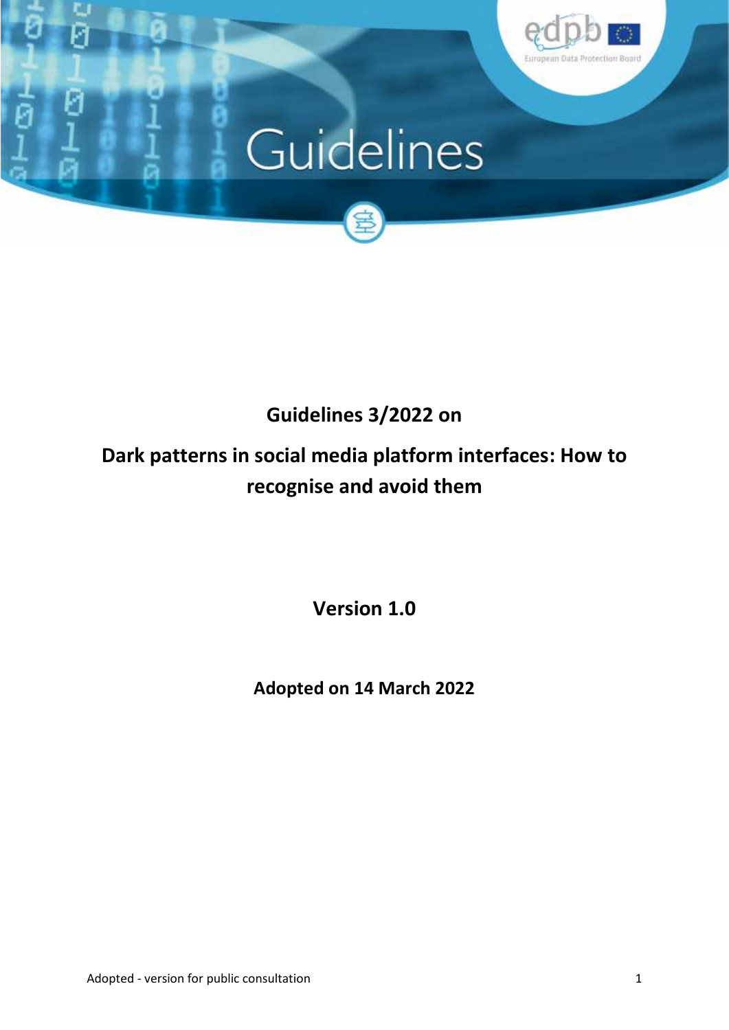# Guidelines

**Guidelines 3/2022 on**

**Dark patterns in social media platform interfaces: How to recognise and avoid them**

**Version 1.0**

**Adopted on 14 March 2022**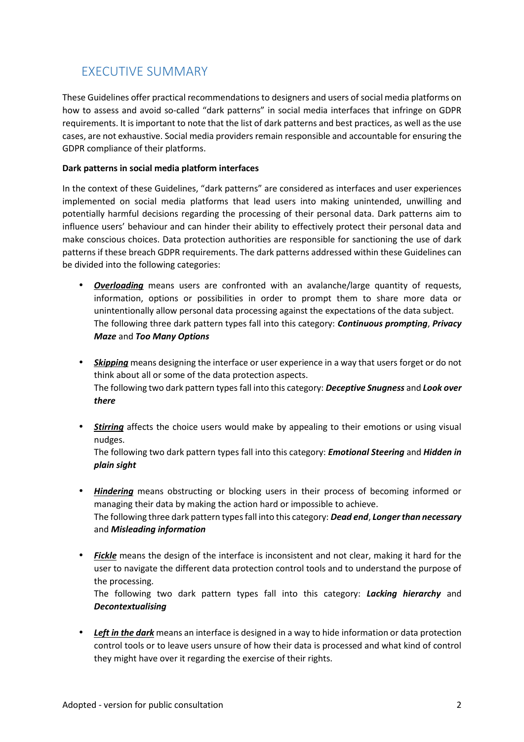# EXECUTIVE SUMMARY

These Guidelines offer practical recommendations to designers and users of social media platforms on how to assess and avoid so-called "dark patterns" in social media interfaces that infringe on GDPR requirements. It is important to note that the list of dark patterns and best practices, as well as the use cases, are not exhaustive. Social media providers remain responsible and accountable for ensuring the GDPR compliance of their platforms.

**Dark patterns in social media platform interfaces**

In the context of these Guidelines, "dark patterns" are considered as interfaces and user experiences implemented on social media platforms that lead users into making unintended, unwilling and potentially harmful decisions regarding the processing of their personal data. Dark patterns aim to influence users' behaviour and can hinder their ability to effectively protect their personal data and make conscious choices. Data protection authorities are responsible for sanctioning the use of dark patterns if these breach GDPR requirements. The dark patterns addressed within these Guidelines can be divided into the following categories:

- ***Overloading*** means users are confronted with an avalanche/large quantity of requests, information, options or possibilities in order to prompt them to share more data or unintentionally allow personal data processing against the expectations of the data subject.
  The following three dark pattern types fall into this category: ***Continuous prompting***, ***Privacy Maze*** and ***Too Many Options***

- ***Skipping*** means designing the interface or user experience in a way that users forget or do not think about all or some of the data protection aspects.
  The following two dark pattern types fall into this category: ***Deceptive Snugness*** and ***Look over there***

- ***Stirring*** affects the choice users would make by appealing to their emotions or using visual nudges.
  The following two dark pattern types fall into this category: ***Emotional Steering*** and ***Hidden in plain sight***

- ***Hindering*** means obstructing or blocking users in their process of becoming informed or managing their data by making the action hard or impossible to achieve.
  The following three dark pattern types fall into this category: ***Dead end***, ***Longer than necessary*** and ***Misleading information***

- ***Fickle*** means the design of the interface is inconsistent and not clear, making it hard for the user to navigate the different data protection control tools and to understand the purpose of the processing.
  The following two dark pattern types fall into this category: ***Lacking hierarchy*** and ***Decontextualising***

- ***Left in the dark*** means an interface is designed in a way to hide information or data protection control tools or to leave users unsure of how their data is processed and what kind of control they might have over it regarding the exercise of their rights.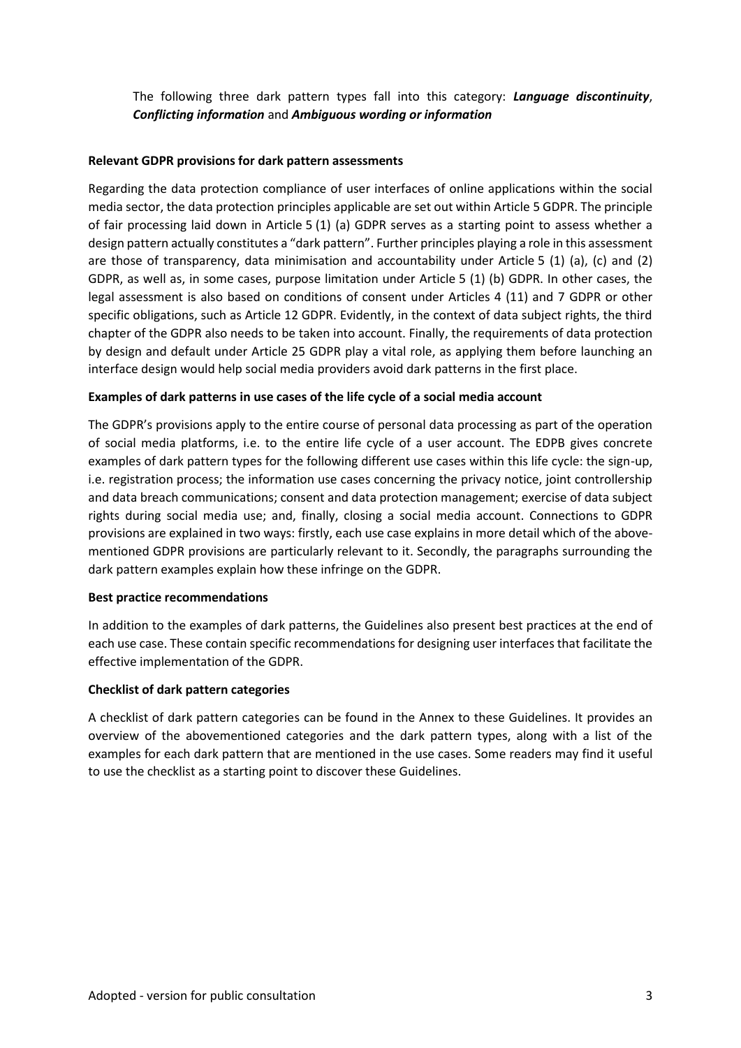The following three dark pattern types fall into this category: ***Language discontinuity***, ***Conflicting information*** and ***Ambiguous wording or information***

**Relevant GDPR provisions for dark pattern assessments**

Regarding the data protection compliance of user interfaces of online applications within the social media sector, the data protection principles applicable are set out within Article 5 GDPR. The principle of fair processing laid down in Article 5 (1) (a) GDPR serves as a starting point to assess whether a design pattern actually constitutes a "dark pattern". Further principles playing a role in this assessment are those of transparency, data minimisation and accountability under Article 5 (1) (a), (c) and (2) GDPR, as well as, in some cases, purpose limitation under Article 5 (1) (b) GDPR. In other cases, the legal assessment is also based on conditions of consent under Articles 4 (11) and 7 GDPR or other specific obligations, such as Article 12 GDPR. Evidently, in the context of data subject rights, the third chapter of the GDPR also needs to be taken into account. Finally, the requirements of data protection by design and default under Article 25 GDPR play a vital role, as applying them before launching an interface design would help social media providers avoid dark patterns in the first place.

**Examples of dark patterns in use cases of the life cycle of a social media account**

The GDPR's provisions apply to the entire course of personal data processing as part of the operation of social media platforms, i.e. to the entire life cycle of a user account. The EDPB gives concrete examples of dark pattern types for the following different use cases within this life cycle: the sign-up, i.e. registration process; the information use cases concerning the privacy notice, joint controllership and data breach communications; consent and data protection management; exercise of data subject rights during social media use; and, finally, closing a social media account. Connections to GDPR provisions are explained in two ways: firstly, each use case explains in more detail which of the above-mentioned GDPR provisions are particularly relevant to it. Secondly, the paragraphs surrounding the dark pattern examples explain how these infringe on the GDPR.

**Best practice recommendations**

In addition to the examples of dark patterns, the Guidelines also present best practices at the end of each use case. These contain specific recommendations for designing user interfaces that facilitate the effective implementation of the GDPR.

**Checklist of dark pattern categories**

A checklist of dark pattern categories can be found in the Annex to these Guidelines. It provides an overview of the abovementioned categories and the dark pattern types, along with a list of the examples for each dark pattern that are mentioned in the use cases. Some readers may find it useful to use the checklist as a starting point to discover these Guidelines.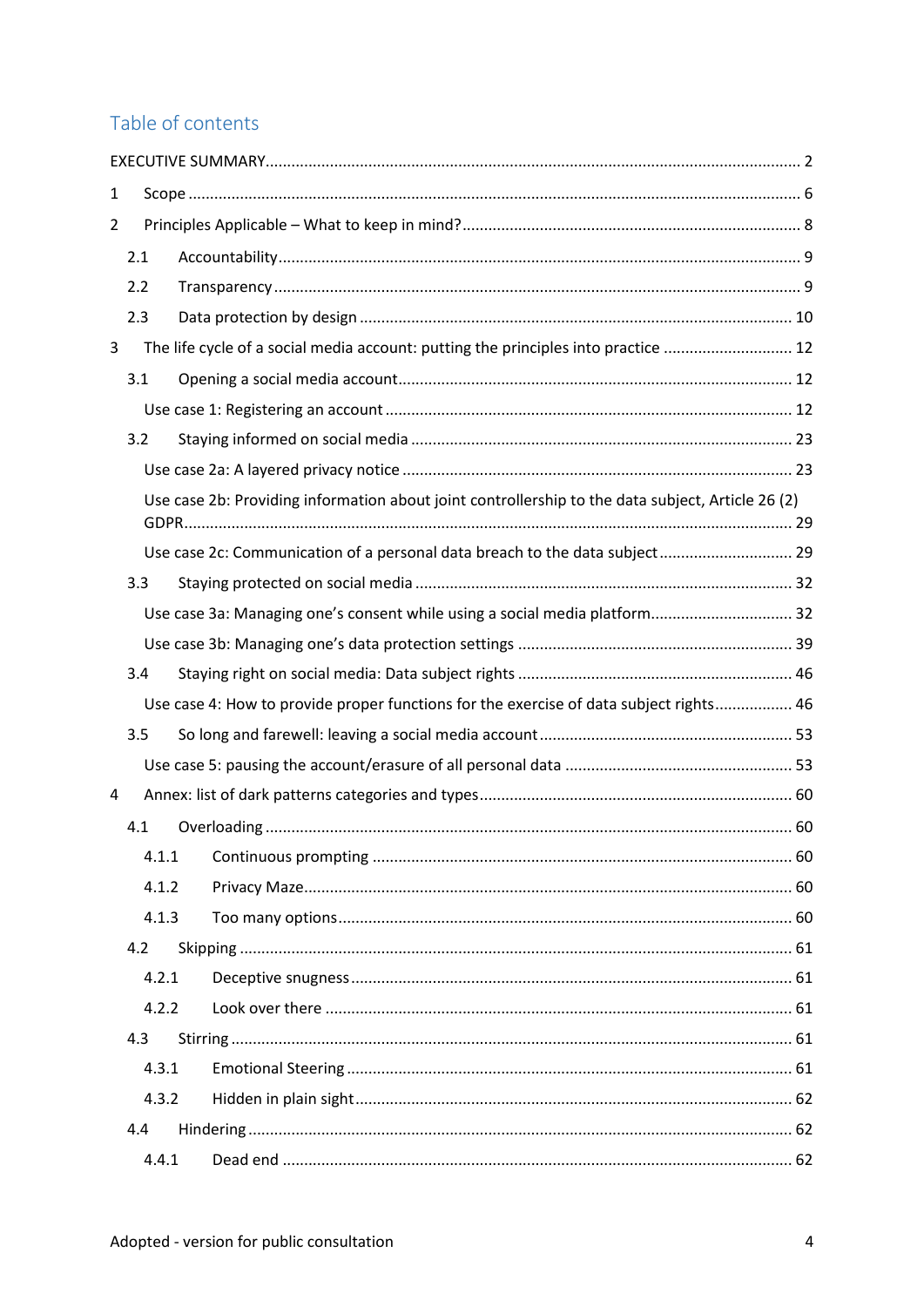## Table of contents

EXECUTIVE SUMMARY ........................................................................................................... 2

1 Scope ............................................................................................................................ 6

2 Principles Applicable – What to keep in mind? ............................................................. 8

- 2.1 Accountability ......................................................................................................... 9
- 2.2 Transparency .......................................................................................................... 9
- 2.3 Data protection by design ...................................................................................... 10

3 The life cycle of a social media account: putting the principles into practice ............. 12

- 3.1 Opening a social media account ............................................................................ 12
  - Use case 1: Registering an account ........................................................................ 12
- 3.2 Staying informed on social media ......................................................................... 23
  - Use case 2a: A layered privacy notice ..................................................................... 23
  - Use case 2b: Providing information about joint controllership to the data subject, Article 26 (2) GDPR ............................................................................................................................ 29
  - Use case 2c: Communication of a personal data breach to the data subject ............. 29
- 3.3 Staying protected on social media ......................................................................... 32
  - Use case 3a: Managing one's consent while using a social media platform ............... 32
  - Use case 3b: Managing one's data protection settings ............................................. 39
- 3.4 Staying right on social media: Data subject rights .................................................. 46
  - Use case 4: How to provide proper functions for the exercise of data subject rights .. 46
- 3.5 So long and farewell: leaving a social media account ............................................. 53
  - Use case 5: pausing the account/erasure of all personal data .................................. 53

4 Annex: list of dark patterns categories and types ....................................................... 60

- 4.1 Overloading ........................................................................................................... 60
  - 4.1.1 Continuous prompting .................................................................................... 60
  - 4.1.2 Privacy Maze .................................................................................................. 60
  - 4.1.3 Too many options ........................................................................................... 60
- 4.2 Skipping ................................................................................................................. 61
  - 4.2.1 Deceptive snugness ........................................................................................ 61
  - 4.2.2 Look over there .............................................................................................. 61
- 4.3 Stirring ................................................................................................................... 61
  - 4.3.1 Emotional Steering ......................................................................................... 61
  - 4.3.2 Hidden in plain sight ...................................................................................... 62
- 4.4 Hindering ............................................................................................................... 62
  - 4.4.1 Dead end ........................................................................................................ 62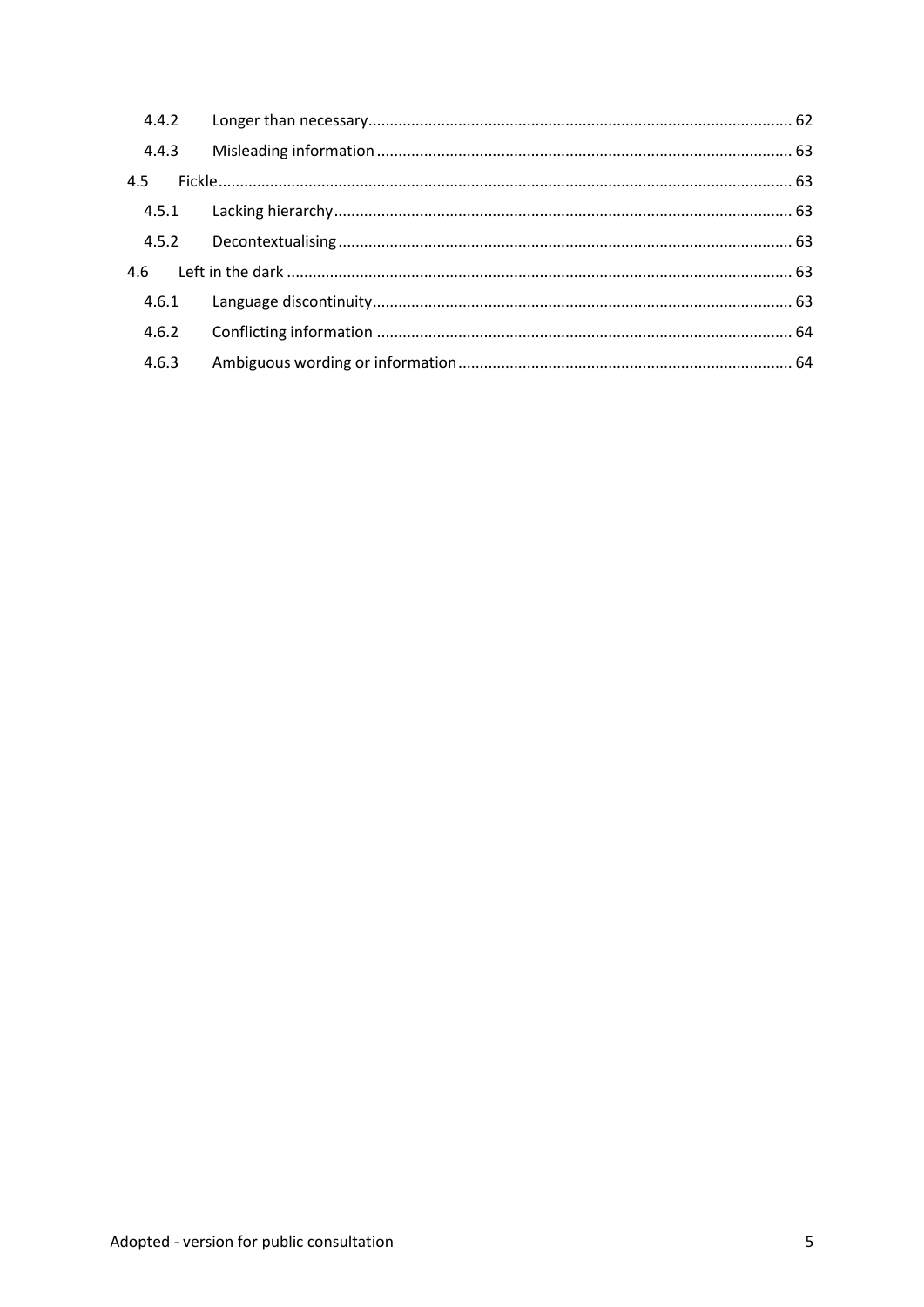| | | |
|---|---|---|
| 4.4.2 | Longer than necessary | 62 |
| 4.4.3 | Misleading information | 63 |
| 4.5 | Fickle | 63 |
| 4.5.1 | Lacking hierarchy | 63 |
| 4.5.2 | Decontextualising | 63 |
| 4.6 | Left in the dark | 63 |
| 4.6.1 | Language discontinuity | 63 |
| 4.6.2 | Conflicting information | 64 |
| 4.6.3 | Ambiguous wording or information | 64 |

Adopted - version for public consultation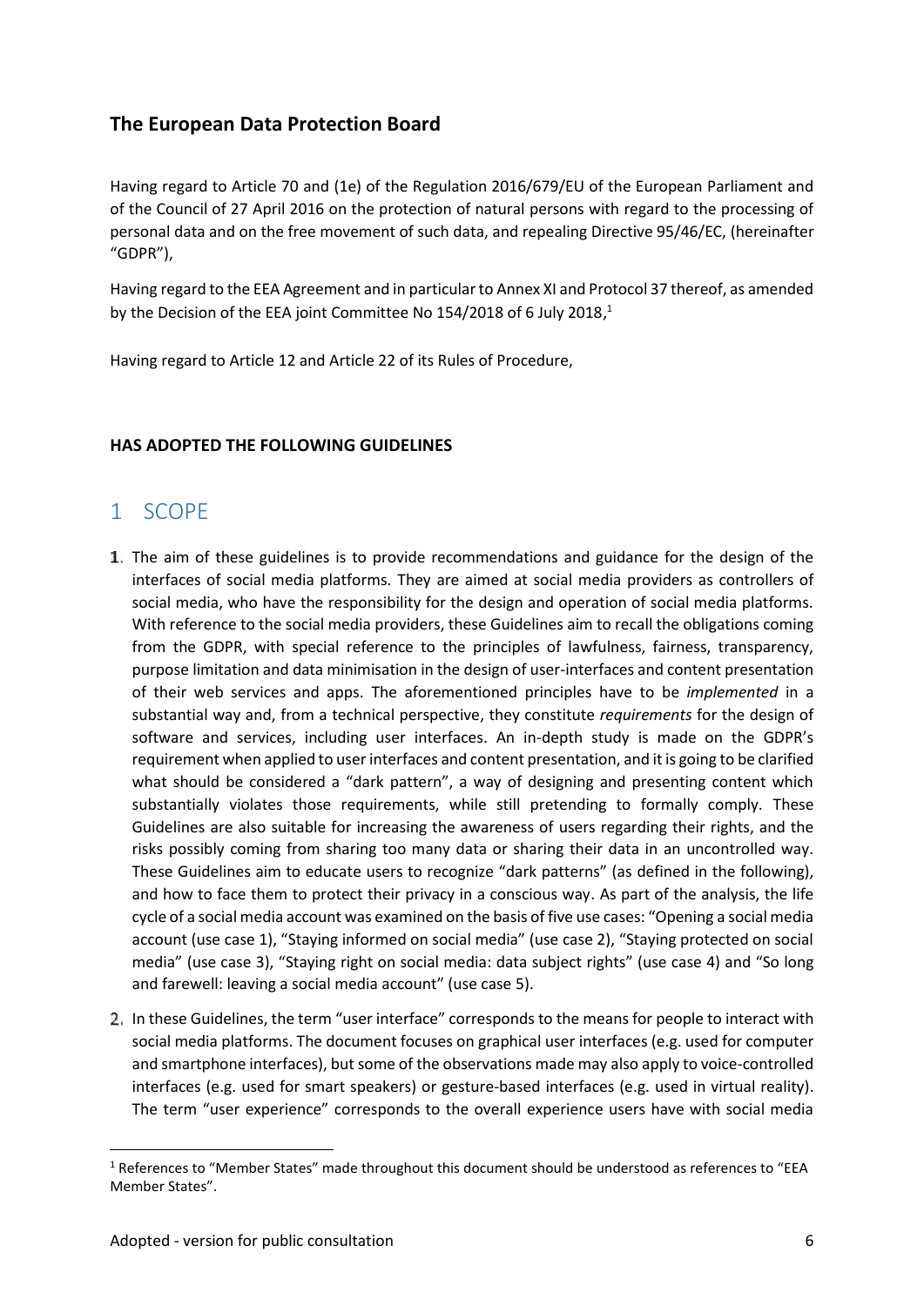## The European Data Protection Board

Having regard to Article 70 and (1e) of the Regulation 2016/679/EU of the European Parliament and of the Council of 27 April 2016 on the protection of natural persons with regard to the processing of personal data and on the free movement of such data, and repealing Directive 95/46/EC, (hereinafter "GDPR"),

Having regard to the EEA Agreement and in particular to Annex XI and Protocol 37 thereof, as amended by the Decision of the EEA joint Committee No 154/2018 of 6 July 2018,[1]

Having regard to Article 12 and Article 22 of its Rules of Procedure,

**HAS ADOPTED THE FOLLOWING GUIDELINES**

# 1 SCOPE

1. The aim of these guidelines is to provide recommendations and guidance for the design of the interfaces of social media platforms. They are aimed at social media providers as controllers of social media, who have the responsibility for the design and operation of social media platforms. With reference to the social media providers, these Guidelines aim to recall the obligations coming from the GDPR, with special reference to the principles of lawfulness, fairness, transparency, purpose limitation and data minimisation in the design of user-interfaces and content presentation of their web services and apps. The aforementioned principles have to be *implemented* in a substantial way and, from a technical perspective, they constitute *requirements* for the design of software and services, including user interfaces. An in-depth study is made on the GDPR's requirement when applied to user interfaces and content presentation, and it is going to be clarified what should be considered a "dark pattern", a way of designing and presenting content which substantially violates those requirements, while still pretending to formally comply. These Guidelines are also suitable for increasing the awareness of users regarding their rights, and the risks possibly coming from sharing too many data or sharing their data in an uncontrolled way. These Guidelines aim to educate users to recognize "dark patterns" (as defined in the following), and how to face them to protect their privacy in a conscious way. As part of the analysis, the life cycle of a social media account was examined on the basis of five use cases: "Opening a social media account (use case 1), "Staying informed on social media" (use case 2), "Staying protected on social media" (use case 3), "Staying right on social media: data subject rights" (use case 4) and "So long and farewell: leaving a social media account" (use case 5).

2. In these Guidelines, the term "user interface" corresponds to the means for people to interact with social media platforms. The document focuses on graphical user interfaces (e.g. used for computer and smartphone interfaces), but some of the observations made may also apply to voice-controlled interfaces (e.g. used for smart speakers) or gesture-based interfaces (e.g. used in virtual reality). The term "user experience" corresponds to the overall experience users have with social media

[1] References to "Member States" made throughout this document should be understood as references to "EEA Member States".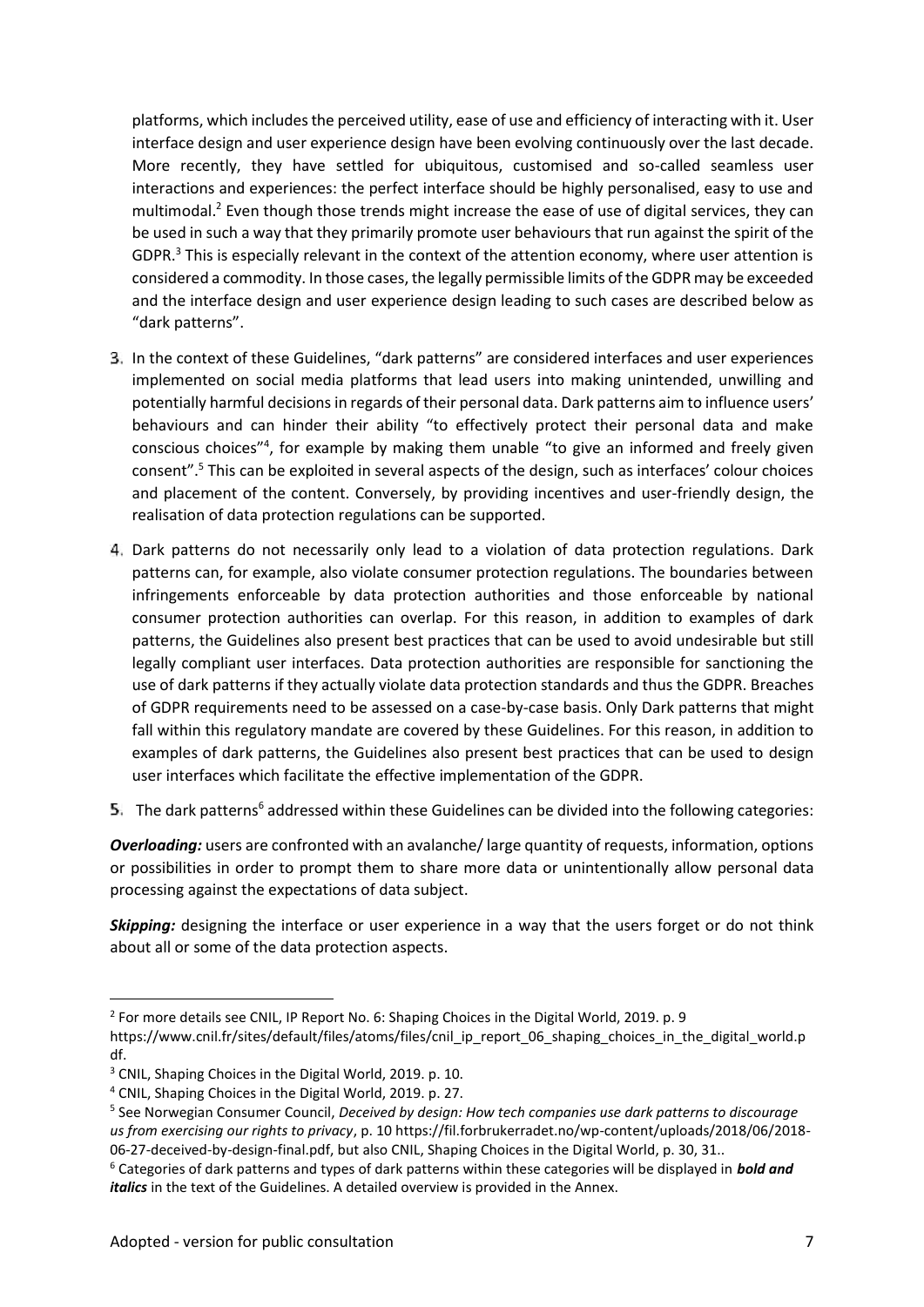platforms, which includes the perceived utility, ease of use and efficiency of interacting with it. User interface design and user experience design have been evolving continuously over the last decade. More recently, they have settled for ubiquitous, customised and so-called seamless user interactions and experiences: the perfect interface should be highly personalised, easy to use and multimodal.[2] Even though those trends might increase the ease of use of digital services, they can be used in such a way that they primarily promote user behaviours that run against the spirit of the GDPR.[3] This is especially relevant in the context of the attention economy, where user attention is considered a commodity. In those cases, the legally permissible limits of the GDPR may be exceeded and the interface design and user experience design leading to such cases are described below as "dark patterns".

3. In the context of these Guidelines, "dark patterns" are considered interfaces and user experiences implemented on social media platforms that lead users into making unintended, unwilling and potentially harmful decisions in regards of their personal data. Dark patterns aim to influence users' behaviours and can hinder their ability "to effectively protect their personal data and make conscious choices"[4], for example by making them unable "to give an informed and freely given consent".[5] This can be exploited in several aspects of the design, such as interfaces' colour choices and placement of the content. Conversely, by providing incentives and user-friendly design, the realisation of data protection regulations can be supported.

4. Dark patterns do not necessarily only lead to a violation of data protection regulations. Dark patterns can, for example, also violate consumer protection regulations. The boundaries between infringements enforceable by data protection authorities and those enforceable by national consumer protection authorities can overlap. For this reason, in addition to examples of dark patterns, the Guidelines also present best practices that can be used to avoid undesirable but still legally compliant user interfaces. Data protection authorities are responsible for sanctioning the use of dark patterns if they actually violate data protection standards and thus the GDPR. Breaches of GDPR requirements need to be assessed on a case-by-case basis. Only Dark patterns that might fall within this regulatory mandate are covered by these Guidelines. For this reason, in addition to examples of dark patterns, the Guidelines also present best practices that can be used to design user interfaces which facilitate the effective implementation of the GDPR.

5. The dark patterns[6] addressed within these Guidelines can be divided into the following categories:

***Overloading:*** users are confronted with an avalanche/ large quantity of requests, information, options or possibilities in order to prompt them to share more data or unintentionally allow personal data processing against the expectations of data subject.

***Skipping:*** designing the interface or user experience in a way that the users forget or do not think about all or some of the data protection aspects.

---

[2] For more details see CNIL, IP Report No. 6: Shaping Choices in the Digital World, 2019. p. 9 https://www.cnil.fr/sites/default/files/atoms/files/cnil_ip_report_06_shaping_choices_in_the_digital_world.pdf.

[3] CNIL, Shaping Choices in the Digital World, 2019. p. 10.

[4] CNIL, Shaping Choices in the Digital World, 2019. p. 27.

[5] See Norwegian Consumer Council, *Deceived by design: How tech companies use dark patterns to discourage us from exercising our rights to privacy*, p. 10 https://fil.forbrukerradet.no/wp-content/uploads/2018/06/2018-06-27-deceived-by-design-final.pdf, but also CNIL, Shaping Choices in the Digital World, p. 30, 31..

[6] Categories of dark patterns and types of dark patterns within these categories will be displayed in ***bold and italics*** in the text of the Guidelines. A detailed overview is provided in the Annex.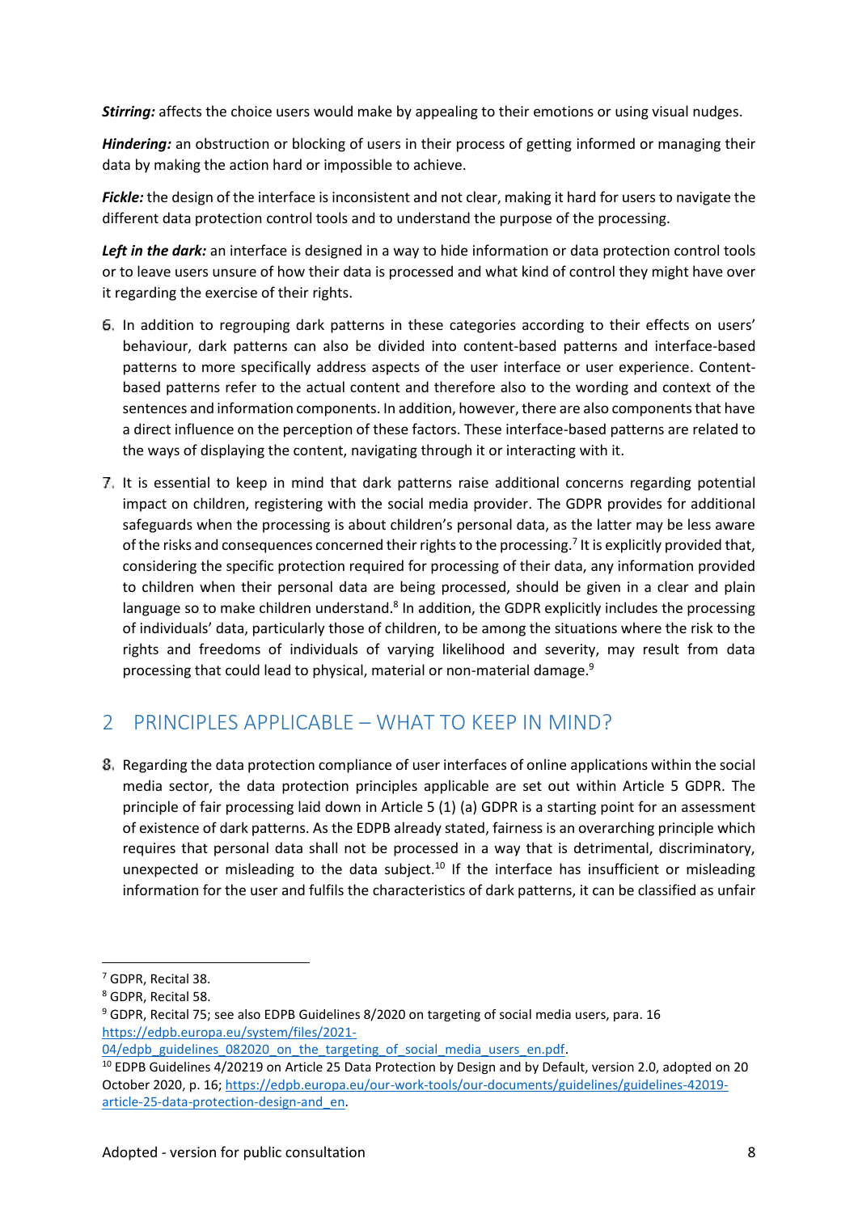***Stirring:*** affects the choice users would make by appealing to their emotions or using visual nudges.

***Hindering:*** an obstruction or blocking of users in their process of getting informed or managing their data by making the action hard or impossible to achieve.

***Fickle:*** the design of the interface is inconsistent and not clear, making it hard for users to navigate the different data protection control tools and to understand the purpose of the processing.

***Left in the dark:*** an interface is designed in a way to hide information or data protection control tools or to leave users unsure of how their data is processed and what kind of control they might have over it regarding the exercise of their rights.

6. In addition to regrouping dark patterns in these categories according to their effects on users' behaviour, dark patterns can also be divided into content-based patterns and interface-based patterns to more specifically address aspects of the user interface or user experience. Content-based patterns refer to the actual content and therefore also to the wording and context of the sentences and information components. In addition, however, there are also components that have a direct influence on the perception of these factors. These interface-based patterns are related to the ways of displaying the content, navigating through it or interacting with it.

7. It is essential to keep in mind that dark patterns raise additional concerns regarding potential impact on children, registering with the social media provider. The GDPR provides for additional safeguards when the processing is about children's personal data, as the latter may be less aware of the risks and consequences concerned their rights to the processing.[7] It is explicitly provided that, considering the specific protection required for processing of their data, any information provided to children when their personal data are being processed, should be given in a clear and plain language so to make children understand.[8] In addition, the GDPR explicitly includes the processing of individuals' data, particularly those of children, to be among the situations where the risk to the rights and freedoms of individuals of varying likelihood and severity, may result from data processing that could lead to physical, material or non-material damage.[9]

## 2 PRINCIPLES APPLICABLE – WHAT TO KEEP IN MIND?

8. Regarding the data protection compliance of user interfaces of online applications within the social media sector, the data protection principles applicable are set out within Article 5 GDPR. The principle of fair processing laid down in Article 5 (1) (a) GDPR is a starting point for an assessment of existence of dark patterns. As the EDPB already stated, fairness is an overarching principle which requires that personal data shall not be processed in a way that is detrimental, discriminatory, unexpected or misleading to the data subject.[10] If the interface has insufficient or misleading information for the user and fulfils the characteristics of dark patterns, it can be classified as unfair

---

[7] GDPR, Recital 38.

[8] GDPR, Recital 58.

[9] GDPR, Recital 75; see also EDPB Guidelines 8/2020 on targeting of social media users, para. 16 https://edpb.europa.eu/system/files/2021-04/edpb_guidelines_082020_on_the_targeting_of_social_media_users_en.pdf.

[10] EDPB Guidelines 4/20219 on Article 25 Data Protection by Design and by Default, version 2.0, adopted on 20 October 2020, p. 16; https://edpb.europa.eu/our-work-tools/our-documents/guidelines/guidelines-42019-article-25-data-protection-design-and_en.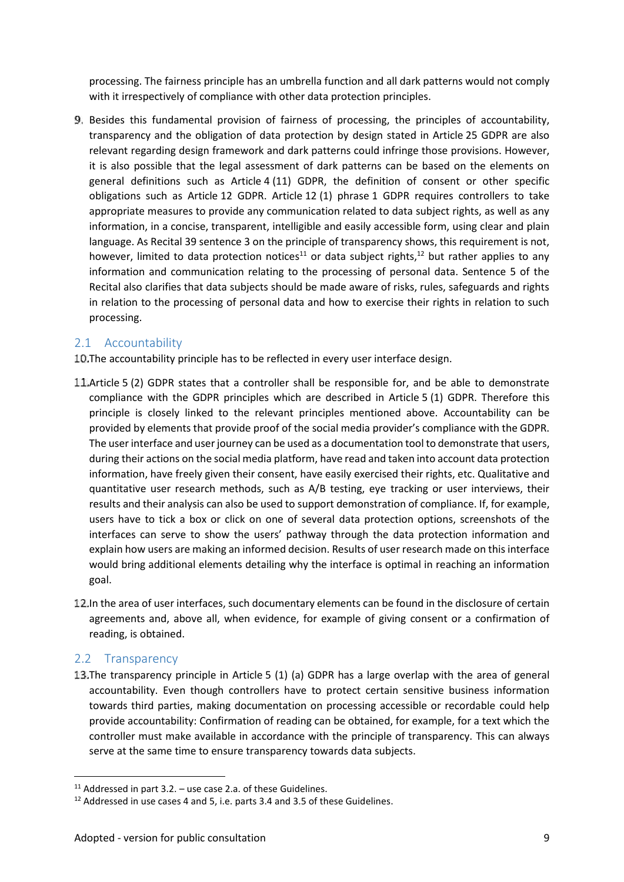processing. The fairness principle has an umbrella function and all dark patterns would not comply with it irrespectively of compliance with other data protection principles.

9. Besides this fundamental provision of fairness of processing, the principles of accountability, transparency and the obligation of data protection by design stated in Article 25 GDPR are also relevant regarding design framework and dark patterns could infringe those provisions. However, it is also possible that the legal assessment of dark patterns can be based on the elements on general definitions such as Article 4 (11) GDPR, the definition of consent or other specific obligations such as Article 12 GDPR. Article 12 (1) phrase 1 GDPR requires controllers to take appropriate measures to provide any communication related to data subject rights, as well as any information, in a concise, transparent, intelligible and easily accessible form, using clear and plain language. As Recital 39 sentence 3 on the principle of transparency shows, this requirement is not, however, limited to data protection notices[11] or data subject rights,[12] but rather applies to any information and communication relating to the processing of personal data. Sentence 5 of the Recital also clarifies that data subjects should be made aware of risks, rules, safeguards and rights in relation to the processing of personal data and how to exercise their rights in relation to such processing.

## 2.1 Accountability

10. The accountability principle has to be reflected in every user interface design.

11. Article 5 (2) GDPR states that a controller shall be responsible for, and be able to demonstrate compliance with the GDPR principles which are described in Article 5 (1) GDPR. Therefore this principle is closely linked to the relevant principles mentioned above. Accountability can be provided by elements that provide proof of the social media provider's compliance with the GDPR. The user interface and user journey can be used as a documentation tool to demonstrate that users, during their actions on the social media platform, have read and taken into account data protection information, have freely given their consent, have easily exercised their rights, etc. Qualitative and quantitative user research methods, such as A/B testing, eye tracking or user interviews, their results and their analysis can also be used to support demonstration of compliance. If, for example, users have to tick a box or click on one of several data protection options, screenshots of the interfaces can serve to show the users' pathway through the data protection information and explain how users are making an informed decision. Results of user research made on this interface would bring additional elements detailing why the interface is optimal in reaching an information goal.

12. In the area of user interfaces, such documentary elements can be found in the disclosure of certain agreements and, above all, when evidence, for example of giving consent or a confirmation of reading, is obtained.

## 2.2 Transparency

13. The transparency principle in Article 5 (1) (a) GDPR has a large overlap with the area of general accountability. Even though controllers have to protect certain sensitive business information towards third parties, making documentation on processing accessible or recordable could help provide accountability: Confirmation of reading can be obtained, for example, for a text which the controller must make available in accordance with the principle of transparency. This can always serve at the same time to ensure transparency towards data subjects.

[11] Addressed in part 3.2. – use case 2.a. of these Guidelines.

[12] Addressed in use cases 4 and 5, i.e. parts 3.4 and 3.5 of these Guidelines.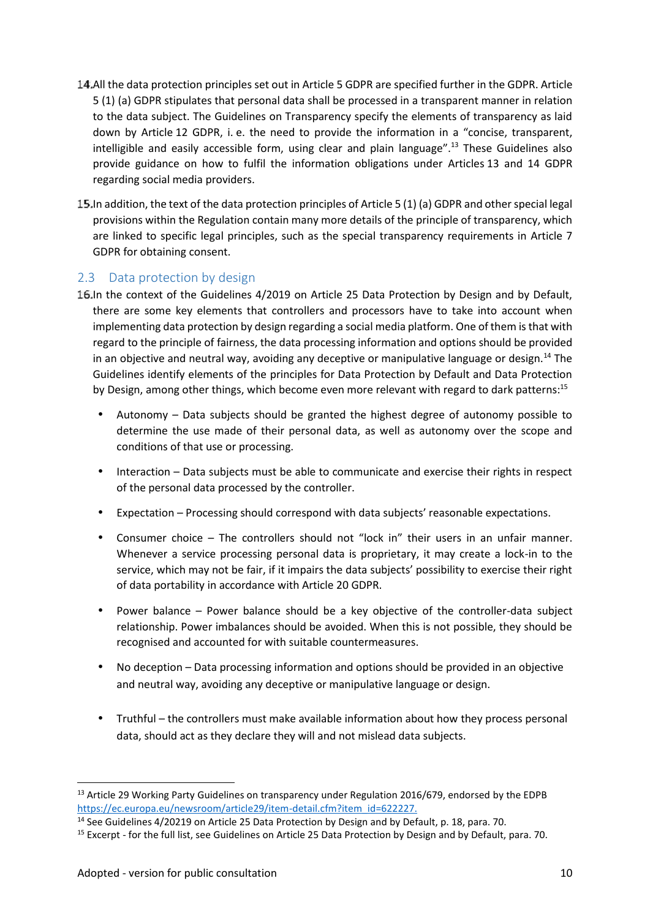14. All the data protection principles set out in Article 5 GDPR are specified further in the GDPR. Article 5 (1) (a) GDPR stipulates that personal data shall be processed in a transparent manner in relation to the data subject. The Guidelines on Transparency specify the elements of transparency as laid down by Article 12 GDPR, i. e. the need to provide the information in a "concise, transparent, intelligible and easily accessible form, using clear and plain language".[13] These Guidelines also provide guidance on how to fulfil the information obligations under Articles 13 and 14 GDPR regarding social media providers.

15. In addition, the text of the data protection principles of Article 5 (1) (a) GDPR and other special legal provisions within the Regulation contain many more details of the principle of transparency, which are linked to specific legal principles, such as the special transparency requirements in Article 7 GDPR for obtaining consent.

## 2.3 Data protection by design

16. In the context of the Guidelines 4/2019 on Article 25 Data Protection by Design and by Default, there are some key elements that controllers and processors have to take into account when implementing data protection by design regarding a social media platform. One of them is that with regard to the principle of fairness, the data processing information and options should be provided in an objective and neutral way, avoiding any deceptive or manipulative language or design.[14] The Guidelines identify elements of the principles for Data Protection by Default and Data Protection by Design, among other things, which become even more relevant with regard to dark patterns:[15]

- Autonomy – Data subjects should be granted the highest degree of autonomy possible to determine the use made of their personal data, as well as autonomy over the scope and conditions of that use or processing.
- Interaction – Data subjects must be able to communicate and exercise their rights in respect of the personal data processed by the controller.
- Expectation – Processing should correspond with data subjects' reasonable expectations.
- Consumer choice – The controllers should not "lock in" their users in an unfair manner. Whenever a service processing personal data is proprietary, it may create a lock-in to the service, which may not be fair, if it impairs the data subjects' possibility to exercise their right of data portability in accordance with Article 20 GDPR.
- Power balance – Power balance should be a key objective of the controller-data subject relationship. Power imbalances should be avoided. When this is not possible, they should be recognised and accounted for with suitable countermeasures.
- No deception – Data processing information and options should be provided in an objective and neutral way, avoiding any deceptive or manipulative language or design.
- Truthful – the controllers must make available information about how they process personal data, should act as they declare they will and not mislead data subjects.

---

[13] Article 29 Working Party Guidelines on transparency under Regulation 2016/679, endorsed by the EDPB https://ec.europa.eu/newsroom/article29/item-detail.cfm?item_id=622227.

[14] See Guidelines 4/20219 on Article 25 Data Protection by Design and by Default, p. 18, para. 70.

[15] Excerpt - for the full list, see Guidelines on Article 25 Data Protection by Design and by Default, para. 70.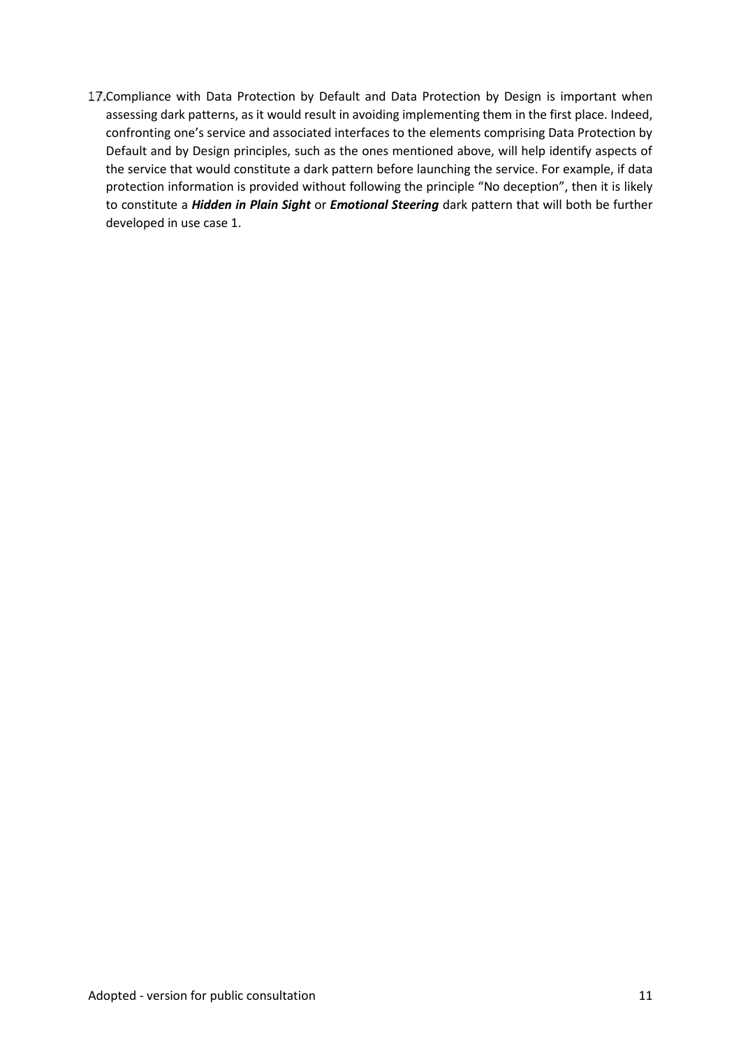17. Compliance with Data Protection by Default and Data Protection by Design is important when assessing dark patterns, as it would result in avoiding implementing them in the first place. Indeed, confronting one's service and associated interfaces to the elements comprising Data Protection by Default and by Design principles, such as the ones mentioned above, will help identify aspects of the service that would constitute a dark pattern before launching the service. For example, if data protection information is provided without following the principle "No deception", then it is likely to constitute a ***Hidden in Plain Sight*** or ***Emotional Steering*** dark pattern that will both be further developed in use case 1.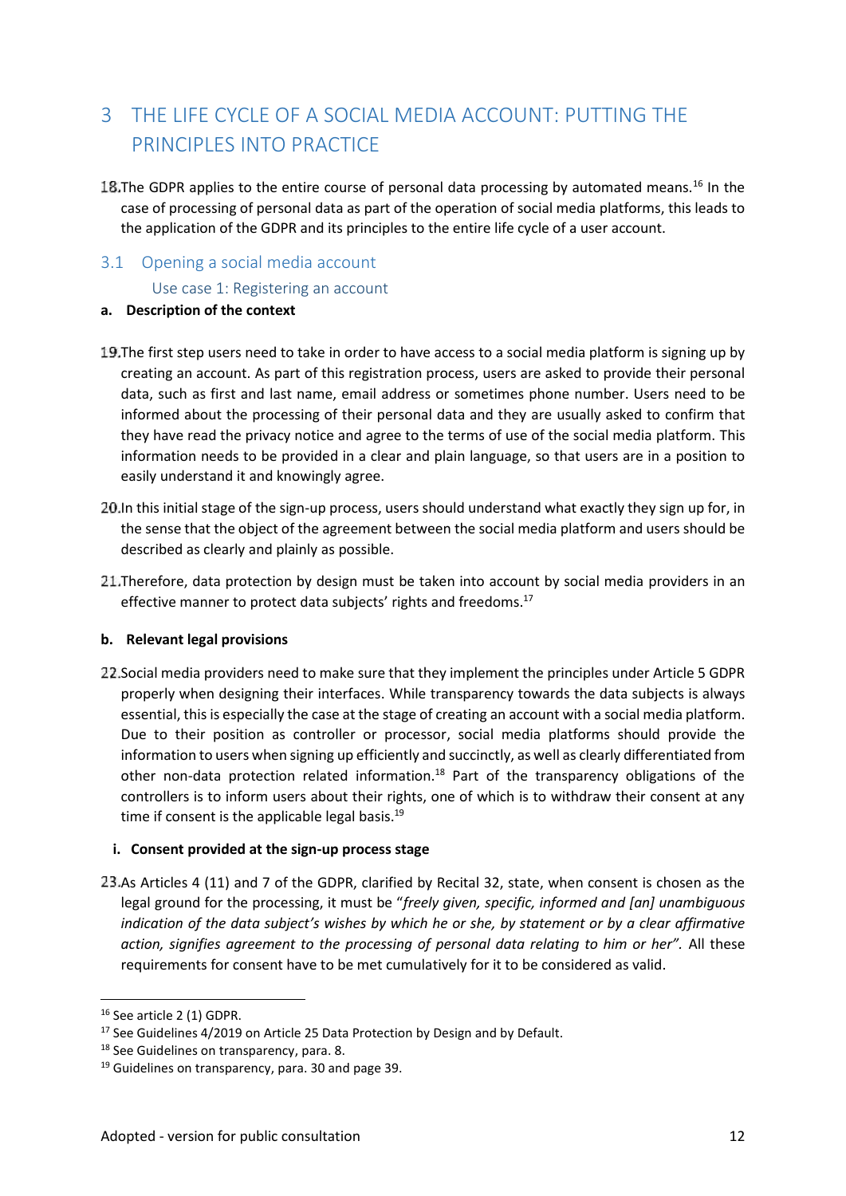# 3 THE LIFE CYCLE OF A SOCIAL MEDIA ACCOUNT: PUTTING THE PRINCIPLES INTO PRACTICE

18. The GDPR applies to the entire course of personal data processing by automated means.[16] In the case of processing of personal data as part of the operation of social media platforms, this leads to the application of the GDPR and its principles to the entire life cycle of a user account.

## 3.1 Opening a social media account

### Use case 1: Registering an account

**a. Description of the context**

19. The first step users need to take in order to have access to a social media platform is signing up by creating an account. As part of this registration process, users are asked to provide their personal data, such as first and last name, email address or sometimes phone number. Users need to be informed about the processing of their personal data and they are usually asked to confirm that they have read the privacy notice and agree to the terms of use of the social media platform. This information needs to be provided in a clear and plain language, so that users are in a position to easily understand it and knowingly agree.

20. In this initial stage of the sign-up process, users should understand what exactly they sign up for, in the sense that the object of the agreement between the social media platform and users should be described as clearly and plainly as possible.

21. Therefore, data protection by design must be taken into account by social media providers in an effective manner to protect data subjects' rights and freedoms.[17]

**b. Relevant legal provisions**

22. Social media providers need to make sure that they implement the principles under Article 5 GDPR properly when designing their interfaces. While transparency towards the data subjects is always essential, this is especially the case at the stage of creating an account with a social media platform. Due to their position as controller or processor, social media platforms should provide the information to users when signing up efficiently and succinctly, as well as clearly differentiated from other non-data protection related information.[18] Part of the transparency obligations of the controllers is to inform users about their rights, one of which is to withdraw their consent at any time if consent is the applicable legal basis.[19]

**i. Consent provided at the sign-up process stage**

23. As Articles 4 (11) and 7 of the GDPR, clarified by Recital 32, state, when consent is chosen as the legal ground for the processing, it must be "*freely given, specific, informed and [an] unambiguous indication of the data subject's wishes by which he or she, by statement or by a clear affirmative action, signifies agreement to the processing of personal data relating to him or her".* All these requirements for consent have to be met cumulatively for it to be considered as valid.

---

[16] See article 2 (1) GDPR.

[17] See Guidelines 4/2019 on Article 25 Data Protection by Design and by Default.

[18] See Guidelines on transparency, para. 8.

[19] Guidelines on transparency, para. 30 and page 39.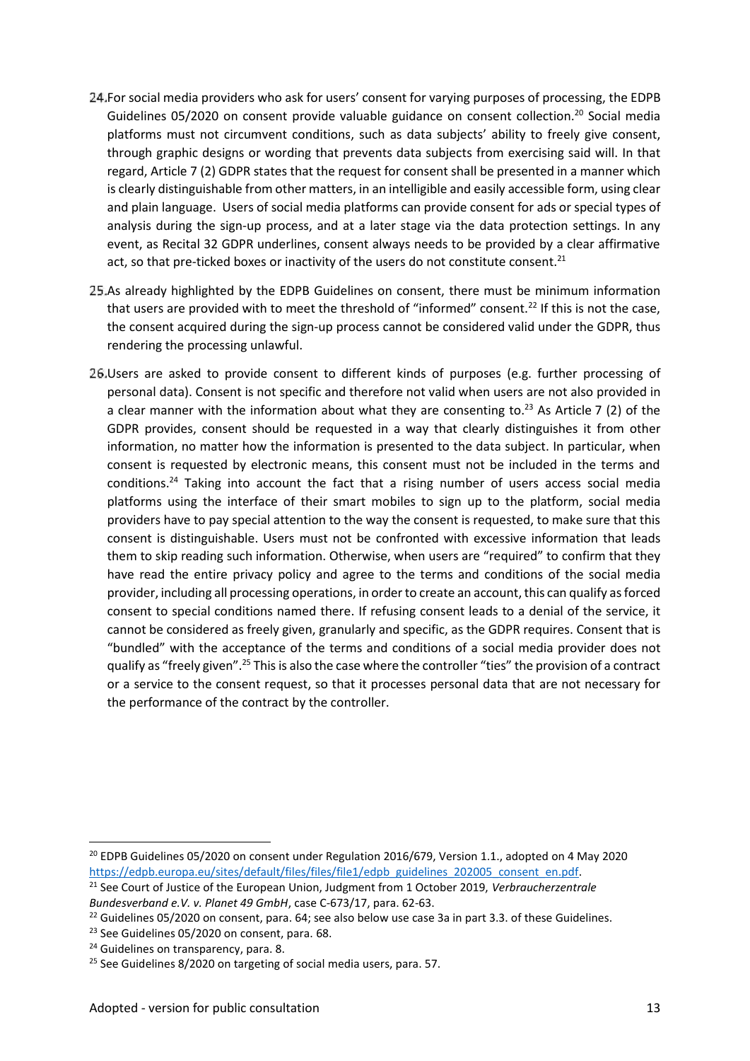24. For social media providers who ask for users' consent for varying purposes of processing, the EDPB Guidelines 05/2020 on consent provide valuable guidance on consent collection.[20] Social media platforms must not circumvent conditions, such as data subjects' ability to freely give consent, through graphic designs or wording that prevents data subjects from exercising said will. In that regard, Article 7 (2) GDPR states that the request for consent shall be presented in a manner which is clearly distinguishable from other matters, in an intelligible and easily accessible form, using clear and plain language. Users of social media platforms can provide consent for ads or special types of analysis during the sign-up process, and at a later stage via the data protection settings. In any event, as Recital 32 GDPR underlines, consent always needs to be provided by a clear affirmative act, so that pre-ticked boxes or inactivity of the users do not constitute consent.[21]

25. As already highlighted by the EDPB Guidelines on consent, there must be minimum information that users are provided with to meet the threshold of "informed" consent.[22] If this is not the case, the consent acquired during the sign-up process cannot be considered valid under the GDPR, thus rendering the processing unlawful.

26. Users are asked to provide consent to different kinds of purposes (e.g. further processing of personal data). Consent is not specific and therefore not valid when users are not also provided in a clear manner with the information about what they are consenting to.[23] As Article 7 (2) of the GDPR provides, consent should be requested in a way that clearly distinguishes it from other information, no matter how the information is presented to the data subject. In particular, when consent is requested by electronic means, this consent must not be included in the terms and conditions.[24] Taking into account the fact that a rising number of users access social media platforms using the interface of their smart mobiles to sign up to the platform, social media providers have to pay special attention to the way the consent is requested, to make sure that this consent is distinguishable. Users must not be confronted with excessive information that leads them to skip reading such information. Otherwise, when users are "required" to confirm that they have read the entire privacy policy and agree to the terms and conditions of the social media provider, including all processing operations, in order to create an account, this can qualify as forced consent to special conditions named there. If refusing consent leads to a denial of the service, it cannot be considered as freely given, granularly and specific, as the GDPR requires. Consent that is "bundled" with the acceptance of the terms and conditions of a social media provider does not qualify as "freely given".[25] This is also the case where the controller "ties" the provision of a contract or a service to the consent request, so that it processes personal data that are not necessary for the performance of the contract by the controller.

---

[20] EDPB Guidelines 05/2020 on consent under Regulation 2016/679, Version 1.1., adopted on 4 May 2020 https://edpb.europa.eu/sites/default/files/files/file1/edpb_guidelines_202005_consent_en.pdf.

[21] See Court of Justice of the European Union, Judgment from 1 October 2019, *Verbraucherzentrale Bundesverband e.V. v. Planet 49 GmbH*, case C-673/17, para. 62-63.

[22] Guidelines 05/2020 on consent, para. 64; see also below use case 3a in part 3.3. of these Guidelines.

[23] See Guidelines 05/2020 on consent, para. 68.

[24] Guidelines on transparency, para. 8.

[25] See Guidelines 8/2020 on targeting of social media users, para. 57.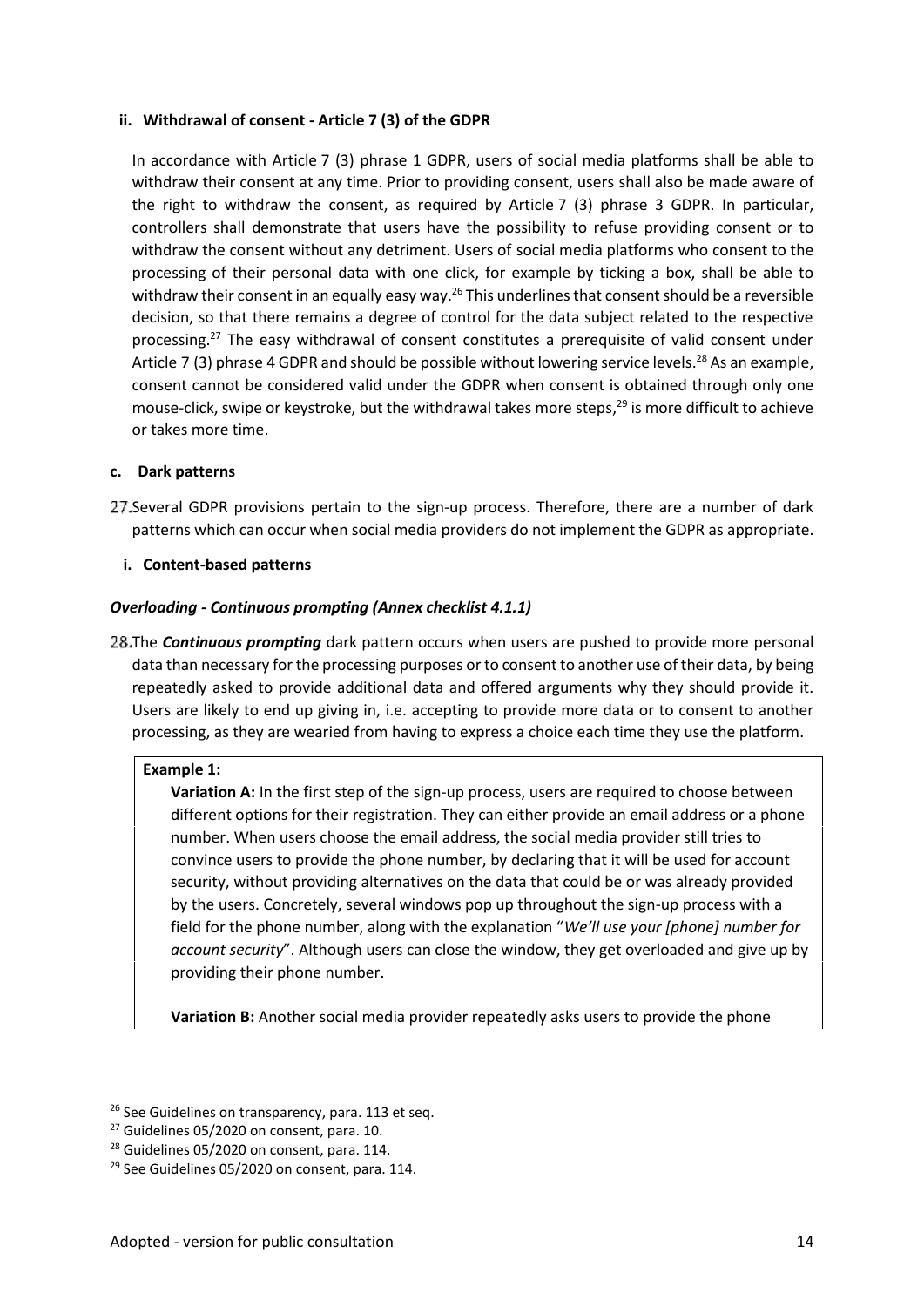#### ii. Withdrawal of consent - Article 7 (3) of the GDPR

In accordance with Article 7 (3) phrase 1 GDPR, users of social media platforms shall be able to withdraw their consent at any time. Prior to providing consent, users shall also be made aware of the right to withdraw the consent, as required by Article 7 (3) phrase 3 GDPR. In particular, controllers shall demonstrate that users have the possibility to refuse providing consent or to withdraw the consent without any detriment. Users of social media platforms who consent to the processing of their personal data with one click, for example by ticking a box, shall be able to withdraw their consent in an equally easy way.[26] This underlines that consent should be a reversible decision, so that there remains a degree of control for the data subject related to the respective processing.[27] The easy withdrawal of consent constitutes a prerequisite of valid consent under Article 7 (3) phrase 4 GDPR and should be possible without lowering service levels.[28] As an example, consent cannot be considered valid under the GDPR when consent is obtained through only one mouse-click, swipe or keystroke, but the withdrawal takes more steps,[29] is more difficult to achieve or takes more time.

### c. Dark patterns

27. Several GDPR provisions pertain to the sign-up process. Therefore, there are a number of dark patterns which can occur when social media providers do not implement the GDPR as appropriate.

#### i. Content-based patterns

***Overloading - Continuous prompting (Annex checklist 4.1.1)***

28. The ***Continuous prompting*** dark pattern occurs when users are pushed to provide more personal data than necessary for the processing purposes or to consent to another use of their data, by being repeatedly asked to provide additional data and offered arguments why they should provide it. Users are likely to end up giving in, i.e. accepting to provide more data or to consent to another processing, as they are wearied from having to express a choice each time they use the platform.

> **Example 1:**
>
> **Variation A:** In the first step of the sign-up process, users are required to choose between different options for their registration. They can either provide an email address or a phone number. When users choose the email address, the social media provider still tries to convince users to provide the phone number, by declaring that it will be used for account security, without providing alternatives on the data that could be or was already provided by the users. Concretely, several windows pop up throughout the sign-up process with a field for the phone number, along with the explanation "*We'll use your [phone] number for account security*". Although users can close the window, they get overloaded and give up by providing their phone number.
>
> **Variation B:** Another social media provider repeatedly asks users to provide the phone

[26] See Guidelines on transparency, para. 113 et seq.

[27] Guidelines 05/2020 on consent, para. 10.

[28] Guidelines 05/2020 on consent, para. 114.

[29] See Guidelines 05/2020 on consent, para. 114.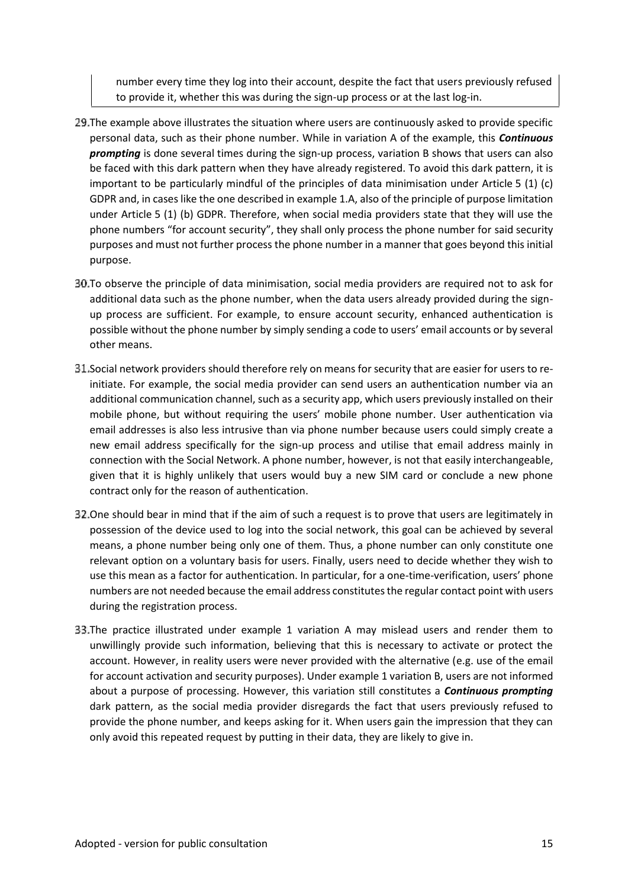number every time they log into their account, despite the fact that users previously refused to provide it, whether this was during the sign-up process or at the last log-in.

29. The example above illustrates the situation where users are continuously asked to provide specific personal data, such as their phone number. While in variation A of the example, this ***Continuous prompting*** is done several times during the sign-up process, variation B shows that users can also be faced with this dark pattern when they have already registered. To avoid this dark pattern, it is important to be particularly mindful of the principles of data minimisation under Article 5 (1) (c) GDPR and, in cases like the one described in example 1.A, also of the principle of purpose limitation under Article 5 (1) (b) GDPR. Therefore, when social media providers state that they will use the phone numbers "for account security", they shall only process the phone number for said security purposes and must not further process the phone number in a manner that goes beyond this initial purpose.

30. To observe the principle of data minimisation, social media providers are required not to ask for additional data such as the phone number, when the data users already provided during the sign-up process are sufficient. For example, to ensure account security, enhanced authentication is possible without the phone number by simply sending a code to users' email accounts or by several other means.

31. Social network providers should therefore rely on means for security that are easier for users to re-initiate. For example, the social media provider can send users an authentication number via an additional communication channel, such as a security app, which users previously installed on their mobile phone, but without requiring the users' mobile phone number. User authentication via email addresses is also less intrusive than via phone number because users could simply create a new email address specifically for the sign-up process and utilise that email address mainly in connection with the Social Network. A phone number, however, is not that easily interchangeable, given that it is highly unlikely that users would buy a new SIM card or conclude a new phone contract only for the reason of authentication.

32. One should bear in mind that if the aim of such a request is to prove that users are legitimately in possession of the device used to log into the social network, this goal can be achieved by several means, a phone number being only one of them. Thus, a phone number can only constitute one relevant option on a voluntary basis for users. Finally, users need to decide whether they wish to use this mean as a factor for authentication. In particular, for a one-time-verification, users' phone numbers are not needed because the email address constitutes the regular contact point with users during the registration process.

33. The practice illustrated under example 1 variation A may mislead users and render them to unwillingly provide such information, believing that this is necessary to activate or protect the account. However, in reality users were never provided with the alternative (e.g. use of the email for account activation and security purposes). Under example 1 variation B, users are not informed about a purpose of processing. However, this variation still constitutes a ***Continuous prompting*** dark pattern, as the social media provider disregards the fact that users previously refused to provide the phone number, and keeps asking for it. When users gain the impression that they can only avoid this repeated request by putting in their data, they are likely to give in.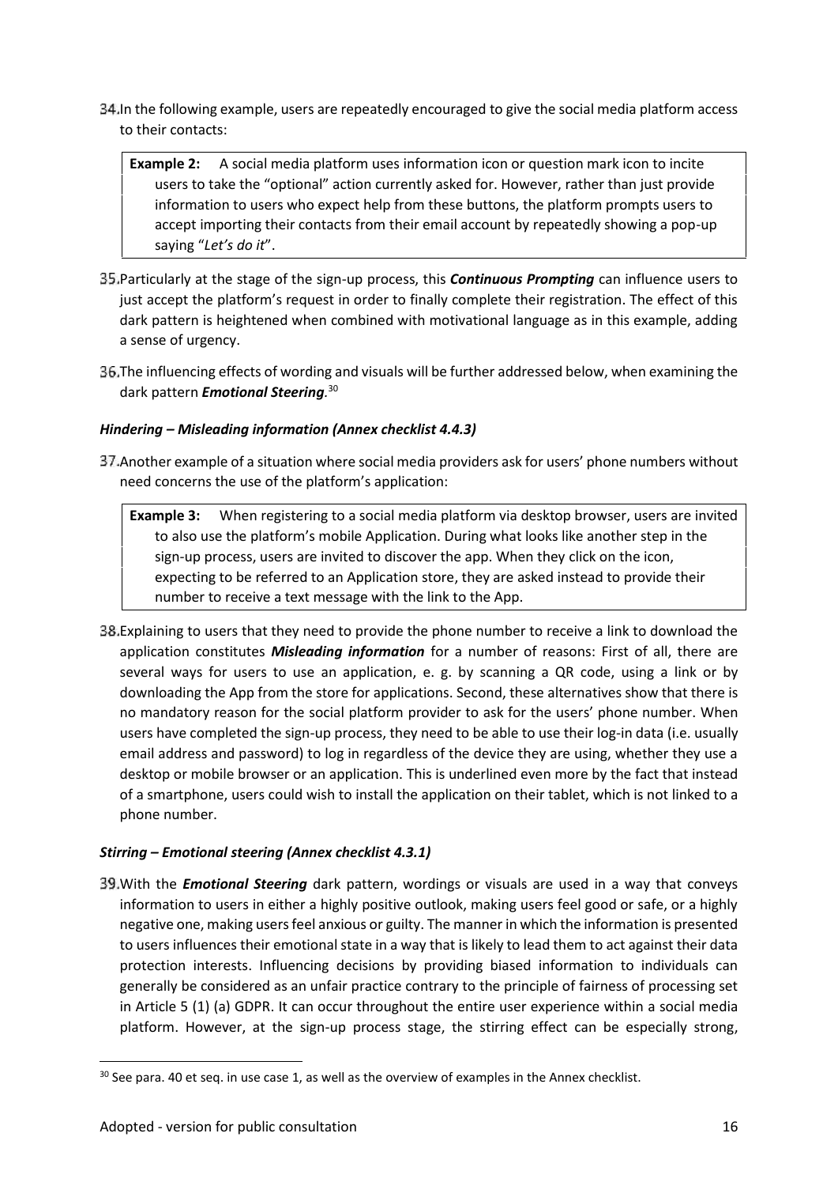34. In the following example, users are repeatedly encouraged to give the social media platform access to their contacts:

> **Example 2:** A social media platform uses information icon or question mark icon to incite users to take the "optional" action currently asked for. However, rather than just provide information to users who expect help from these buttons, the platform prompts users to accept importing their contacts from their email account by repeatedly showing a pop-up saying "*Let's do it*".

35. Particularly at the stage of the sign-up process, this ***Continuous Prompting*** can influence users to just accept the platform's request in order to finally complete their registration. The effect of this dark pattern is heightened when combined with motivational language as in this example, adding a sense of urgency.

36. The influencing effects of wording and visuals will be further addressed below, when examining the dark pattern ***Emotional Steering***.[30]

***Hindering – Misleading information (Annex checklist 4.4.3)***

37. Another example of a situation where social media providers ask for users' phone numbers without need concerns the use of the platform's application:

> **Example 3:** When registering to a social media platform via desktop browser, users are invited to also use the platform's mobile Application. During what looks like another step in the sign-up process, users are invited to discover the app. When they click on the icon, expecting to be referred to an Application store, they are asked instead to provide their number to receive a text message with the link to the App.

38. Explaining to users that they need to provide the phone number to receive a link to download the application constitutes ***Misleading information*** for a number of reasons: First of all, there are several ways for users to use an application, e. g. by scanning a QR code, using a link or by downloading the App from the store for applications. Second, these alternatives show that there is no mandatory reason for the social platform provider to ask for the users' phone number. When users have completed the sign-up process, they need to be able to use their log-in data (i.e. usually email address and password) to log in regardless of the device they are using, whether they use a desktop or mobile browser or an application. This is underlined even more by the fact that instead of a smartphone, users could wish to install the application on their tablet, which is not linked to a phone number.

***Stirring – Emotional steering (Annex checklist 4.3.1)***

39. With the ***Emotional Steering*** dark pattern, wordings or visuals are used in a way that conveys information to users in either a highly positive outlook, making users feel good or safe, or a highly negative one, making users feel anxious or guilty. The manner in which the information is presented to users influences their emotional state in a way that is likely to lead them to act against their data protection interests. Influencing decisions by providing biased information to individuals can generally be considered as an unfair practice contrary to the principle of fairness of processing set in Article 5 (1) (a) GDPR. It can occur throughout the entire user experience within a social media platform. However, at the sign-up process stage, the stirring effect can be especially strong,

[30] See para. 40 et seq. in use case 1, as well as the overview of examples in the Annex checklist.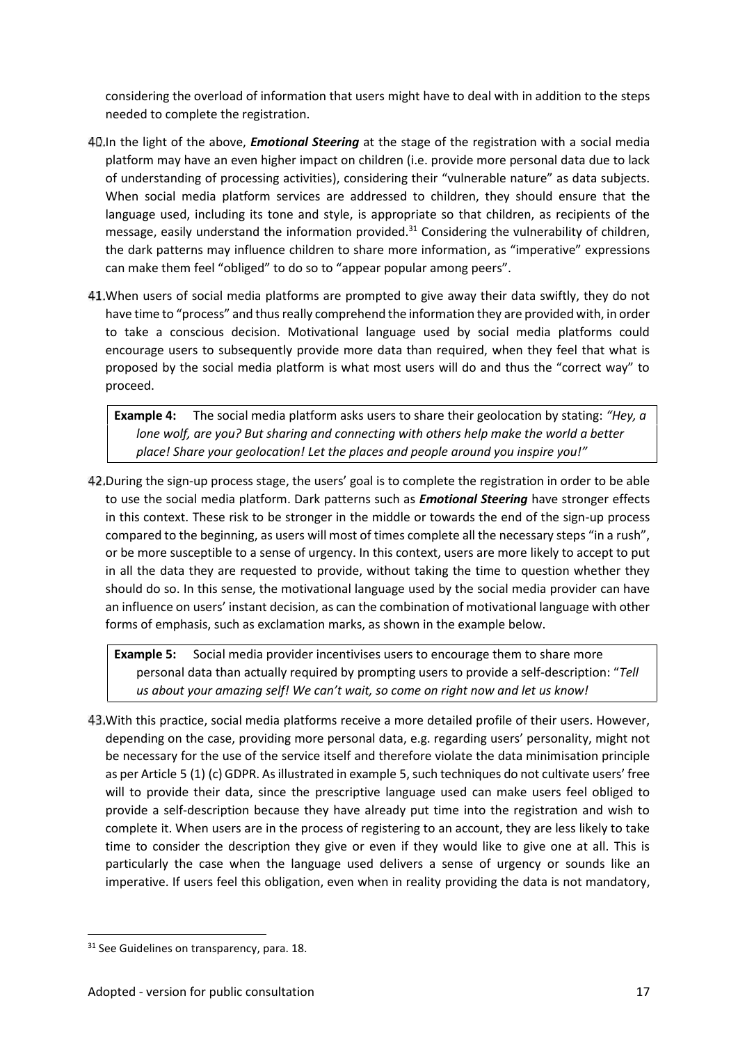considering the overload of information that users might have to deal with in addition to the steps needed to complete the registration.

40. In the light of the above, ***Emotional Steering*** at the stage of the registration with a social media platform may have an even higher impact on children (i.e. provide more personal data due to lack of understanding of processing activities), considering their "vulnerable nature" as data subjects. When social media platform services are addressed to children, they should ensure that the language used, including its tone and style, is appropriate so that children, as recipients of the message, easily understand the information provided.[31] Considering the vulnerability of children, the dark patterns may influence children to share more information, as "imperative" expressions can make them feel "obliged" to do so to "appear popular among peers".

41. When users of social media platforms are prompted to give away their data swiftly, they do not have time to "process" and thus really comprehend the information they are provided with, in order to take a conscious decision. Motivational language used by social media platforms could encourage users to subsequently provide more data than required, when they feel that what is proposed by the social media platform is what most users will do and thus the "correct way" to proceed.

> **Example 4:** The social media platform asks users to share their geolocation by stating: *"Hey, a lone wolf, are you? But sharing and connecting with others help make the world a better place! Share your geolocation! Let the places and people around you inspire you!"*

42. During the sign-up process stage, the users' goal is to complete the registration in order to be able to use the social media platform. Dark patterns such as ***Emotional Steering*** have stronger effects in this context. These risk to be stronger in the middle or towards the end of the sign-up process compared to the beginning, as users will most of times complete all the necessary steps "in a rush", or be more susceptible to a sense of urgency. In this context, users are more likely to accept to put in all the data they are requested to provide, without taking the time to question whether they should do so. In this sense, the motivational language used by the social media provider can have an influence on users' instant decision, as can the combination of motivational language with other forms of emphasis, such as exclamation marks, as shown in the example below.

> **Example 5:** Social media provider incentivises users to encourage them to share more personal data than actually required by prompting users to provide a self-description: "*Tell us about your amazing self! We can't wait, so come on right now and let us know!*

43. With this practice, social media platforms receive a more detailed profile of their users. However, depending on the case, providing more personal data, e.g. regarding users' personality, might not be necessary for the use of the service itself and therefore violate the data minimisation principle as per Article 5 (1) (c) GDPR. As illustrated in example 5, such techniques do not cultivate users' free will to provide their data, since the prescriptive language used can make users feel obliged to provide a self-description because they have already put time into the registration and wish to complete it. When users are in the process of registering to an account, they are less likely to take time to consider the description they give or even if they would like to give one at all. This is particularly the case when the language used delivers a sense of urgency or sounds like an imperative. If users feel this obligation, even when in reality providing the data is not mandatory,

---

[31] See Guidelines on transparency, para. 18.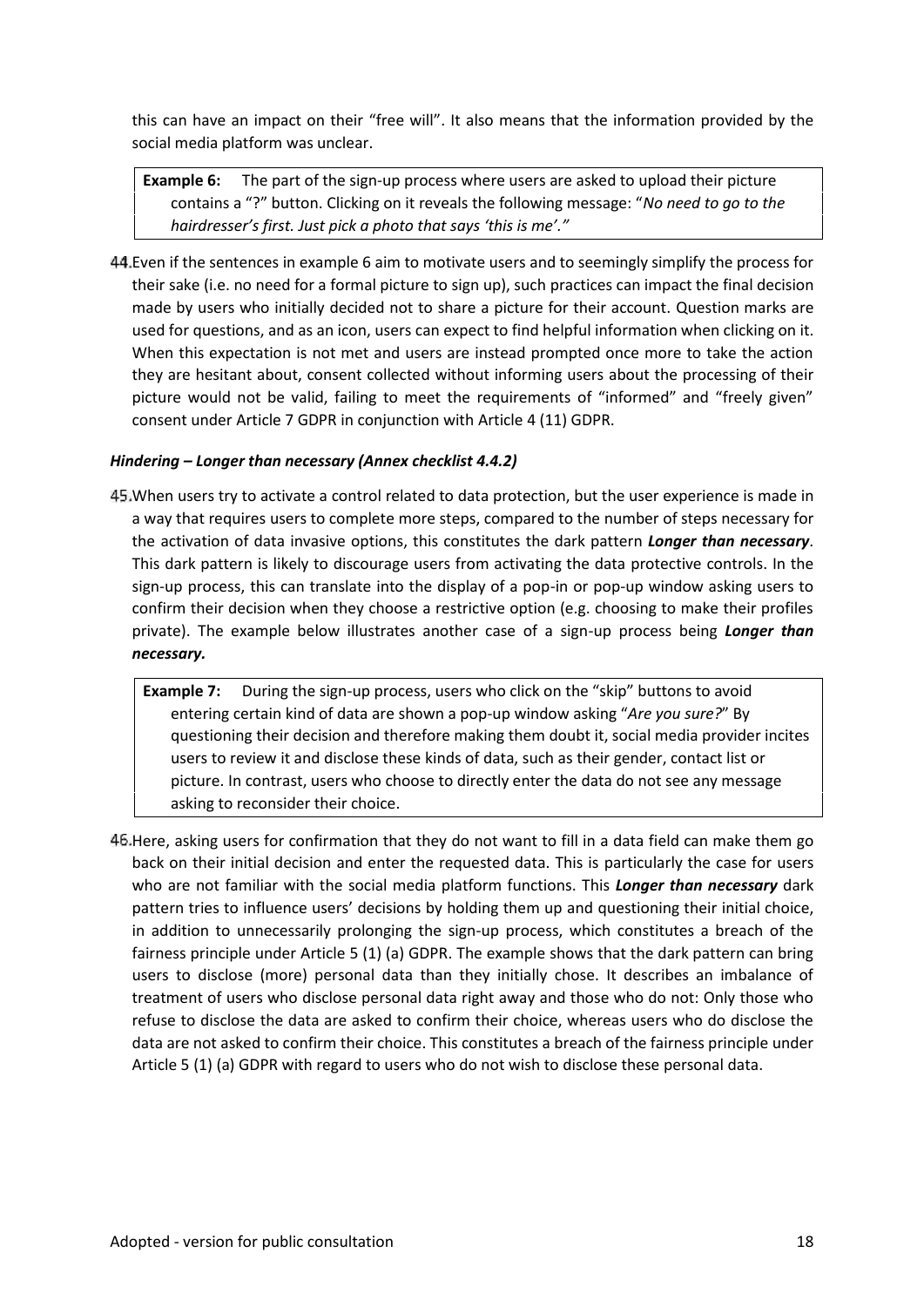this can have an impact on their "free will". It also means that the information provided by the social media platform was unclear.

> **Example 6:** The part of the sign-up process where users are asked to upload their picture contains a "?" button. Clicking on it reveals the following message: "*No need to go to the hairdresser's first. Just pick a photo that says 'this is me'."*

44. Even if the sentences in example 6 aim to motivate users and to seemingly simplify the process for their sake (i.e. no need for a formal picture to sign up), such practices can impact the final decision made by users who initially decided not to share a picture for their account. Question marks are used for questions, and as an icon, users can expect to find helpful information when clicking on it. When this expectation is not met and users are instead prompted once more to take the action they are hesitant about, consent collected without informing users about the processing of their picture would not be valid, failing to meet the requirements of "informed" and "freely given" consent under Article 7 GDPR in conjunction with Article 4 (11) GDPR.

#### *Hindering – Longer than necessary (Annex checklist 4.4.2)*

45. When users try to activate a control related to data protection, but the user experience is made in a way that requires users to complete more steps, compared to the number of steps necessary for the activation of data invasive options, this constitutes the dark pattern ***Longer than necessary***. This dark pattern is likely to discourage users from activating the data protective controls. In the sign-up process, this can translate into the display of a pop-in or pop-up window asking users to confirm their decision when they choose a restrictive option (e.g. choosing to make their profiles private). The example below illustrates another case of a sign-up process being ***Longer than necessary.***

> **Example 7:** During the sign-up process, users who click on the "skip" buttons to avoid entering certain kind of data are shown a pop-up window asking "*Are you sure?*" By questioning their decision and therefore making them doubt it, social media provider incites users to review it and disclose these kinds of data, such as their gender, contact list or picture. In contrast, users who choose to directly enter the data do not see any message asking to reconsider their choice.

46. Here, asking users for confirmation that they do not want to fill in a data field can make them go back on their initial decision and enter the requested data. This is particularly the case for users who are not familiar with the social media platform functions. This ***Longer than necessary*** dark pattern tries to influence users' decisions by holding them up and questioning their initial choice, in addition to unnecessarily prolonging the sign-up process, which constitutes a breach of the fairness principle under Article 5 (1) (a) GDPR. The example shows that the dark pattern can bring users to disclose (more) personal data than they initially chose. It describes an imbalance of treatment of users who disclose personal data right away and those who do not: Only those who refuse to disclose the data are asked to confirm their choice, whereas users who do disclose the data are not asked to confirm their choice. This constitutes a breach of the fairness principle under Article 5 (1) (a) GDPR with regard to users who do not wish to disclose these personal data.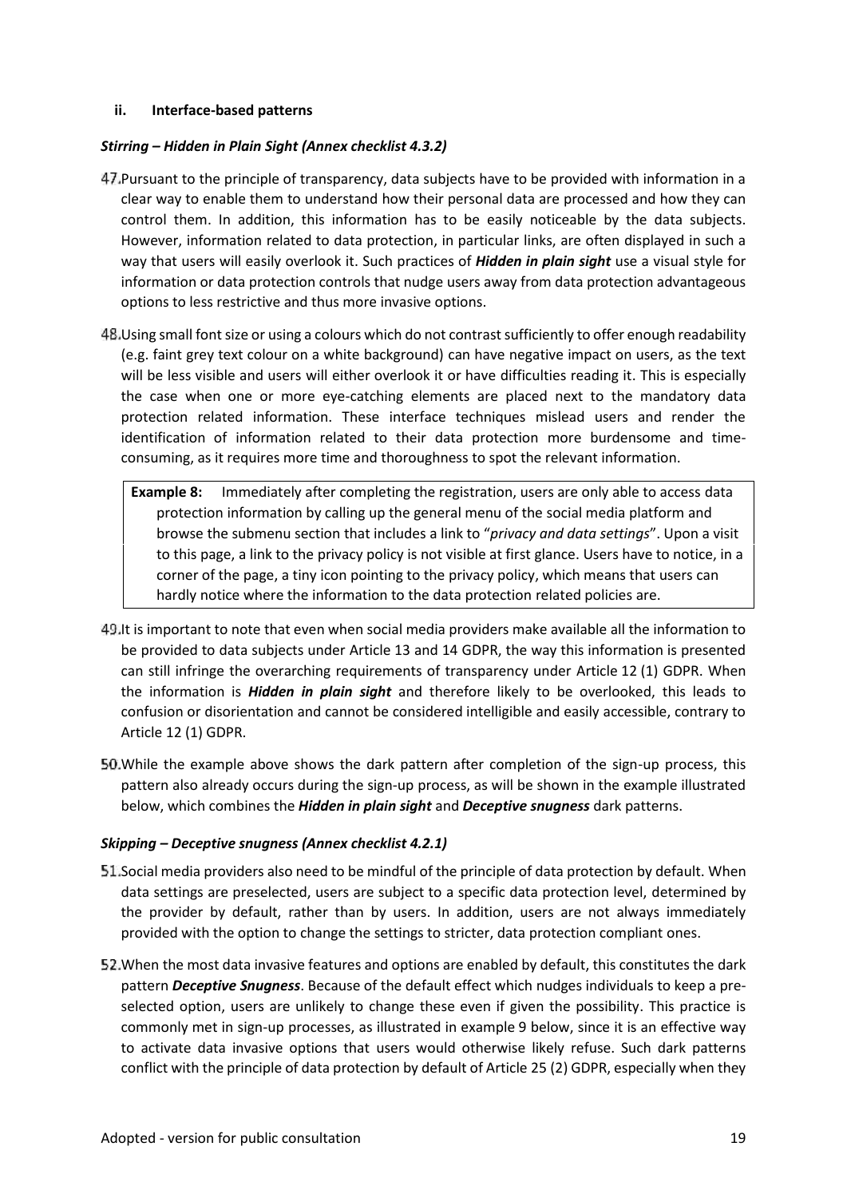### ii. Interface-based patterns

***Stirring – Hidden in Plain Sight (Annex checklist 4.3.2)***

47. Pursuant to the principle of transparency, data subjects have to be provided with information in a clear way to enable them to understand how their personal data are processed and how they can control them. In addition, this information has to be easily noticeable by the data subjects. However, information related to data protection, in particular links, are often displayed in such a way that users will easily overlook it. Such practices of ***Hidden in plain sight*** use a visual style for information or data protection controls that nudge users away from data protection advantageous options to less restrictive and thus more invasive options.

48. Using small font size or using a colours which do not contrast sufficiently to offer enough readability (e.g. faint grey text colour on a white background) can have negative impact on users, as the text will be less visible and users will either overlook it or have difficulties reading it. This is especially the case when one or more eye-catching elements are placed next to the mandatory data protection related information. These interface techniques mislead users and render the identification of information related to their data protection more burdensome and time-consuming, as it requires more time and thoroughness to spot the relevant information.

> **Example 8:** Immediately after completing the registration, users are only able to access data protection information by calling up the general menu of the social media platform and browse the submenu section that includes a link to "*privacy and data settings*". Upon a visit to this page, a link to the privacy policy is not visible at first glance. Users have to notice, in a corner of the page, a tiny icon pointing to the privacy policy, which means that users can hardly notice where the information to the data protection related policies are.

49. It is important to note that even when social media providers make available all the information to be provided to data subjects under Article 13 and 14 GDPR, the way this information is presented can still infringe the overarching requirements of transparency under Article 12 (1) GDPR. When the information is ***Hidden in plain sight*** and therefore likely to be overlooked, this leads to confusion or disorientation and cannot be considered intelligible and easily accessible, contrary to Article 12 (1) GDPR.

50. While the example above shows the dark pattern after completion of the sign-up process, this pattern also already occurs during the sign-up process, as will be shown in the example illustrated below, which combines the ***Hidden in plain sight*** and ***Deceptive snugness*** dark patterns.

***Skipping – Deceptive snugness (Annex checklist 4.2.1)***

51. Social media providers also need to be mindful of the principle of data protection by default. When data settings are preselected, users are subject to a specific data protection level, determined by the provider by default, rather than by users. In addition, users are not always immediately provided with the option to change the settings to stricter, data protection compliant ones.

52. When the most data invasive features and options are enabled by default, this constitutes the dark pattern ***Deceptive Snugness***. Because of the default effect which nudges individuals to keep a pre-selected option, users are unlikely to change these even if given the possibility. This practice is commonly met in sign-up processes, as illustrated in example 9 below, since it is an effective way to activate data invasive options that users would otherwise likely refuse. Such dark patterns conflict with the principle of data protection by default of Article 25 (2) GDPR, especially when they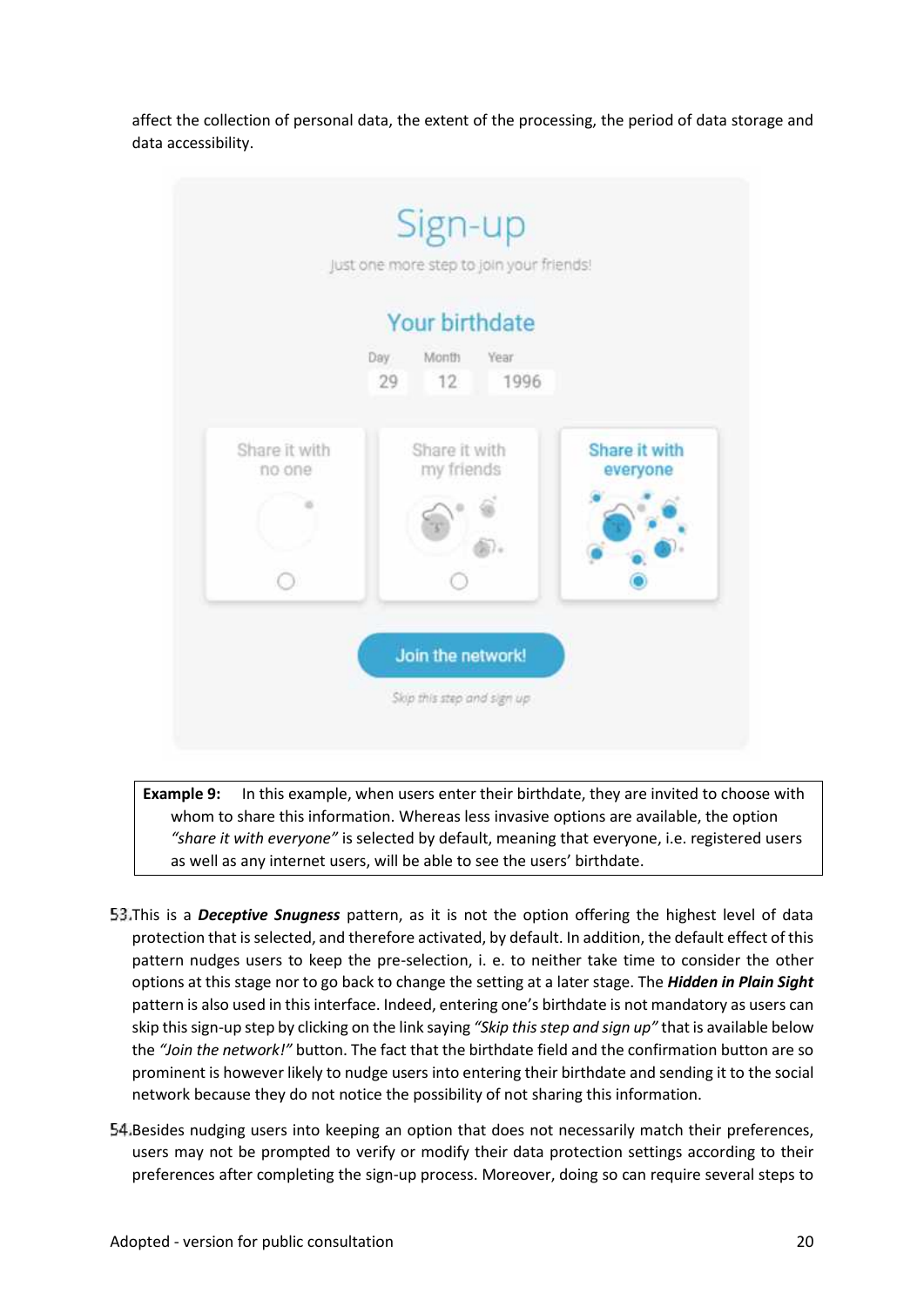affect the collection of personal data, the extent of the processing, the period of data storage and data accessibility.

Sign-up

Just one more step to join your friends!

Your birthdate

Day 29 Month 12 Year 1996

Share it with no one | Share it with my friends | Share it with everyone

Join the network!

Skip this step and sign up

**Example 9:** In this example, when users enter their birthdate, they are invited to choose with whom to share this information. Whereas less invasive options are available, the option *"share it with everyone"* is selected by default, meaning that everyone, i.e. registered users as well as any internet users, will be able to see the users' birthdate.

53. This is a ***Deceptive Snugness*** pattern, as it is not the option offering the highest level of data protection that is selected, and therefore activated, by default. In addition, the default effect of this pattern nudges users to keep the pre-selection, i. e. to neither take time to consider the other options at this stage nor to go back to change the setting at a later stage. The ***Hidden in Plain Sight*** pattern is also used in this interface. Indeed, entering one's birthdate is not mandatory as users can skip this sign-up step by clicking on the link saying *"Skip this step and sign up"* that is available below the *"Join the network!"* button. The fact that the birthdate field and the confirmation button are so prominent is however likely to nudge users into entering their birthdate and sending it to the social network because they do not notice the possibility of not sharing this information.

54. Besides nudging users into keeping an option that does not necessarily match their preferences, users may not be prompted to verify or modify their data protection settings according to their preferences after completing the sign-up process. Moreover, doing so can require several steps to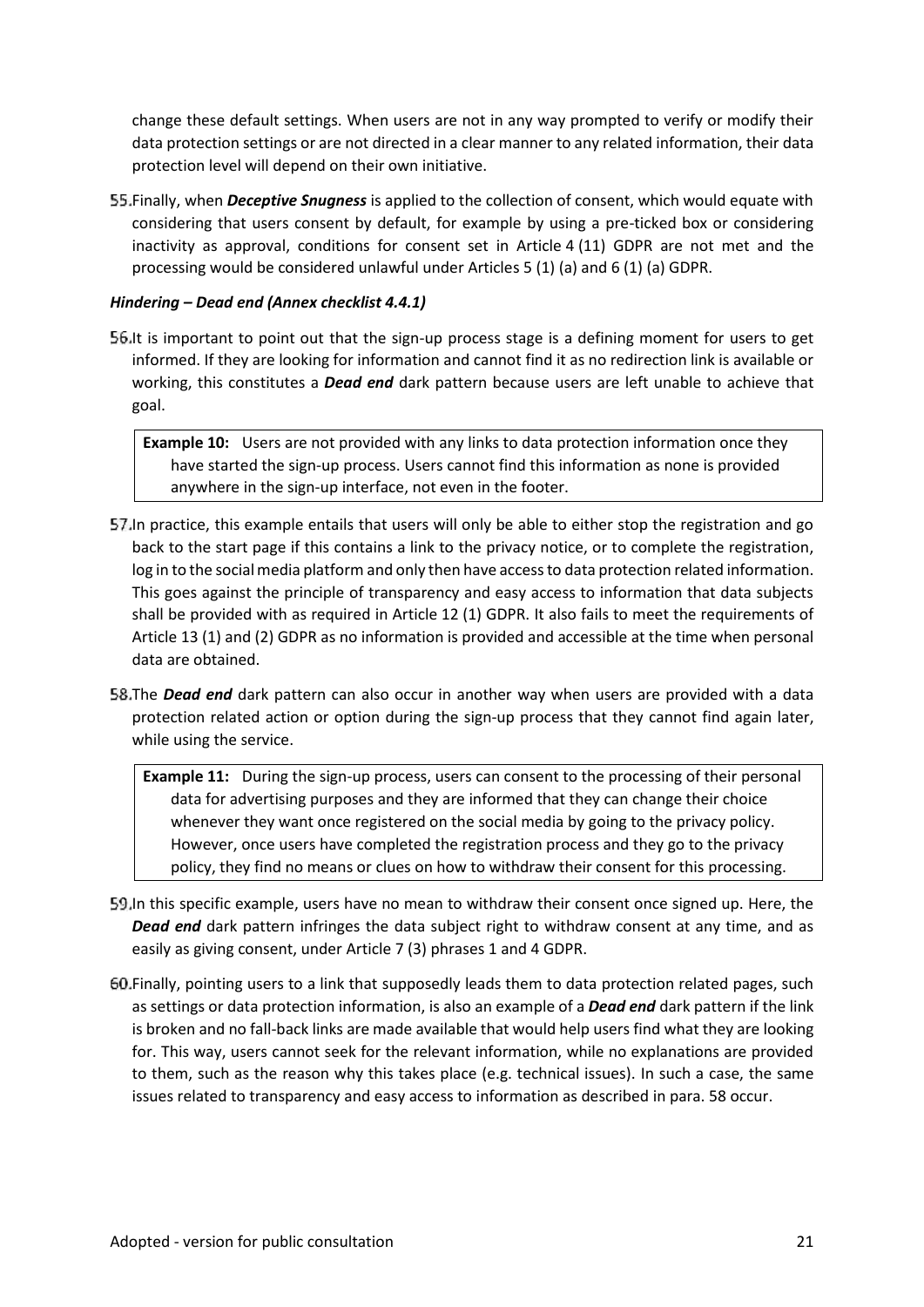change these default settings. When users are not in any way prompted to verify or modify their data protection settings or are not directed in a clear manner to any related information, their data protection level will depend on their own initiative.

55. Finally, when ***Deceptive Snugness*** is applied to the collection of consent, which would equate with considering that users consent by default, for example by using a pre-ticked box or considering inactivity as approval, conditions for consent set in Article 4 (11) GDPR are not met and the processing would be considered unlawful under Articles 5 (1) (a) and 6 (1) (a) GDPR.

***Hindering – Dead end (Annex checklist 4.4.1)***

56. It is important to point out that the sign-up process stage is a defining moment for users to get informed. If they are looking for information and cannot find it as no redirection link is available or working, this constitutes a ***Dead end*** dark pattern because users are left unable to achieve that goal.

> **Example 10:** Users are not provided with any links to data protection information once they have started the sign-up process. Users cannot find this information as none is provided anywhere in the sign-up interface, not even in the footer.

57. In practice, this example entails that users will only be able to either stop the registration and go back to the start page if this contains a link to the privacy notice, or to complete the registration, log in to the social media platform and only then have access to data protection related information. This goes against the principle of transparency and easy access to information that data subjects shall be provided with as required in Article 12 (1) GDPR. It also fails to meet the requirements of Article 13 (1) and (2) GDPR as no information is provided and accessible at the time when personal data are obtained.

58. The ***Dead end*** dark pattern can also occur in another way when users are provided with a data protection related action or option during the sign-up process that they cannot find again later, while using the service.

> **Example 11:** During the sign-up process, users can consent to the processing of their personal data for advertising purposes and they are informed that they can change their choice whenever they want once registered on the social media by going to the privacy policy. However, once users have completed the registration process and they go to the privacy policy, they find no means or clues on how to withdraw their consent for this processing.

59. In this specific example, users have no mean to withdraw their consent once signed up. Here, the ***Dead end*** dark pattern infringes the data subject right to withdraw consent at any time, and as easily as giving consent, under Article 7 (3) phrases 1 and 4 GDPR.

60. Finally, pointing users to a link that supposedly leads them to data protection related pages, such as settings or data protection information, is also an example of a ***Dead end*** dark pattern if the link is broken and no fall-back links are made available that would help users find what they are looking for. This way, users cannot seek for the relevant information, while no explanations are provided to them, such as the reason why this takes place (e.g. technical issues). In such a case, the same issues related to transparency and easy access to information as described in para. 58 occur.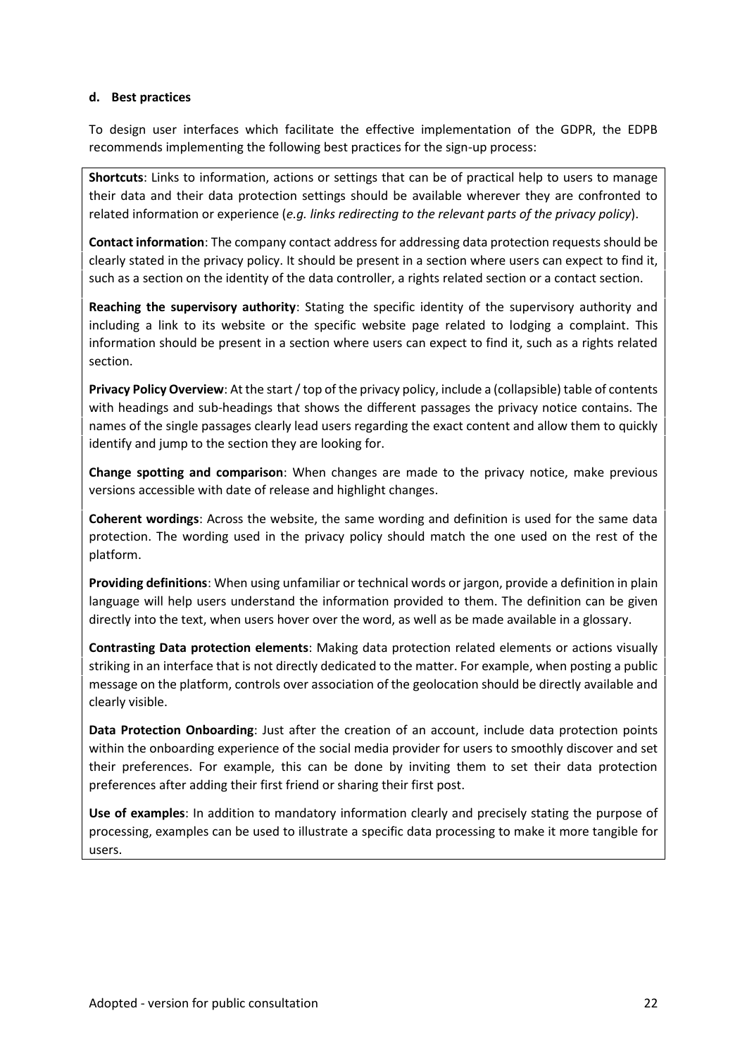#### d. Best practices

To design user interfaces which facilitate the effective implementation of the GDPR, the EDPB recommends implementing the following best practices for the sign-up process:

**Shortcuts**: Links to information, actions or settings that can be of practical help to users to manage their data and their data protection settings should be available wherever they are confronted to related information or experience (*e.g. links redirecting to the relevant parts of the privacy policy*).

**Contact information**: The company contact address for addressing data protection requests should be clearly stated in the privacy policy. It should be present in a section where users can expect to find it, such as a section on the identity of the data controller, a rights related section or a contact section.

**Reaching the supervisory authority**: Stating the specific identity of the supervisory authority and including a link to its website or the specific website page related to lodging a complaint. This information should be present in a section where users can expect to find it, such as a rights related section.

**Privacy Policy Overview**: At the start / top of the privacy policy, include a (collapsible) table of contents with headings and sub-headings that shows the different passages the privacy notice contains. The names of the single passages clearly lead users regarding the exact content and allow them to quickly identify and jump to the section they are looking for.

**Change spotting and comparison**: When changes are made to the privacy notice, make previous versions accessible with date of release and highlight changes.

**Coherent wordings**: Across the website, the same wording and definition is used for the same data protection. The wording used in the privacy policy should match the one used on the rest of the platform.

**Providing definitions**: When using unfamiliar or technical words or jargon, provide a definition in plain language will help users understand the information provided to them. The definition can be given directly into the text, when users hover over the word, as well as be made available in a glossary.

**Contrasting Data protection elements**: Making data protection related elements or actions visually striking in an interface that is not directly dedicated to the matter. For example, when posting a public message on the platform, controls over association of the geolocation should be directly available and clearly visible.

**Data Protection Onboarding**: Just after the creation of an account, include data protection points within the onboarding experience of the social media provider for users to smoothly discover and set their preferences. For example, this can be done by inviting them to set their data protection preferences after adding their first friend or sharing their first post.

**Use of examples**: In addition to mandatory information clearly and precisely stating the purpose of processing, examples can be used to illustrate a specific data processing to make it more tangible for users.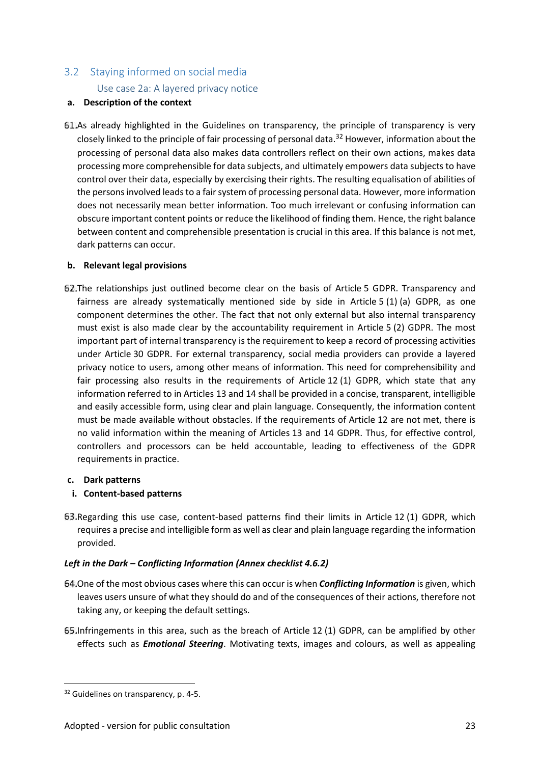## 3.2 Staying informed on social media

### Use case 2a: A layered privacy notice

**a. Description of the context**

61. As already highlighted in the Guidelines on transparency, the principle of transparency is very closely linked to the principle of fair processing of personal data.[32] However, information about the processing of personal data also makes data controllers reflect on their own actions, makes data processing more comprehensible for data subjects, and ultimately empowers data subjects to have control over their data, especially by exercising their rights. The resulting equalisation of abilities of the persons involved leads to a fair system of processing personal data. However, more information does not necessarily mean better information. Too much irrelevant or confusing information can obscure important content points or reduce the likelihood of finding them. Hence, the right balance between content and comprehensible presentation is crucial in this area. If this balance is not met, dark patterns can occur.

**b. Relevant legal provisions**

62. The relationships just outlined become clear on the basis of Article 5 GDPR. Transparency and fairness are already systematically mentioned side by side in Article 5 (1) (a) GDPR, as one component determines the other. The fact that not only external but also internal transparency must exist is also made clear by the accountability requirement in Article 5 (2) GDPR. The most important part of internal transparency is the requirement to keep a record of processing activities under Article 30 GDPR. For external transparency, social media providers can provide a layered privacy notice to users, among other means of information. This need for comprehensibility and fair processing also results in the requirements of Article 12 (1) GDPR, which state that any information referred to in Articles 13 and 14 shall be provided in a concise, transparent, intelligible and easily accessible form, using clear and plain language. Consequently, the information content must be made available without obstacles. If the requirements of Article 12 are not met, there is no valid information within the meaning of Articles 13 and 14 GDPR. Thus, for effective control, controllers and processors can be held accountable, leading to effectiveness of the GDPR requirements in practice.

**c. Dark patterns**

**i. Content-based patterns**

63. Regarding this use case, content-based patterns find their limits in Article 12 (1) GDPR, which requires a precise and intelligible form as well as clear and plain language regarding the information provided.

***Left in the Dark – Conflicting Information (Annex checklist 4.6.2)***

64. One of the most obvious cases where this can occur is when ***Conflicting Information*** is given, which leaves users unsure of what they should do and of the consequences of their actions, therefore not taking any, or keeping the default settings.

65. Infringements in this area, such as the breach of Article 12 (1) GDPR, can be amplified by other effects such as ***Emotional Steering***. Motivating texts, images and colours, as well as appealing

---

[32] Guidelines on transparency, p. 4-5.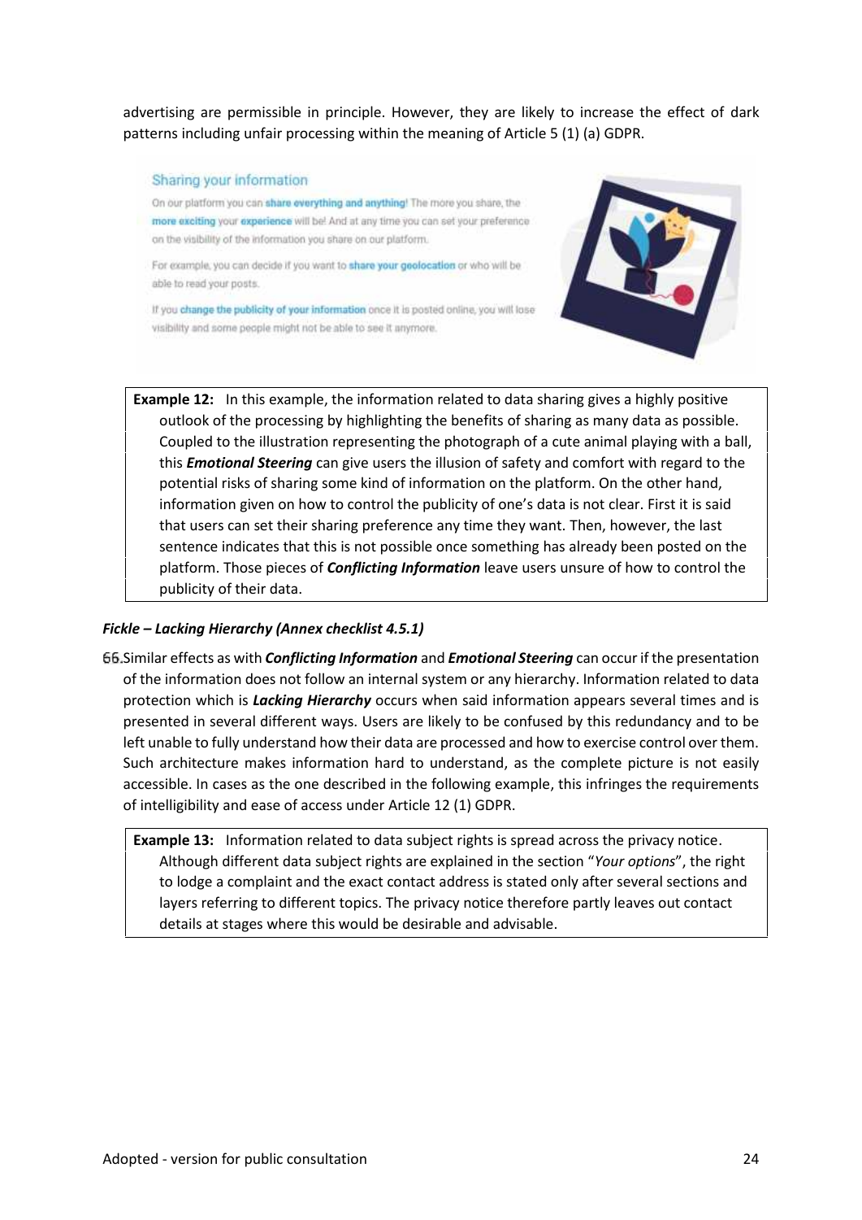advertising are permissible in principle. However, they are likely to increase the effect of dark patterns including unfair processing within the meaning of Article 5 (1) (a) GDPR.

Sharing your information

On our platform you can **share everything and anything**! The more you share, the **more exciting** your **experience** will be! And at any time you can set your preference on the visibility of the information you share on our platform.

For example, you can decide if you want to **share your geolocation** or who will be able to read your posts.

If you **change the publicity of your information** once it is posted online, you will lose visibility and some people might not be able to see it anymore.

> **Example 12:** In this example, the information related to data sharing gives a highly positive outlook of the processing by highlighting the benefits of sharing as many data as possible. Coupled to the illustration representing the photograph of a cute animal playing with a ball, this ***Emotional Steering*** can give users the illusion of safety and comfort with regard to the potential risks of sharing some kind of information on the platform. On the other hand, information given on how to control the publicity of one's data is not clear. First it is said that users can set their sharing preference any time they want. Then, however, the last sentence indicates that this is not possible once something has already been posted on the platform. Those pieces of ***Conflicting Information*** leave users unsure of how to control the publicity of their data.

***Fickle – Lacking Hierarchy (Annex checklist 4.5.1)***

66. Similar effects as with ***Conflicting Information*** and ***Emotional Steering*** can occur if the presentation of the information does not follow an internal system or any hierarchy. Information related to data protection which is ***Lacking Hierarchy*** occurs when said information appears several times and is presented in several different ways. Users are likely to be confused by this redundancy and to be left unable to fully understand how their data are processed and how to exercise control over them. Such architecture makes information hard to understand, as the complete picture is not easily accessible. In cases as the one described in the following example, this infringes the requirements of intelligibility and ease of access under Article 12 (1) GDPR.

> **Example 13:** Information related to data subject rights is spread across the privacy notice. Although different data subject rights are explained in the section "*Your options*", the right to lodge a complaint and the exact contact address is stated only after several sections and layers referring to different topics. The privacy notice therefore partly leaves out contact details at stages where this would be desirable and advisable.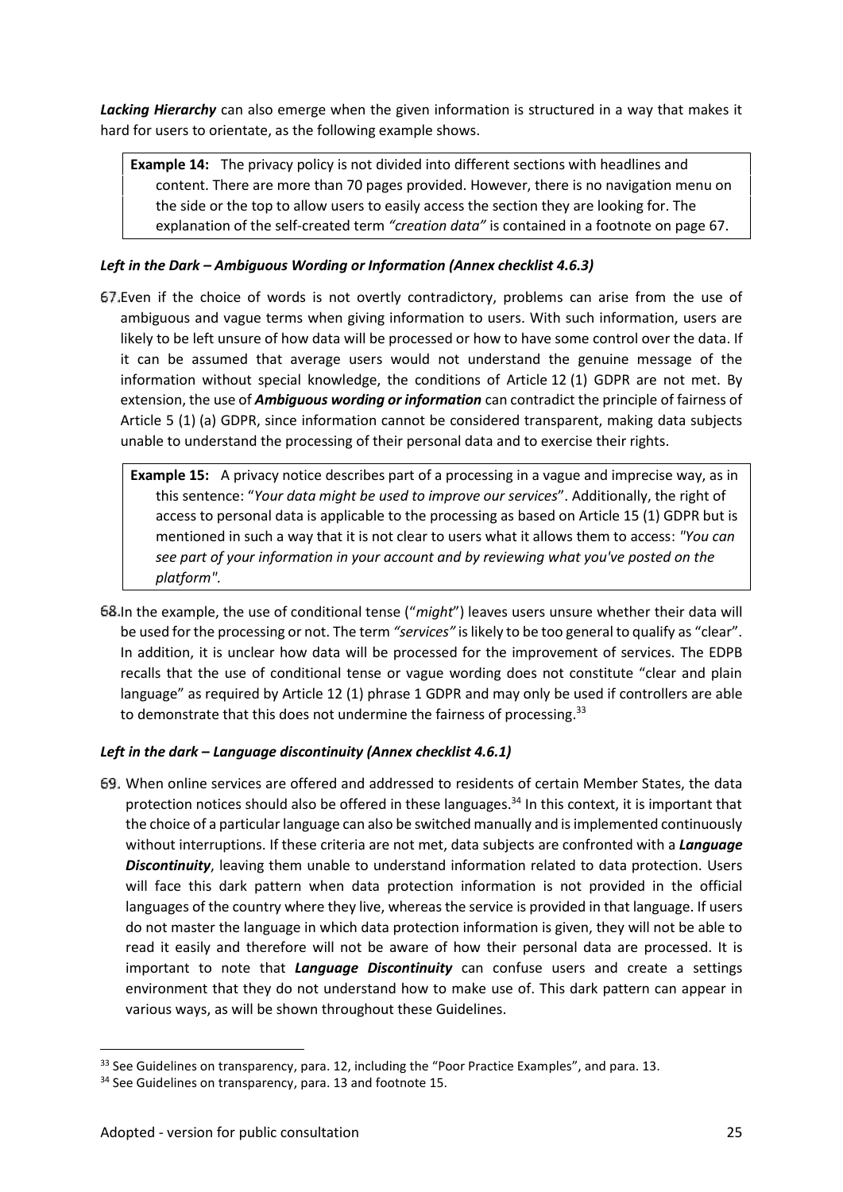***Lacking Hierarchy*** can also emerge when the given information is structured in a way that makes it hard for users to orientate, as the following example shows.

> **Example 14:** The privacy policy is not divided into different sections with headlines and content. There are more than 70 pages provided. However, there is no navigation menu on the side or the top to allow users to easily access the section they are looking for. The explanation of the self-created term *"creation data"* is contained in a footnote on page 67.

#### *Left in the Dark – Ambiguous Wording or Information (Annex checklist 4.6.3)*

67. Even if the choice of words is not overtly contradictory, problems can arise from the use of ambiguous and vague terms when giving information to users. With such information, users are likely to be left unsure of how data will be processed or how to have some control over the data. If it can be assumed that average users would not understand the genuine message of the information without special knowledge, the conditions of Article 12 (1) GDPR are not met. By extension, the use of ***Ambiguous wording or information*** can contradict the principle of fairness of Article 5 (1) (a) GDPR, since information cannot be considered transparent, making data subjects unable to understand the processing of their personal data and to exercise their rights.

> **Example 15:** A privacy notice describes part of a processing in a vague and imprecise way, as in this sentence: "*Your data might be used to improve our services*". Additionally, the right of access to personal data is applicable to the processing as based on Article 15 (1) GDPR but is mentioned in such a way that it is not clear to users what it allows them to access: *"You can see part of your information in your account and by reviewing what you've posted on the platform"*.

68. In the example, the use of conditional tense ("*might*") leaves users unsure whether their data will be used for the processing or not. The term *"services"* is likely to be too general to qualify as "clear". In addition, it is unclear how data will be processed for the improvement of services. The EDPB recalls that the use of conditional tense or vague wording does not constitute "clear and plain language" as required by Article 12 (1) phrase 1 GDPR and may only be used if controllers are able to demonstrate that this does not undermine the fairness of processing.[33]

#### *Left in the dark – Language discontinuity (Annex checklist 4.6.1)*

69. When online services are offered and addressed to residents of certain Member States, the data protection notices should also be offered in these languages.[34] In this context, it is important that the choice of a particular language can also be switched manually and is implemented continuously without interruptions. If these criteria are not met, data subjects are confronted with a ***Language Discontinuity***, leaving them unable to understand information related to data protection. Users will face this dark pattern when data protection information is not provided in the official languages of the country where they live, whereas the service is provided in that language. If users do not master the language in which data protection information is given, they will not be able to read it easily and therefore will not be aware of how their personal data are processed. It is important to note that ***Language Discontinuity*** can confuse users and create a settings environment that they do not understand how to make use of. This dark pattern can appear in various ways, as will be shown throughout these Guidelines.

---

[33] See Guidelines on transparency, para. 12, including the "Poor Practice Examples", and para. 13.

[34] See Guidelines on transparency, para. 13 and footnote 15.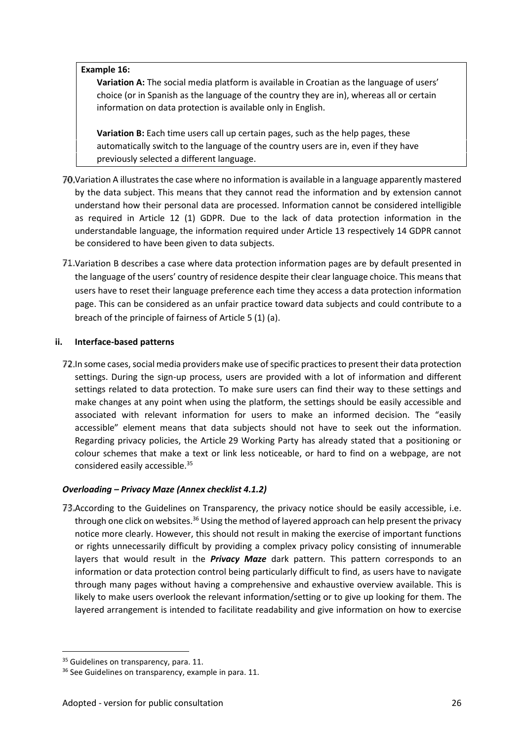**Example 16:**

**Variation A:** The social media platform is available in Croatian as the language of users' choice (or in Spanish as the language of the country they are in), whereas all or certain information on data protection is available only in English.

**Variation B:** Each time users call up certain pages, such as the help pages, these automatically switch to the language of the country users are in, even if they have previously selected a different language.

70. Variation A illustrates the case where no information is available in a language apparently mastered by the data subject. This means that they cannot read the information and by extension cannot understand how their personal data are processed. Information cannot be considered intelligible as required in Article 12 (1) GDPR. Due to the lack of data protection information in the understandable language, the information required under Article 13 respectively 14 GDPR cannot be considered to have been given to data subjects.

71. Variation B describes a case where data protection information pages are by default presented in the language of the users' country of residence despite their clear language choice. This means that users have to reset their language preference each time they access a data protection information page. This can be considered as an unfair practice toward data subjects and could contribute to a breach of the principle of fairness of Article 5 (1) (a).

### ii. Interface-based patterns

72. In some cases, social media providers make use of specific practices to present their data protection settings. During the sign-up process, users are provided with a lot of information and different settings related to data protection. To make sure users can find their way to these settings and make changes at any point when using the platform, the settings should be easily accessible and associated with relevant information for users to make an informed decision. The "easily accessible" element means that data subjects should not have to seek out the information. Regarding privacy policies, the Article 29 Working Party has already stated that a positioning or colour schemes that make a text or link less noticeable, or hard to find on a webpage, are not considered easily accessible.[35]

#### *Overloading – Privacy Maze (Annex checklist 4.1.2)*

73. According to the Guidelines on Transparency, the privacy notice should be easily accessible, i.e. through one click on websites.[36] Using the method of layered approach can help present the privacy notice more clearly. However, this should not result in making the exercise of important functions or rights unnecessarily difficult by providing a complex privacy policy consisting of innumerable layers that would result in the ***Privacy Maze*** dark pattern. This pattern corresponds to an information or data protection control being particularly difficult to find, as users have to navigate through many pages without having a comprehensive and exhaustive overview available. This is likely to make users overlook the relevant information/setting or to give up looking for them. The layered arrangement is intended to facilitate readability and give information on how to exercise

---

[35] Guidelines on transparency, para. 11.

[36] See Guidelines on transparency, example in para. 11.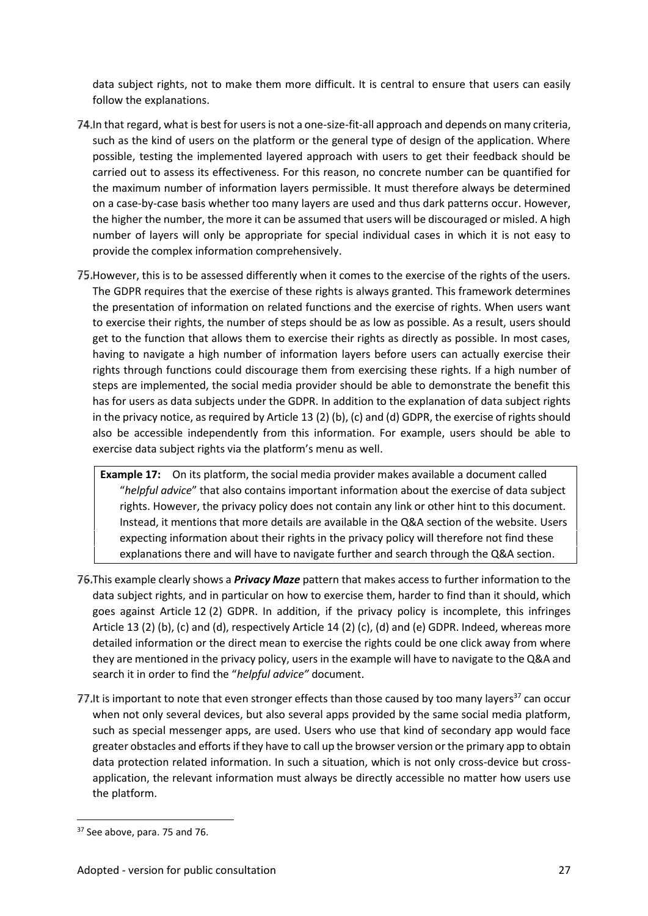data subject rights, not to make them more difficult. It is central to ensure that users can easily follow the explanations.

74. In that regard, what is best for users is not a one-size-fit-all approach and depends on many criteria, such as the kind of users on the platform or the general type of design of the application. Where possible, testing the implemented layered approach with users to get their feedback should be carried out to assess its effectiveness. For this reason, no concrete number can be quantified for the maximum number of information layers permissible. It must therefore always be determined on a case-by-case basis whether too many layers are used and thus dark patterns occur. However, the higher the number, the more it can be assumed that users will be discouraged or misled. A high number of layers will only be appropriate for special individual cases in which it is not easy to provide the complex information comprehensively.

75. However, this is to be assessed differently when it comes to the exercise of the rights of the users. The GDPR requires that the exercise of these rights is always granted. This framework determines the presentation of information on related functions and the exercise of rights. When users want to exercise their rights, the number of steps should be as low as possible. As a result, users should get to the function that allows them to exercise their rights as directly as possible. In most cases, having to navigate a high number of information layers before users can actually exercise their rights through functions could discourage them from exercising these rights. If a high number of steps are implemented, the social media provider should be able to demonstrate the benefit this has for users as data subjects under the GDPR. In addition to the explanation of data subject rights in the privacy notice, as required by Article 13 (2) (b), (c) and (d) GDPR, the exercise of rights should also be accessible independently from this information. For example, users should be able to exercise data subject rights via the platform's menu as well.

> **Example 17:** On its platform, the social media provider makes available a document called "*helpful advice*" that also contains important information about the exercise of data subject rights. However, the privacy policy does not contain any link or other hint to this document. Instead, it mentions that more details are available in the Q&A section of the website. Users expecting information about their rights in the privacy policy will therefore not find these explanations there and will have to navigate further and search through the Q&A section.

76. This example clearly shows a ***Privacy Maze*** pattern that makes access to further information to the data subject rights, and in particular on how to exercise them, harder to find than it should, which goes against Article 12 (2) GDPR. In addition, if the privacy policy is incomplete, this infringes Article 13 (2) (b), (c) and (d), respectively Article 14 (2) (c), (d) and (e) GDPR. Indeed, whereas more detailed information or the direct mean to exercise the rights could be one click away from where they are mentioned in the privacy policy, users in the example will have to navigate to the Q&A and search it in order to find the "*helpful advice"* document.

77. It is important to note that even stronger effects than those caused by too many layers[37] can occur when not only several devices, but also several apps provided by the same social media platform, such as special messenger apps, are used. Users who use that kind of secondary app would face greater obstacles and efforts if they have to call up the browser version or the primary app to obtain data protection related information. In such a situation, which is not only cross-device but cross-application, the relevant information must always be directly accessible no matter how users use the platform.

[37] See above, para. 75 and 76.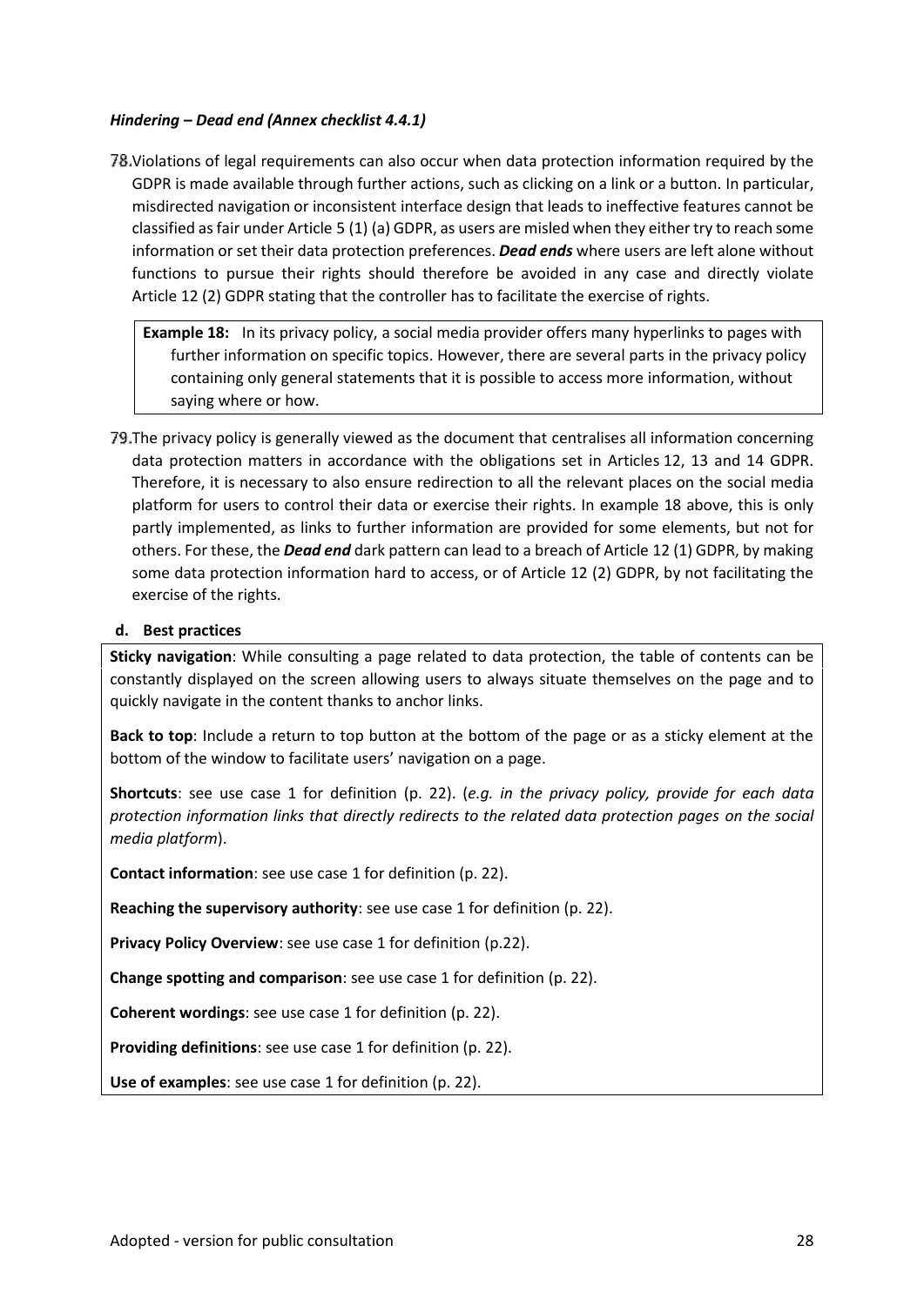*Hindering – Dead end (Annex checklist 4.4.1)*

78. Violations of legal requirements can also occur when data protection information required by the GDPR is made available through further actions, such as clicking on a link or a button. In particular, misdirected navigation or inconsistent interface design that leads to ineffective features cannot be classified as fair under Article 5 (1) (a) GDPR, as users are misled when they either try to reach some information or set their data protection preferences. ***Dead ends*** where users are left alone without functions to pursue their rights should therefore be avoided in any case and directly violate Article 12 (2) GDPR stating that the controller has to facilitate the exercise of rights.

> **Example 18:** In its privacy policy, a social media provider offers many hyperlinks to pages with further information on specific topics. However, there are several parts in the privacy policy containing only general statements that it is possible to access more information, without saying where or how.

79. The privacy policy is generally viewed as the document that centralises all information concerning data protection matters in accordance with the obligations set in Articles 12, 13 and 14 GDPR. Therefore, it is necessary to also ensure redirection to all the relevant places on the social media platform for users to control their data or exercise their rights. In example 18 above, this is only partly implemented, as links to further information are provided for some elements, but not for others. For these, the ***Dead end*** dark pattern can lead to a breach of Article 12 (1) GDPR, by making some data protection information hard to access, or of Article 12 (2) GDPR, by not facilitating the exercise of the rights.

#### d. Best practices

**Sticky navigation**: While consulting a page related to data protection, the table of contents can be constantly displayed on the screen allowing users to always situate themselves on the page and to quickly navigate in the content thanks to anchor links.

**Back to top**: Include a return to top button at the bottom of the page or as a sticky element at the bottom of the window to facilitate users' navigation on a page.

**Shortcuts**: see use case 1 for definition (p. 22). (*e.g. in the privacy policy, provide for each data protection information links that directly redirects to the related data protection pages on the social media platform*).

**Contact information**: see use case 1 for definition (p. 22).

**Reaching the supervisory authority**: see use case 1 for definition (p. 22).

**Privacy Policy Overview**: see use case 1 for definition (p.22).

**Change spotting and comparison**: see use case 1 for definition (p. 22).

**Coherent wordings**: see use case 1 for definition (p. 22).

**Providing definitions**: see use case 1 for definition (p. 22).

**Use of examples**: see use case 1 for definition (p. 22).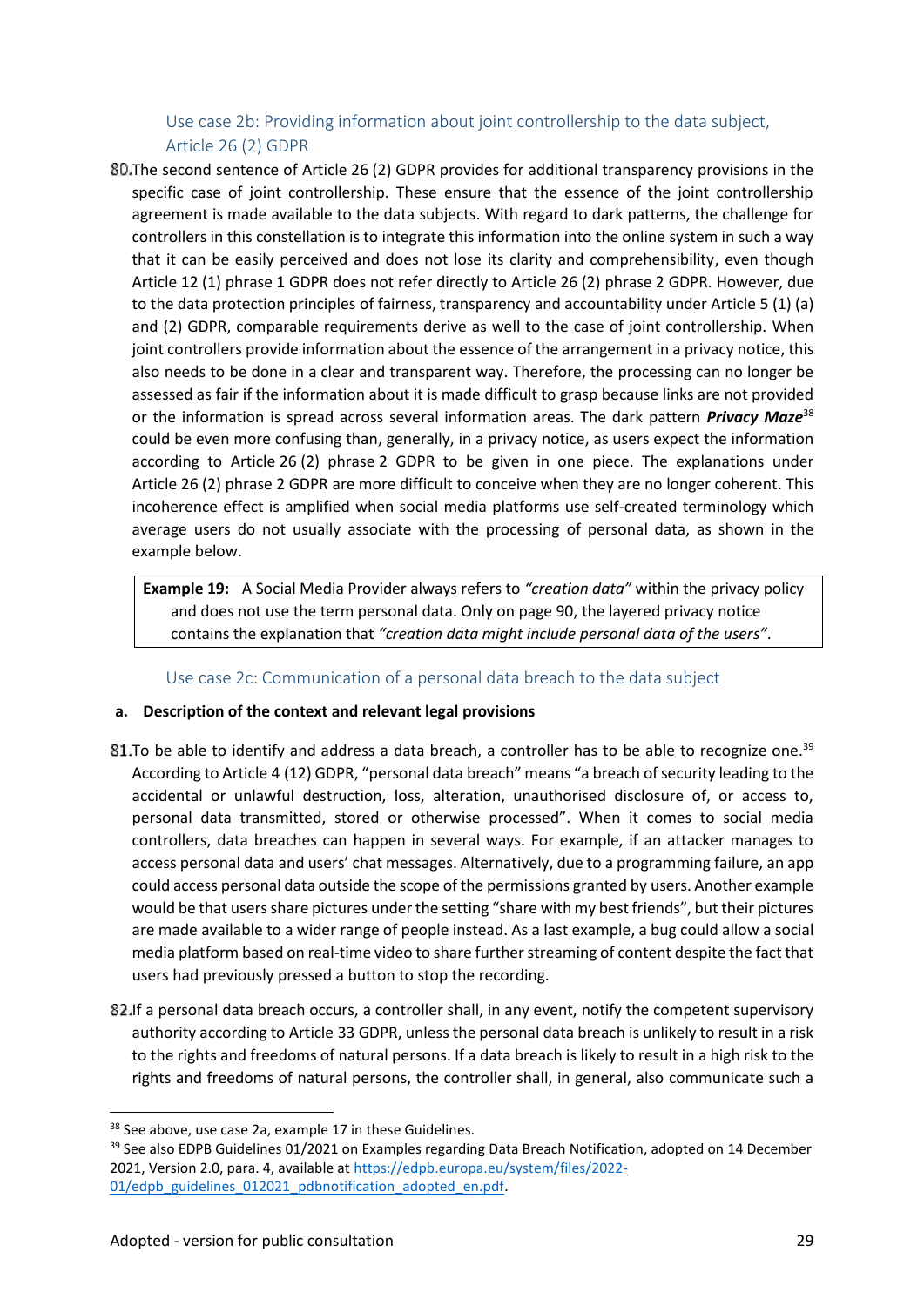### Use case 2b: Providing information about joint controllership to the data subject, Article 26 (2) GDPR

80. The second sentence of Article 26 (2) GDPR provides for additional transparency provisions in the specific case of joint controllership. These ensure that the essence of the joint controllership agreement is made available to the data subjects. With regard to dark patterns, the challenge for controllers in this constellation is to integrate this information into the online system in such a way that it can be easily perceived and does not lose its clarity and comprehensibility, even though Article 12 (1) phrase 1 GDPR does not refer directly to Article 26 (2) phrase 2 GDPR. However, due to the data protection principles of fairness, transparency and accountability under Article 5 (1) (a) and (2) GDPR, comparable requirements derive as well to the case of joint controllership. When joint controllers provide information about the essence of the arrangement in a privacy notice, this also needs to be done in a clear and transparent way. Therefore, the processing can no longer be assessed as fair if the information about it is made difficult to grasp because links are not provided or the information is spread across several information areas. The dark pattern ***Privacy Maze***[38] could be even more confusing than, generally, in a privacy notice, as users expect the information according to Article 26 (2) phrase 2 GDPR to be given in one piece. The explanations under Article 26 (2) phrase 2 GDPR are more difficult to conceive when they are no longer coherent. This incoherence effect is amplified when social media platforms use self-created terminology which average users do not usually associate with the processing of personal data, as shown in the example below.

> **Example 19:** A Social Media Provider always refers to *"creation data"* within the privacy policy and does not use the term personal data. Only on page 90, the layered privacy notice contains the explanation that *"creation data might include personal data of the users"*.

### Use case 2c: Communication of a personal data breach to the data subject

**a. Description of the context and relevant legal provisions**

81. To be able to identify and address a data breach, a controller has to be able to recognize one.[39] According to Article 4 (12) GDPR, "personal data breach" means "a breach of security leading to the accidental or unlawful destruction, loss, alteration, unauthorised disclosure of, or access to, personal data transmitted, stored or otherwise processed". When it comes to social media controllers, data breaches can happen in several ways. For example, if an attacker manages to access personal data and users' chat messages. Alternatively, due to a programming failure, an app could access personal data outside the scope of the permissions granted by users. Another example would be that users share pictures under the setting "share with my best friends", but their pictures are made available to a wider range of people instead. As a last example, a bug could allow a social media platform based on real-time video to share further streaming of content despite the fact that users had previously pressed a button to stop the recording.

82. If a personal data breach occurs, a controller shall, in any event, notify the competent supervisory authority according to Article 33 GDPR, unless the personal data breach is unlikely to result in a risk to the rights and freedoms of natural persons. If a data breach is likely to result in a high risk to the rights and freedoms of natural persons, the controller shall, in general, also communicate such a

---

[38] See above, use case 2a, example 17 in these Guidelines.

[39] See also EDPB Guidelines 01/2021 on Examples regarding Data Breach Notification, adopted on 14 December 2021, Version 2.0, para. 4, available at https://edpb.europa.eu/system/files/2022-01/edpb_guidelines_012021_pdbnotification_adopted_en.pdf.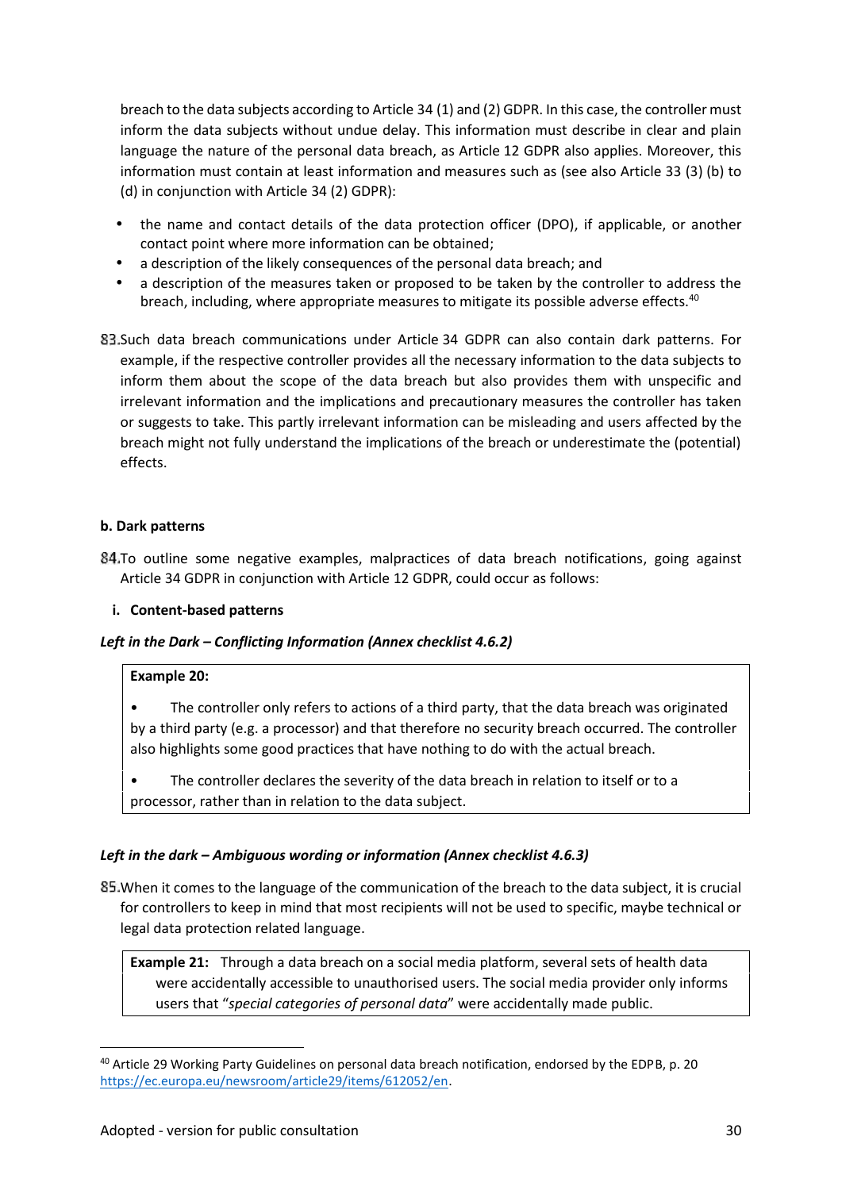breach to the data subjects according to Article 34 (1) and (2) GDPR. In this case, the controller must inform the data subjects without undue delay. This information must describe in clear and plain language the nature of the personal data breach, as Article 12 GDPR also applies. Moreover, this information must contain at least information and measures such as (see also Article 33 (3) (b) to (d) in conjunction with Article 34 (2) GDPR):

- the name and contact details of the data protection officer (DPO), if applicable, or another contact point where more information can be obtained;
- a description of the likely consequences of the personal data breach; and
- a description of the measures taken or proposed to be taken by the controller to address the breach, including, where appropriate measures to mitigate its possible adverse effects.[40]

83. Such data breach communications under Article 34 GDPR can also contain dark patterns. For example, if the respective controller provides all the necessary information to the data subjects to inform them about the scope of the data breach but also provides them with unspecific and irrelevant information and the implications and precautionary measures the controller has taken or suggests to take. This partly irrelevant information can be misleading and users affected by the breach might not fully understand the implications of the breach or underestimate the (potential) effects.

**b. Dark patterns**

84. To outline some negative examples, malpractices of data breach notifications, going against Article 34 GDPR in conjunction with Article 12 GDPR, could occur as follows:

**i. Content-based patterns**

***Left in the Dark – Conflicting Information (Annex checklist 4.6.2)***

**Example 20:**

- The controller only refers to actions of a third party, that the data breach was originated by a third party (e.g. a processor) and that therefore no security breach occurred. The controller also highlights some good practices that have nothing to do with the actual breach.
- The controller declares the severity of the data breach in relation to itself or to a processor, rather than in relation to the data subject.

***Left in the dark – Ambiguous wording or information (Annex checklist 4.6.3)***

85. When it comes to the language of the communication of the breach to the data subject, it is crucial for controllers to keep in mind that most recipients will not be used to specific, maybe technical or legal data protection related language.

**Example 21:** Through a data breach on a social media platform, several sets of health data were accidentally accessible to unauthorised users. The social media provider only informs users that "*special categories of personal data*" were accidentally made public.

---

[40] Article 29 Working Party Guidelines on personal data breach notification, endorsed by the EDPB, p. 20 https://ec.europa.eu/newsroom/article29/items/612052/en.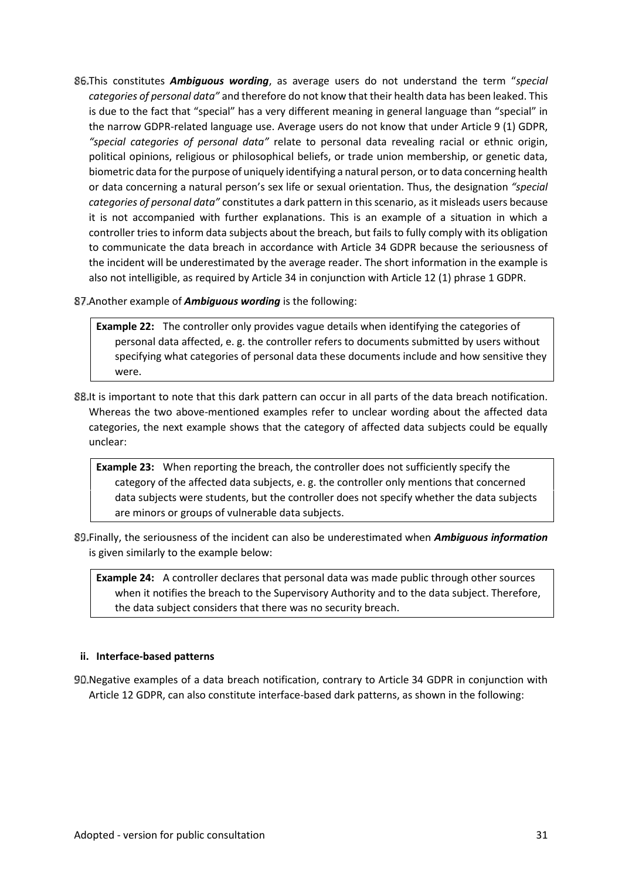86. This constitutes ***Ambiguous wording***, as average users do not understand the term "*special categories of personal data"* and therefore do not know that their health data has been leaked. This is due to the fact that "special" has a very different meaning in general language than "special" in the narrow GDPR-related language use. Average users do not know that under Article 9 (1) GDPR, *"special categories of personal data"* relate to personal data revealing racial or ethnic origin, political opinions, religious or philosophical beliefs, or trade union membership, or genetic data, biometric data for the purpose of uniquely identifying a natural person, or to data concerning health or data concerning a natural person's sex life or sexual orientation. Thus, the designation *"special categories of personal data"* constitutes a dark pattern in this scenario, as it misleads users because it is not accompanied with further explanations. This is an example of a situation in which a controller tries to inform data subjects about the breach, but fails to fully comply with its obligation to communicate the data breach in accordance with Article 34 GDPR because the seriousness of the incident will be underestimated by the average reader. The short information in the example is also not intelligible, as required by Article 34 in conjunction with Article 12 (1) phrase 1 GDPR.

87. Another example of ***Ambiguous wording*** is the following:

> **Example 22:** The controller only provides vague details when identifying the categories of personal data affected, e. g. the controller refers to documents submitted by users without specifying what categories of personal data these documents include and how sensitive they were.

88. It is important to note that this dark pattern can occur in all parts of the data breach notification. Whereas the two above-mentioned examples refer to unclear wording about the affected data categories, the next example shows that the category of affected data subjects could be equally unclear:

> **Example 23:** When reporting the breach, the controller does not sufficiently specify the category of the affected data subjects, e. g. the controller only mentions that concerned data subjects were students, but the controller does not specify whether the data subjects are minors or groups of vulnerable data subjects.

89. Finally, the seriousness of the incident can also be underestimated when ***Ambiguous information*** is given similarly to the example below:

> **Example 24:** A controller declares that personal data was made public through other sources when it notifies the breach to the Supervisory Authority and to the data subject. Therefore, the data subject considers that there was no security breach.

#### ii. Interface-based patterns

90. Negative examples of a data breach notification, contrary to Article 34 GDPR in conjunction with Article 12 GDPR, can also constitute interface-based dark patterns, as shown in the following: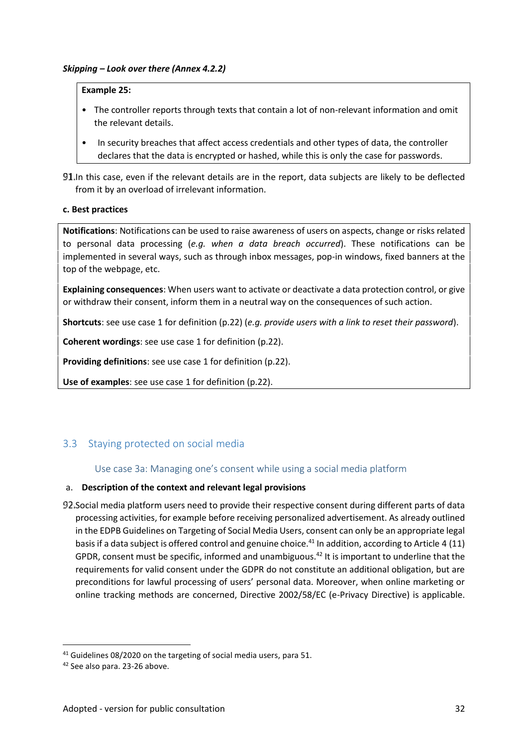***Skipping – Look over there (Annex 4.2.2)***

> **Example 25:**
>
> - The controller reports through texts that contain a lot of non-relevant information and omit the relevant details.
> - In security breaches that affect access credentials and other types of data, the controller declares that the data is encrypted or hashed, while this is only the case for passwords.

91. In this case, even if the relevant details are in the report, data subjects are likely to be deflected from it by an overload of irrelevant information.

**c. Best practices**

> **Notifications**: Notifications can be used to raise awareness of users on aspects, change or risks related to personal data processing (*e.g. when a data breach occurred*). These notifications can be implemented in several ways, such as through inbox messages, pop-in windows, fixed banners at the top of the webpage, etc.
>
> **Explaining consequences**: When users want to activate or deactivate a data protection control, or give or withdraw their consent, inform them in a neutral way on the consequences of such action.
>
> **Shortcuts**: see use case 1 for definition (p.22) (*e.g. provide users with a link to reset their password*).
>
> **Coherent wordings**: see use case 1 for definition (p.22).
>
> **Providing definitions**: see use case 1 for definition (p.22).
>
> **Use of examples**: see use case 1 for definition (p.22).

## 3.3 Staying protected on social media

### Use case 3a: Managing one's consent while using a social media platform

a. **Description of the context and relevant legal provisions**

92. Social media platform users need to provide their respective consent during different parts of data processing activities, for example before receiving personalized advertisement. As already outlined in the EDPB Guidelines on Targeting of Social Media Users, consent can only be an appropriate legal basis if a data subject is offered control and genuine choice.[41] In addition, according to Article 4 (11) GPDR, consent must be specific, informed and unambiguous.[42] It is important to underline that the requirements for valid consent under the GDPR do not constitute an additional obligation, but are preconditions for lawful processing of users' personal data. Moreover, when online marketing or online tracking methods are concerned, Directive 2002/58/EC (e-Privacy Directive) is applicable.

---

[41] Guidelines 08/2020 on the targeting of social media users, para 51.

[42] See also para. 23-26 above.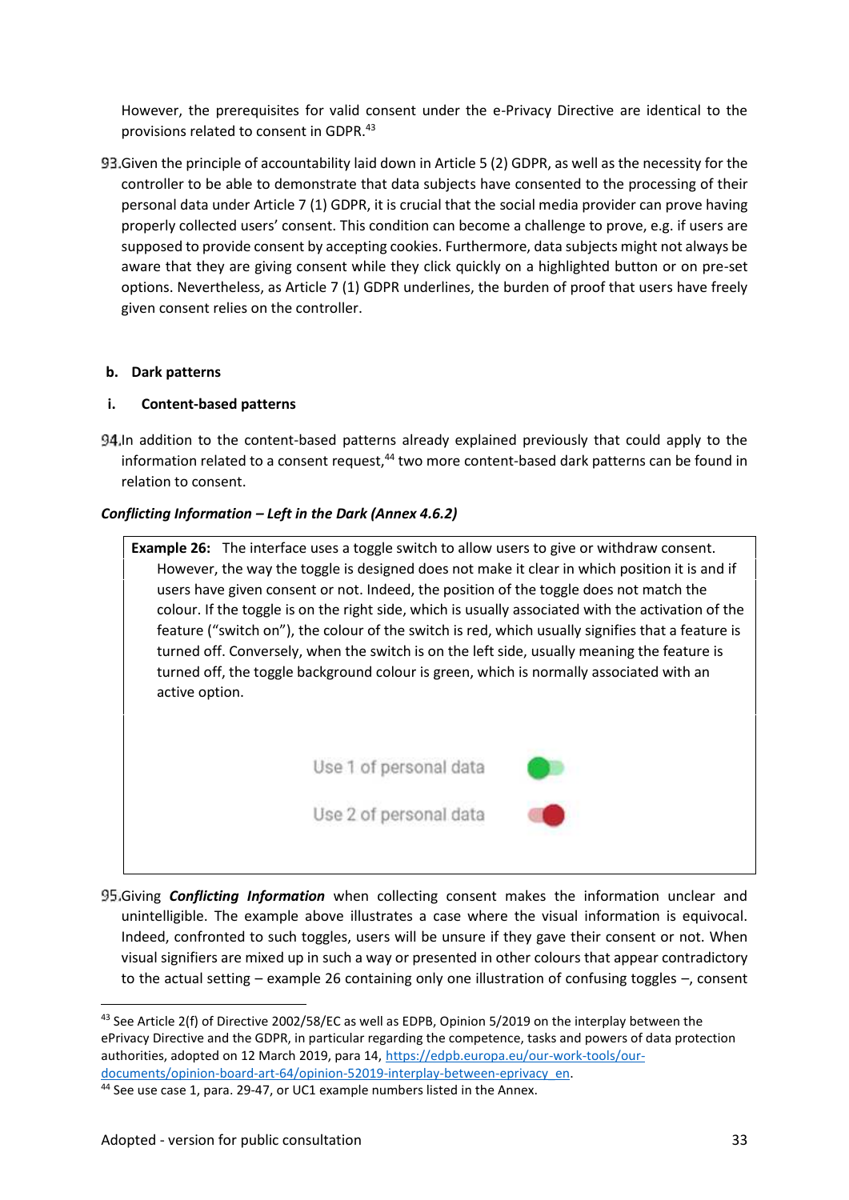However, the prerequisites for valid consent under the e-Privacy Directive are identical to the provisions related to consent in GDPR.[43]

93. Given the principle of accountability laid down in Article 5 (2) GDPR, as well as the necessity for the controller to be able to demonstrate that data subjects have consented to the processing of their personal data under Article 7 (1) GDPR, it is crucial that the social media provider can prove having properly collected users' consent. This condition can become a challenge to prove, e.g. if users are supposed to provide consent by accepting cookies. Furthermore, data subjects might not always be aware that they are giving consent while they click quickly on a highlighted button or on pre-set options. Nevertheless, as Article 7 (1) GDPR underlines, the burden of proof that users have freely given consent relies on the controller.

**b. Dark patterns**

**i. Content-based patterns**

94. In addition to the content-based patterns already explained previously that could apply to the information related to a consent request,[44] two more content-based dark patterns can be found in relation to consent.

***Conflicting Information – Left in the Dark (Annex 4.6.2)***

> **Example 26:** The interface uses a toggle switch to allow users to give or withdraw consent. However, the way the toggle is designed does not make it clear in which position it is and if users have given consent or not. Indeed, the position of the toggle does not match the colour. If the toggle is on the right side, which is usually associated with the activation of the feature ("switch on"), the colour of the switch is red, which usually signifies that a feature is turned off. Conversely, when the switch is on the left side, usually meaning the feature is turned off, the toggle background colour is green, which is normally associated with an active option.
>
> Use 1 of personal data
>
> Use 2 of personal data

95. Giving ***Conflicting Information*** when collecting consent makes the information unclear and unintelligible. The example above illustrates a case where the visual information is equivocal. Indeed, confronted to such toggles, users will be unsure if they gave their consent or not. When visual signifiers are mixed up in such a way or presented in other colours that appear contradictory to the actual setting – example 26 containing only one illustration of confusing toggles –, consent

---

[43] See Article 2(f) of Directive 2002/58/EC as well as EDPB, Opinion 5/2019 on the interplay between the ePrivacy Directive and the GDPR, in particular regarding the competence, tasks and powers of data protection authorities, adopted on 12 March 2019, para 14, https://edpb.europa.eu/our-work-tools/our-documents/opinion-board-art-64/opinion-52019-interplay-between-eprivacy_en.

[44] See use case 1, para. 29-47, or UC1 example numbers listed in the Annex.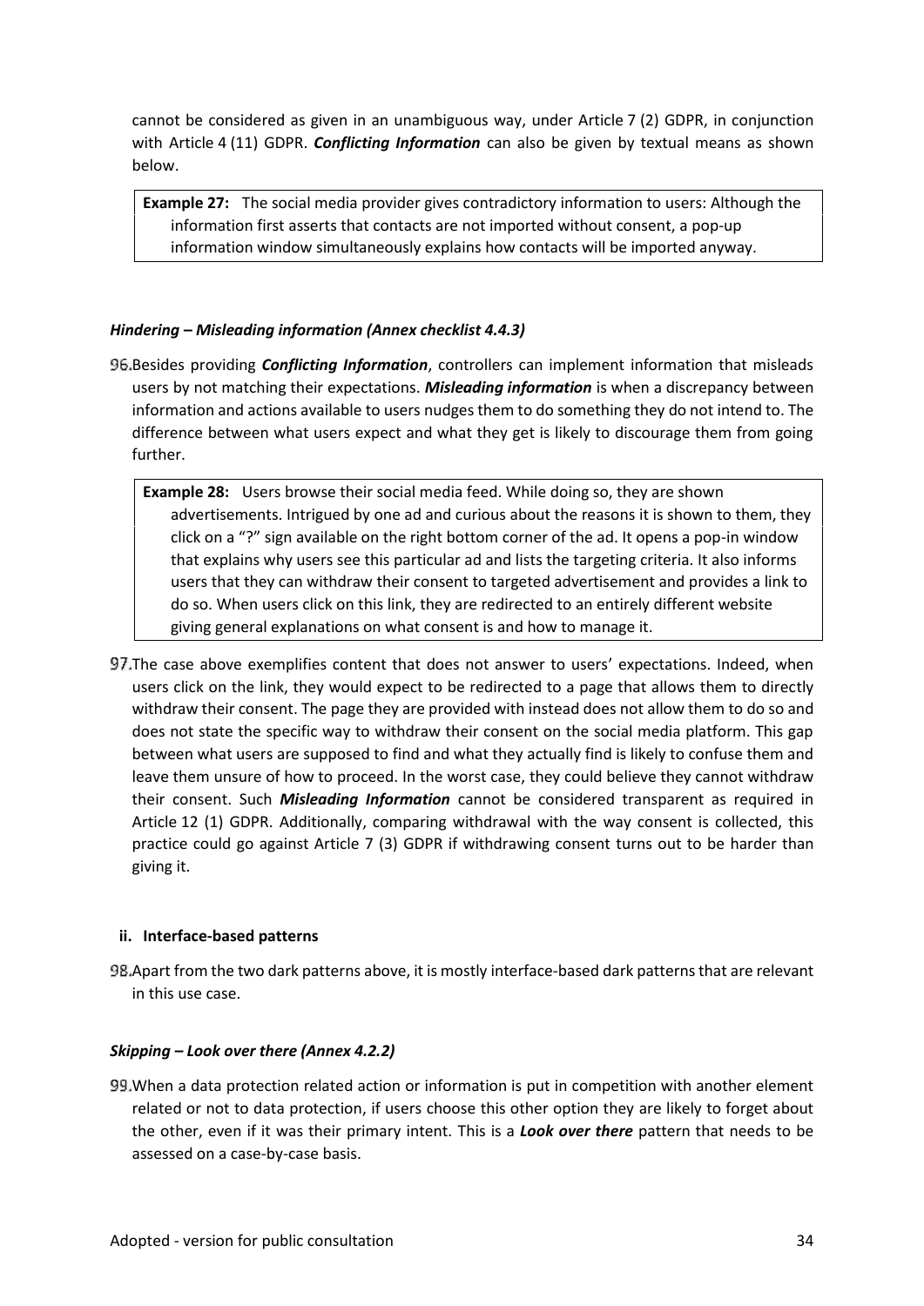cannot be considered as given in an unambiguous way, under Article 7 (2) GDPR, in conjunction with Article 4 (11) GDPR. ***Conflicting Information*** can also be given by textual means as shown below.

> **Example 27:** The social media provider gives contradictory information to users: Although the information first asserts that contacts are not imported without consent, a pop-up information window simultaneously explains how contacts will be imported anyway.

#### *Hindering – Misleading information (Annex checklist 4.4.3)*

96. Besides providing ***Conflicting Information***, controllers can implement information that misleads users by not matching their expectations. ***Misleading information*** is when a discrepancy between information and actions available to users nudges them to do something they do not intend to. The difference between what users expect and what they get is likely to discourage them from going further.

> **Example 28:** Users browse their social media feed. While doing so, they are shown advertisements. Intrigued by one ad and curious about the reasons it is shown to them, they click on a "?" sign available on the right bottom corner of the ad. It opens a pop-in window that explains why users see this particular ad and lists the targeting criteria. It also informs users that they can withdraw their consent to targeted advertisement and provides a link to do so. When users click on this link, they are redirected to an entirely different website giving general explanations on what consent is and how to manage it.

97. The case above exemplifies content that does not answer to users' expectations. Indeed, when users click on the link, they would expect to be redirected to a page that allows them to directly withdraw their consent. The page they are provided with instead does not allow them to do so and does not state the specific way to withdraw their consent on the social media platform. This gap between what users are supposed to find and what they actually find is likely to confuse them and leave them unsure of how to proceed. In the worst case, they could believe they cannot withdraw their consent. Such ***Misleading Information*** cannot be considered transparent as required in Article 12 (1) GDPR. Additionally, comparing withdrawal with the way consent is collected, this practice could go against Article 7 (3) GDPR if withdrawing consent turns out to be harder than giving it.

### ii. Interface-based patterns

98. Apart from the two dark patterns above, it is mostly interface-based dark patterns that are relevant in this use case.

#### *Skipping – Look over there (Annex 4.2.2)*

99. When a data protection related action or information is put in competition with another element related or not to data protection, if users choose this other option they are likely to forget about the other, even if it was their primary intent. This is a ***Look over there*** pattern that needs to be assessed on a case-by-case basis.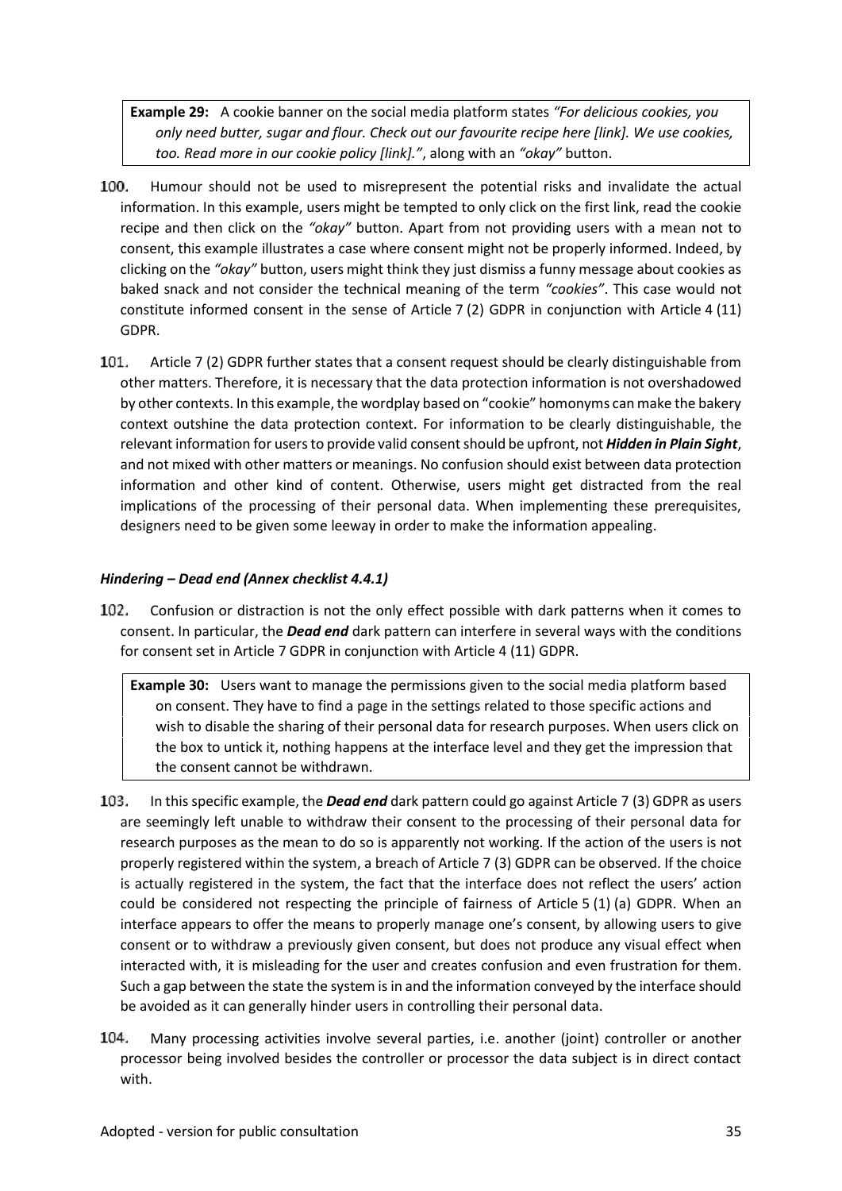> **Example 29:** A cookie banner on the social media platform states *"For delicious cookies, you only need butter, sugar and flour. Check out our favourite recipe here [link]. We use cookies, too. Read more in our cookie policy [link]."*, along with an *"okay"* button.

100. Humour should not be used to misrepresent the potential risks and invalidate the actual information. In this example, users might be tempted to only click on the first link, read the cookie recipe and then click on the *"okay"* button. Apart from not providing users with a mean not to consent, this example illustrates a case where consent might not be properly informed. Indeed, by clicking on the *"okay"* button, users might think they just dismiss a funny message about cookies as baked snack and not consider the technical meaning of the term *"cookies"*. This case would not constitute informed consent in the sense of Article 7 (2) GDPR in conjunction with Article 4 (11) GDPR.

101. Article 7 (2) GDPR further states that a consent request should be clearly distinguishable from other matters. Therefore, it is necessary that the data protection information is not overshadowed by other contexts. In this example, the wordplay based on "cookie" homonyms can make the bakery context outshine the data protection context. For information to be clearly distinguishable, the relevant information for users to provide valid consent should be upfront, not ***Hidden in Plain Sight***, and not mixed with other matters or meanings. No confusion should exist between data protection information and other kind of content. Otherwise, users might get distracted from the real implications of the processing of their personal data. When implementing these prerequisites, designers need to be given some leeway in order to make the information appealing.

### *Hindering – Dead end (Annex checklist 4.4.1)*

102. Confusion or distraction is not the only effect possible with dark patterns when it comes to consent. In particular, the ***Dead end*** dark pattern can interfere in several ways with the conditions for consent set in Article 7 GDPR in conjunction with Article 4 (11) GDPR.

> **Example 30:** Users want to manage the permissions given to the social media platform based on consent. They have to find a page in the settings related to those specific actions and wish to disable the sharing of their personal data for research purposes. When users click on the box to untick it, nothing happens at the interface level and they get the impression that the consent cannot be withdrawn.

103. In this specific example, the ***Dead end*** dark pattern could go against Article 7 (3) GDPR as users are seemingly left unable to withdraw their consent to the processing of their personal data for research purposes as the mean to do so is apparently not working. If the action of the users is not properly registered within the system, a breach of Article 7 (3) GDPR can be observed. If the choice is actually registered in the system, the fact that the interface does not reflect the users' action could be considered not respecting the principle of fairness of Article 5 (1) (a) GDPR. When an interface appears to offer the means to properly manage one's consent, by allowing users to give consent or to withdraw a previously given consent, but does not produce any visual effect when interacted with, it is misleading for the user and creates confusion and even frustration for them. Such a gap between the state the system is in and the information conveyed by the interface should be avoided as it can generally hinder users in controlling their personal data.

104. Many processing activities involve several parties, i.e. another (joint) controller or another processor being involved besides the controller or processor the data subject is in direct contact with.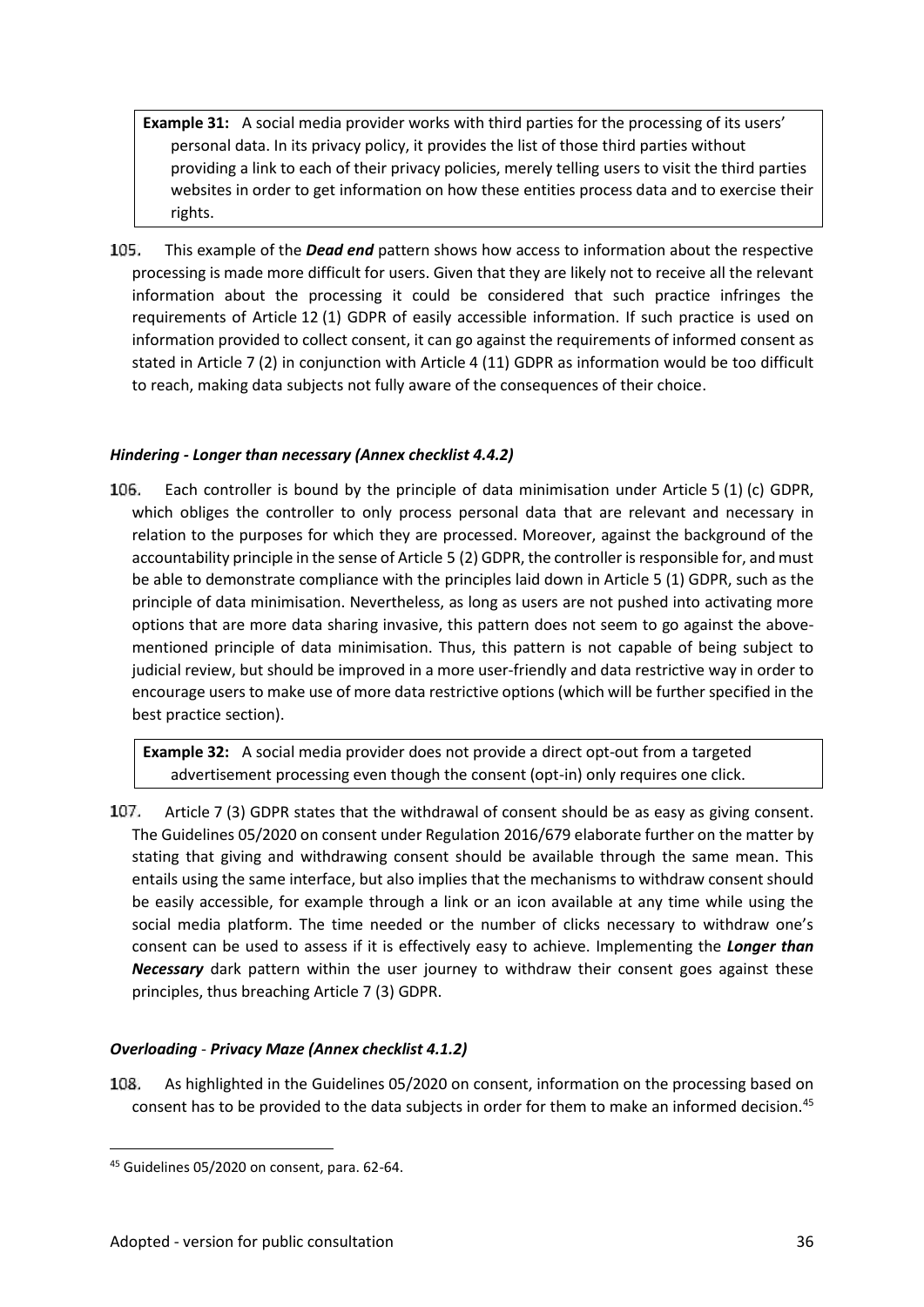**Example 31:** A social media provider works with third parties for the processing of its users' personal data. In its privacy policy, it provides the list of those third parties without providing a link to each of their privacy policies, merely telling users to visit the third parties websites in order to get information on how these entities process data and to exercise their rights.

105. This example of the ***Dead end*** pattern shows how access to information about the respective processing is made more difficult for users. Given that they are likely not to receive all the relevant information about the processing it could be considered that such practice infringes the requirements of Article 12 (1) GDPR of easily accessible information. If such practice is used on information provided to collect consent, it can go against the requirements of informed consent as stated in Article 7 (2) in conjunction with Article 4 (11) GDPR as information would be too difficult to reach, making data subjects not fully aware of the consequences of their choice.

#### *Hindering - Longer than necessary (Annex checklist 4.4.2)*

106. Each controller is bound by the principle of data minimisation under Article 5 (1) (c) GDPR, which obliges the controller to only process personal data that are relevant and necessary in relation to the purposes for which they are processed. Moreover, against the background of the accountability principle in the sense of Article 5 (2) GDPR, the controller is responsible for, and must be able to demonstrate compliance with the principles laid down in Article 5 (1) GDPR, such as the principle of data minimisation. Nevertheless, as long as users are not pushed into activating more options that are more data sharing invasive, this pattern does not seem to go against the above-mentioned principle of data minimisation. Thus, this pattern is not capable of being subject to judicial review, but should be improved in a more user-friendly and data restrictive way in order to encourage users to make use of more data restrictive options (which will be further specified in the best practice section).

**Example 32:** A social media provider does not provide a direct opt-out from a targeted advertisement processing even though the consent (opt-in) only requires one click.

107. Article 7 (3) GDPR states that the withdrawal of consent should be as easy as giving consent. The Guidelines 05/2020 on consent under Regulation 2016/679 elaborate further on the matter by stating that giving and withdrawing consent should be available through the same mean. This entails using the same interface, but also implies that the mechanisms to withdraw consent should be easily accessible, for example through a link or an icon available at any time while using the social media platform. The time needed or the number of clicks necessary to withdraw one's consent can be used to assess if it is effectively easy to achieve. Implementing the ***Longer than Necessary*** dark pattern within the user journey to withdraw their consent goes against these principles, thus breaching Article 7 (3) GDPR.

#### *Overloading - **Privacy Maze (Annex checklist 4.1.2)***

108. As highlighted in the Guidelines 05/2020 on consent, information on the processing based on consent has to be provided to the data subjects in order for them to make an informed decision.[45]

[45] Guidelines 05/2020 on consent, para. 62-64.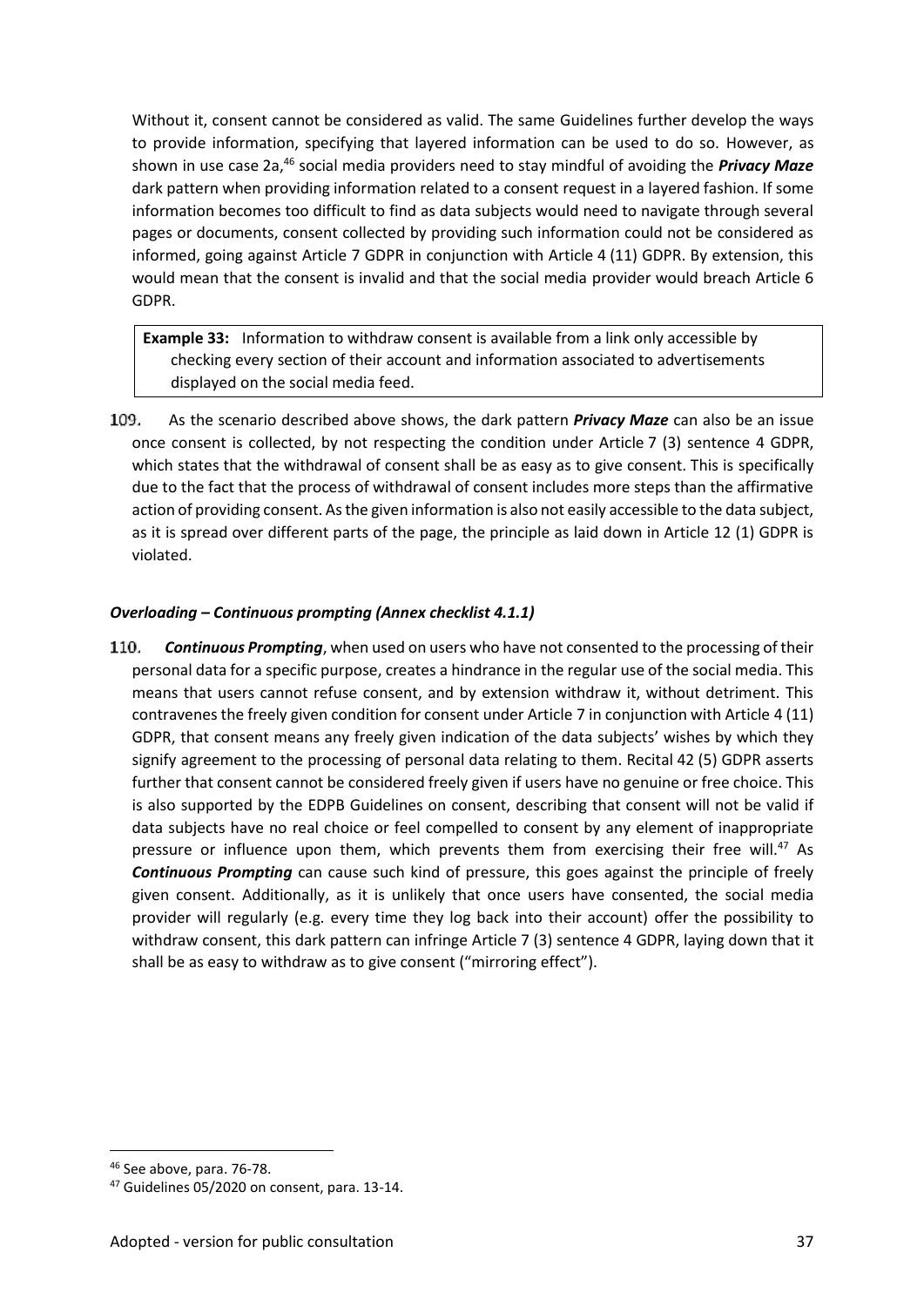Without it, consent cannot be considered as valid. The same Guidelines further develop the ways to provide information, specifying that layered information can be used to do so. However, as shown in use case 2a,[46] social media providers need to stay mindful of avoiding the ***Privacy Maze*** dark pattern when providing information related to a consent request in a layered fashion. If some information becomes too difficult to find as data subjects would need to navigate through several pages or documents, consent collected by providing such information could not be considered as informed, going against Article 7 GDPR in conjunction with Article 4 (11) GDPR. By extension, this would mean that the consent is invalid and that the social media provider would breach Article 6 GDPR.

> **Example 33:** Information to withdraw consent is available from a link only accessible by checking every section of their account and information associated to advertisements displayed on the social media feed.

109. As the scenario described above shows, the dark pattern ***Privacy Maze*** can also be an issue once consent is collected, by not respecting the condition under Article 7 (3) sentence 4 GDPR, which states that the withdrawal of consent shall be as easy as to give consent. This is specifically due to the fact that the process of withdrawal of consent includes more steps than the affirmative action of providing consent. As the given information is also not easily accessible to the data subject, as it is spread over different parts of the page, the principle as laid down in Article 12 (1) GDPR is violated.

***Overloading – Continuous prompting (Annex checklist 4.1.1)***

110. ***Continuous Prompting***, when used on users who have not consented to the processing of their personal data for a specific purpose, creates a hindrance in the regular use of the social media. This means that users cannot refuse consent, and by extension withdraw it, without detriment. This contravenes the freely given condition for consent under Article 7 in conjunction with Article 4 (11) GDPR, that consent means any freely given indication of the data subjects' wishes by which they signify agreement to the processing of personal data relating to them. Recital 42 (5) GDPR asserts further that consent cannot be considered freely given if users have no genuine or free choice. This is also supported by the EDPB Guidelines on consent, describing that consent will not be valid if data subjects have no real choice or feel compelled to consent by any element of inappropriate pressure or influence upon them, which prevents them from exercising their free will.[47] As ***Continuous Prompting*** can cause such kind of pressure, this goes against the principle of freely given consent. Additionally, as it is unlikely that once users have consented, the social media provider will regularly (e.g. every time they log back into their account) offer the possibility to withdraw consent, this dark pattern can infringe Article 7 (3) sentence 4 GDPR, laying down that it shall be as easy to withdraw as to give consent ("mirroring effect").

---

[46] See above, para. 76-78.

[47] Guidelines 05/2020 on consent, para. 13-14.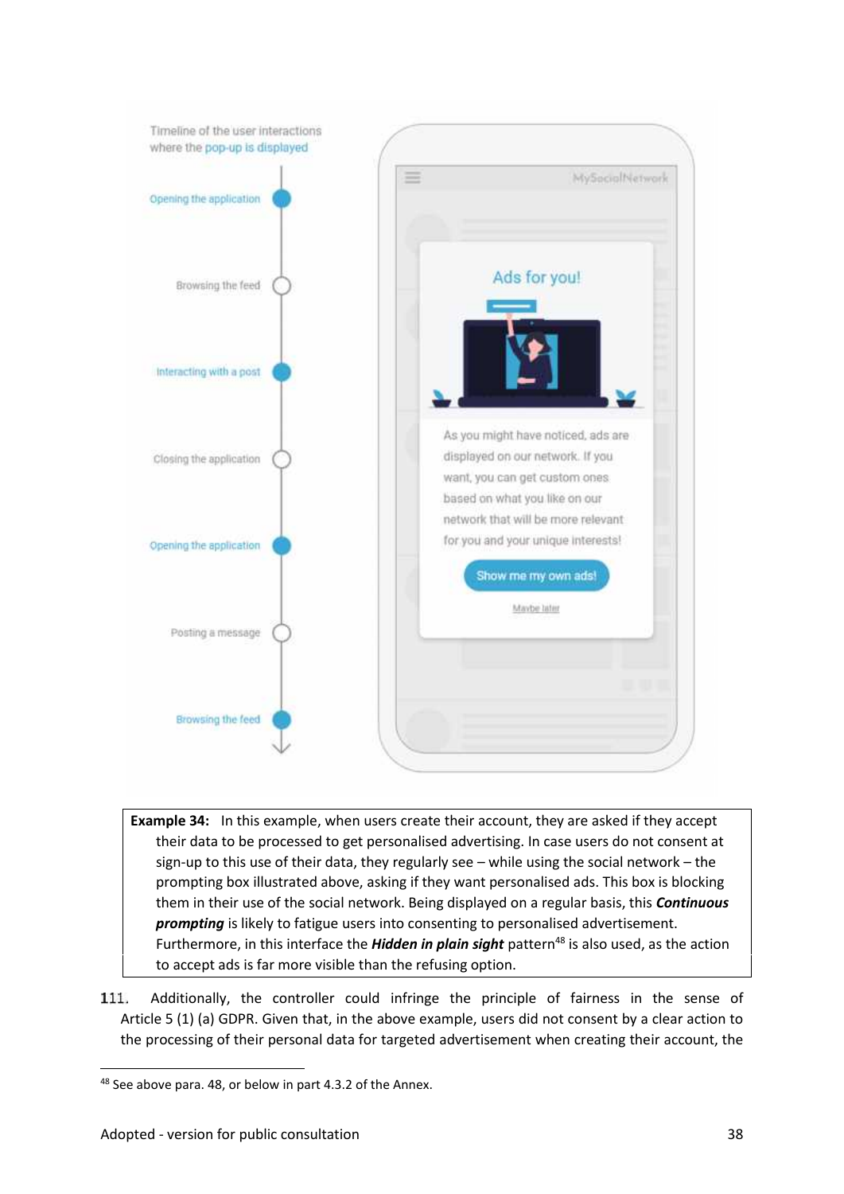Timeline of the user interactions where the pop-up is displayed

Opening the application

Browsing the feed

Interacting with a post

Closing the application

Opening the application

Posting a message

Browsing the feed

MySocialNetwork

Ads for you!

As you might have noticed, ads are displayed on our network. If you want, you can get custom ones based on what you like on our network that will be more relevant for you and your unique interests!

Show me my own ads!

Maybe later

> **Example 34:** In this example, when users create their account, they are asked if they accept their data to be processed to get personalised advertising. In case users do not consent at sign-up to this use of their data, they regularly see – while using the social network – the prompting box illustrated above, asking if they want personalised ads. This box is blocking them in their use of the social network. Being displayed on a regular basis, this ***Continuous prompting*** is likely to fatigue users into consenting to personalised advertisement. Furthermore, in this interface the ***Hidden in plain sight*** pattern[48] is also used, as the action to accept ads is far more visible than the refusing option.

111. Additionally, the controller could infringe the principle of fairness in the sense of Article 5 (1) (a) GDPR. Given that, in the above example, users did not consent by a clear action to the processing of their personal data for targeted advertisement when creating their account, the

[48] See above para. 48, or below in part 4.3.2 of the Annex.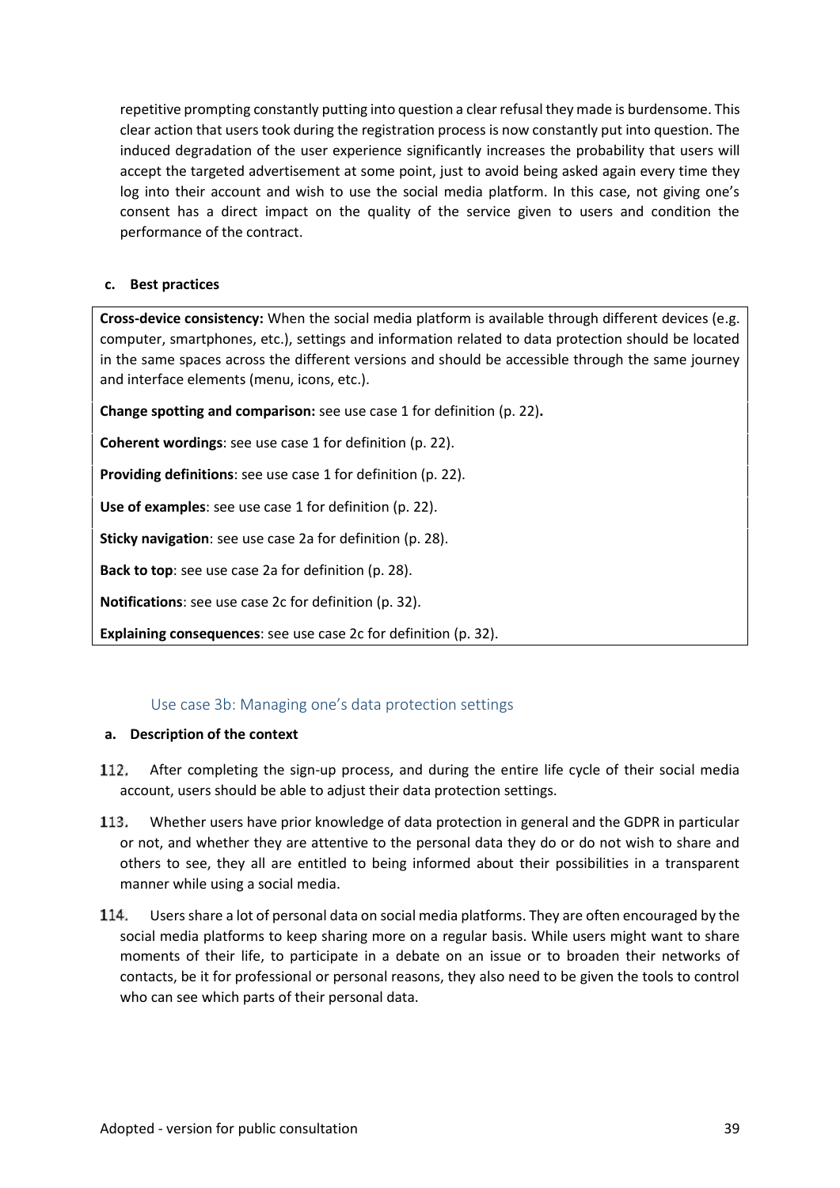repetitive prompting constantly putting into question a clear refusal they made is burdensome. This clear action that users took during the registration process is now constantly put into question. The induced degradation of the user experience significantly increases the probability that users will accept the targeted advertisement at some point, just to avoid being asked again every time they log into their account and wish to use the social media platform. In this case, not giving one's consent has a direct impact on the quality of the service given to users and condition the performance of the contract.

**c. Best practices**

**Cross-device consistency:** When the social media platform is available through different devices (e.g. computer, smartphones, etc.), settings and information related to data protection should be located in the same spaces across the different versions and should be accessible through the same journey and interface elements (menu, icons, etc.).

**Change spotting and comparison:** see use case 1 for definition (p. 22)**.**

**Coherent wordings**: see use case 1 for definition (p. 22).

**Providing definitions**: see use case 1 for definition (p. 22).

**Use of examples**: see use case 1 for definition (p. 22).

**Sticky navigation**: see use case 2a for definition (p. 28).

**Back to top**: see use case 2a for definition (p. 28).

**Notifications**: see use case 2c for definition (p. 32).

**Explaining consequences**: see use case 2c for definition (p. 32).

### Use case 3b: Managing one's data protection settings

**a. Description of the context**

112. After completing the sign-up process, and during the entire life cycle of their social media account, users should be able to adjust their data protection settings.

113. Whether users have prior knowledge of data protection in general and the GDPR in particular or not, and whether they are attentive to the personal data they do or do not wish to share and others to see, they all are entitled to being informed about their possibilities in a transparent manner while using a social media.

114. Users share a lot of personal data on social media platforms. They are often encouraged by the social media platforms to keep sharing more on a regular basis. While users might want to share moments of their life, to participate in a debate on an issue or to broaden their networks of contacts, be it for professional or personal reasons, they also need to be given the tools to control who can see which parts of their personal data.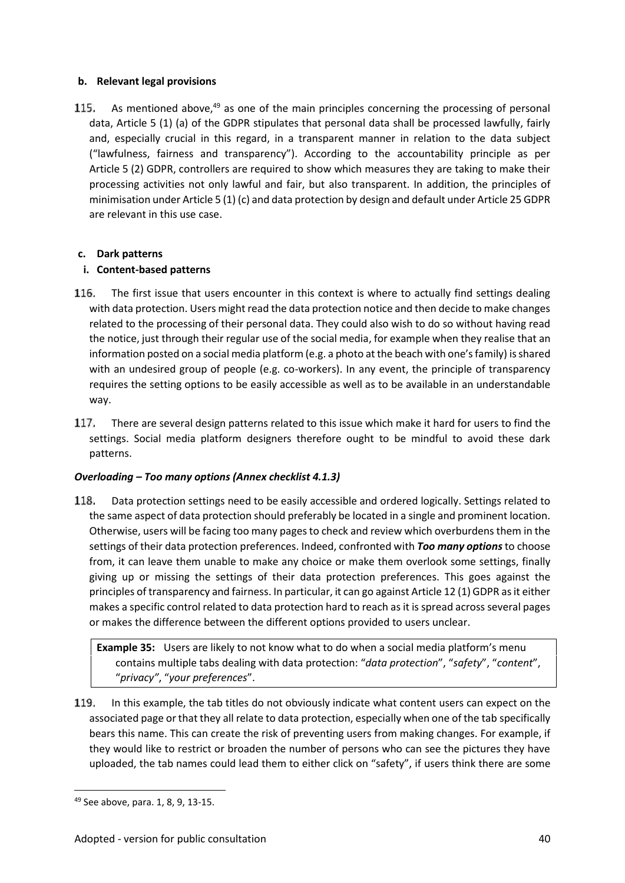**b. Relevant legal provisions**

115. As mentioned above,[49] as one of the main principles concerning the processing of personal data, Article 5 (1) (a) of the GDPR stipulates that personal data shall be processed lawfully, fairly and, especially crucial in this regard, in a transparent manner in relation to the data subject ("lawfulness, fairness and transparency"). According to the accountability principle as per Article 5 (2) GDPR, controllers are required to show which measures they are taking to make their processing activities not only lawful and fair, but also transparent. In addition, the principles of minimisation under Article 5 (1) (c) and data protection by design and default under Article 25 GDPR are relevant in this use case.

**c. Dark patterns**

**i. Content-based patterns**

116. The first issue that users encounter in this context is where to actually find settings dealing with data protection. Users might read the data protection notice and then decide to make changes related to the processing of their personal data. They could also wish to do so without having read the notice, just through their regular use of the social media, for example when they realise that an information posted on a social media platform (e.g. a photo at the beach with one's family) is shared with an undesired group of people (e.g. co-workers). In any event, the principle of transparency requires the setting options to be easily accessible as well as to be available in an understandable way.

117. There are several design patterns related to this issue which make it hard for users to find the settings. Social media platform designers therefore ought to be mindful to avoid these dark patterns.

***Overloading – Too many options (Annex checklist 4.1.3)***

118. Data protection settings need to be easily accessible and ordered logically. Settings related to the same aspect of data protection should preferably be located in a single and prominent location. Otherwise, users will be facing too many pages to check and review which overburdens them in the settings of their data protection preferences. Indeed, confronted with ***Too many options*** to choose from, it can leave them unable to make any choice or make them overlook some settings, finally giving up or missing the settings of their data protection preferences. This goes against the principles of transparency and fairness. In particular, it can go against Article 12 (1) GDPR as it either makes a specific control related to data protection hard to reach as it is spread across several pages or makes the difference between the different options provided to users unclear.

> **Example 35:** Users are likely to not know what to do when a social media platform's menu contains multiple tabs dealing with data protection: "*data protection*", "*safety*", "*content*", "*privacy*", "*your preferences*".

119. In this example, the tab titles do not obviously indicate what content users can expect on the associated page or that they all relate to data protection, especially when one of the tab specifically bears this name. This can create the risk of preventing users from making changes. For example, if they would like to restrict or broaden the number of persons who can see the pictures they have uploaded, the tab names could lead them to either click on "safety", if users think there are some

---

[49] See above, para. 1, 8, 9, 13-15.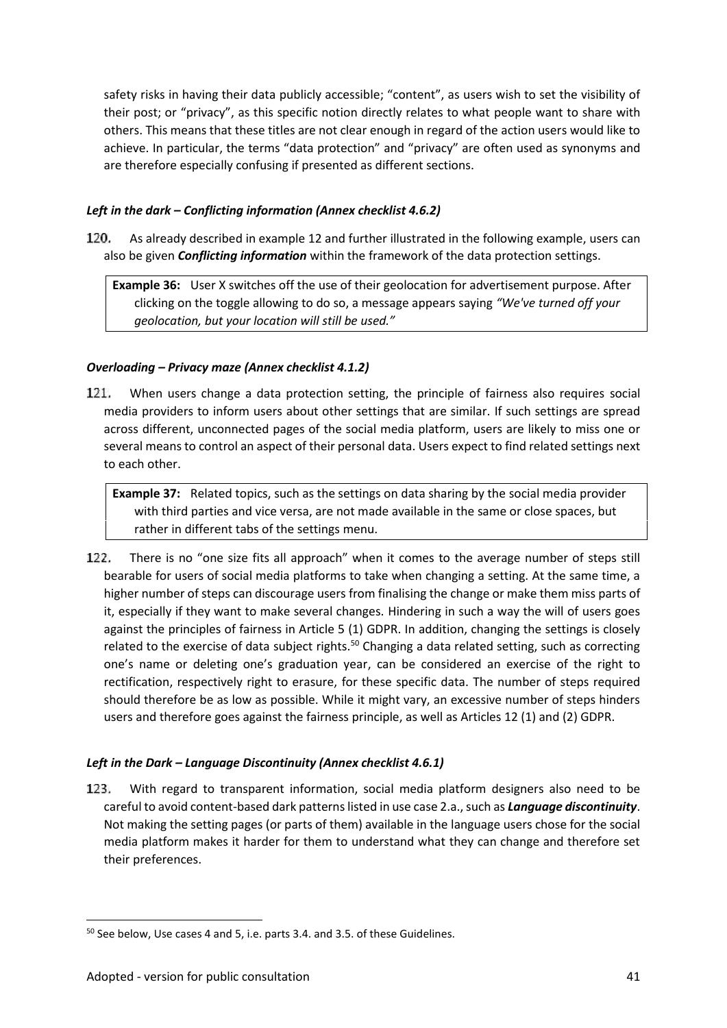safety risks in having their data publicly accessible; "content", as users wish to set the visibility of their post; or "privacy", as this specific notion directly relates to what people want to share with others. This means that these titles are not clear enough in regard of the action users would like to achieve. In particular, the terms "data protection" and "privacy" are often used as synonyms and are therefore especially confusing if presented as different sections.

#### *Left in the dark – Conflicting information (Annex checklist 4.6.2)*

120. As already described in example 12 and further illustrated in the following example, users can also be given ***Conflicting information*** within the framework of the data protection settings.

> **Example 36:** User X switches off the use of their geolocation for advertisement purpose. After clicking on the toggle allowing to do so, a message appears saying *"We've turned off your geolocation, but your location will still be used."*

#### *Overloading – Privacy maze (Annex checklist 4.1.2)*

121. When users change a data protection setting, the principle of fairness also requires social media providers to inform users about other settings that are similar. If such settings are spread across different, unconnected pages of the social media platform, users are likely to miss one or several means to control an aspect of their personal data. Users expect to find related settings next to each other.

> **Example 37:** Related topics, such as the settings on data sharing by the social media provider with third parties and vice versa, are not made available in the same or close spaces, but rather in different tabs of the settings menu.

122. There is no "one size fits all approach" when it comes to the average number of steps still bearable for users of social media platforms to take when changing a setting. At the same time, a higher number of steps can discourage users from finalising the change or make them miss parts of it, especially if they want to make several changes. Hindering in such a way the will of users goes against the principles of fairness in Article 5 (1) GDPR. In addition, changing the settings is closely related to the exercise of data subject rights.[50] Changing a data related setting, such as correcting one's name or deleting one's graduation year, can be considered an exercise of the right to rectification, respectively right to erasure, for these specific data. The number of steps required should therefore be as low as possible. While it might vary, an excessive number of steps hinders users and therefore goes against the fairness principle, as well as Articles 12 (1) and (2) GDPR.

#### *Left in the Dark – Language Discontinuity (Annex checklist 4.6.1)*

123. With regard to transparent information, social media platform designers also need to be careful to avoid content-based dark patterns listed in use case 2.a., such as ***Language discontinuity***. Not making the setting pages (or parts of them) available in the language users chose for the social media platform makes it harder for them to understand what they can change and therefore set their preferences.

---

[50] See below, Use cases 4 and 5, i.e. parts 3.4. and 3.5. of these Guidelines.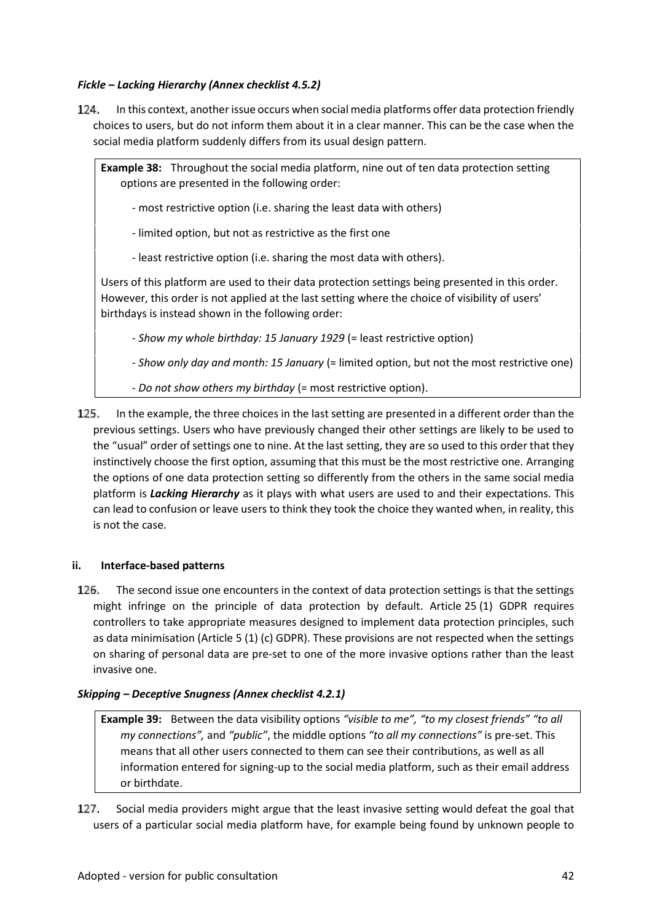***Fickle – Lacking Hierarchy (Annex checklist 4.5.2)***

124. In this context, another issue occurs when social media platforms offer data protection friendly choices to users, but do not inform them about it in a clear manner. This can be the case when the social media platform suddenly differs from its usual design pattern.

> **Example 38:** Throughout the social media platform, nine out of ten data protection setting options are presented in the following order:
>
> - most restrictive option (i.e. sharing the least data with others)
> - limited option, but not as restrictive as the first one
> - least restrictive option (i.e. sharing the most data with others).
>
> Users of this platform are used to their data protection settings being presented in this order. However, this order is not applied at the last setting where the choice of visibility of users' birthdays is instead shown in the following order:
>
> - *Show my whole birthday: 15 January 1929* (= least restrictive option)
> - *Show only day and month: 15 January* (= limited option, but not the most restrictive one)
> - *Do not show others my birthday* (= most restrictive option).

125. In the example, the three choices in the last setting are presented in a different order than the previous settings. Users who have previously changed their other settings are likely to be used to the "usual" order of settings one to nine. At the last setting, they are so used to this order that they instinctively choose the first option, assuming that this must be the most restrictive one. Arranging the options of one data protection setting so differently from the others in the same social media platform is ***Lacking Hierarchy*** as it plays with what users are used to and their expectations. This can lead to confusion or leave users to think they took the choice they wanted when, in reality, this is not the case.

#### ii. Interface-based patterns

126. The second issue one encounters in the context of data protection settings is that the settings might infringe on the principle of data protection by default. Article 25 (1) GDPR requires controllers to take appropriate measures designed to implement data protection principles, such as data minimisation (Article 5 (1) (c) GDPR). These provisions are not respected when the settings on sharing of personal data are pre-set to one of the more invasive options rather than the least invasive one.

***Skipping – Deceptive Snugness (Annex checklist 4.2.1)***

> **Example 39:** Between the data visibility options *"visible to me", "to my closest friends" "to all my connections",* and *"public"*, the middle options *"to all my connections"* is pre-set. This means that all other users connected to them can see their contributions, as well as all information entered for signing-up to the social media platform, such as their email address or birthdate.

127. Social media providers might argue that the least invasive setting would defeat the goal that users of a particular social media platform have, for example being found by unknown people to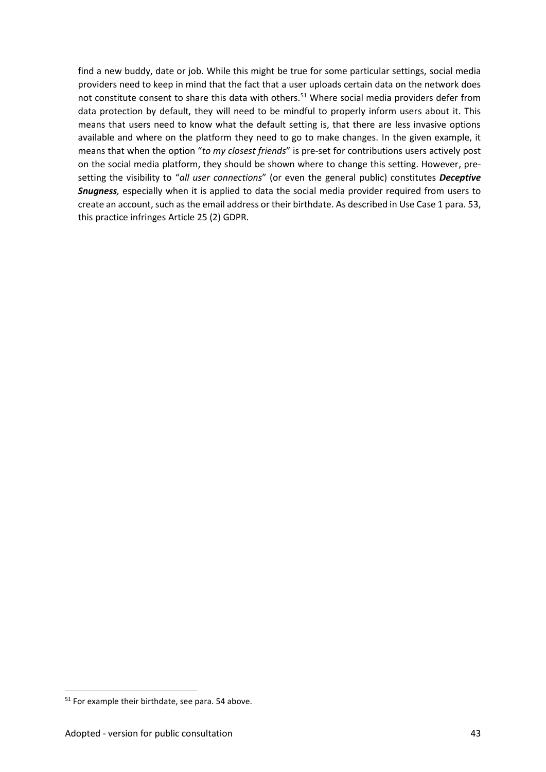find a new buddy, date or job. While this might be true for some particular settings, social media providers need to keep in mind that the fact that a user uploads certain data on the network does not constitute consent to share this data with others.[51] Where social media providers defer from data protection by default, they will need to be mindful to properly inform users about it. This means that users need to know what the default setting is, that there are less invasive options available and where on the platform they need to go to make changes. In the given example, it means that when the option "*to my closest friends*" is pre-set for contributions users actively post on the social media platform, they should be shown where to change this setting. However, pre-setting the visibility to "*all user connections*" (or even the general public) constitutes ***Deceptive Snugness,*** especially when it is applied to data the social media provider required from users to create an account, such as the email address or their birthdate. As described in Use Case 1 para. 53, this practice infringes Article 25 (2) GDPR.

---

[51] For example their birthdate, see para. 54 above.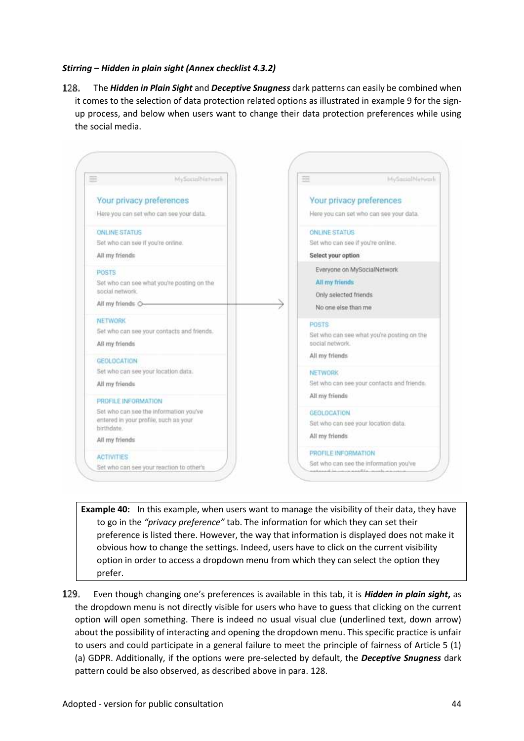***Stirring – Hidden in plain sight (Annex checklist 4.3.2)***

128. The ***Hidden in Plain Sight*** and ***Deceptive Snugness*** dark patterns can easily be combined when it comes to the selection of data protection related options as illustrated in example 9 for the sign-up process, and below when users want to change their data protection preferences while using the social media.

| **Example 40:** In this example, when users want to manage the visibility of their data, they have to go in the *"privacy preference"* tab. The information for which they can set their preference is listed there. However, the way that information is displayed does not make it obvious how to change the settings. Indeed, users have to click on the current visibility option in order to access a dropdown menu from which they can select the option they prefer. |
|---|

129. Even though changing one's preferences is available in this tab, it is ***Hidden in plain sight*****,** as the dropdown menu is not directly visible for users who have to guess that clicking on the current option will open something. There is indeed no usual visual clue (underlined text, down arrow) about the possibility of interacting and opening the dropdown menu. This specific practice is unfair to users and could participate in a general failure to meet the principle of fairness of Article 5 (1) (a) GDPR. Additionally, if the options were pre-selected by default, the ***Deceptive Snugness*** dark pattern could be also observed, as described above in para. 128.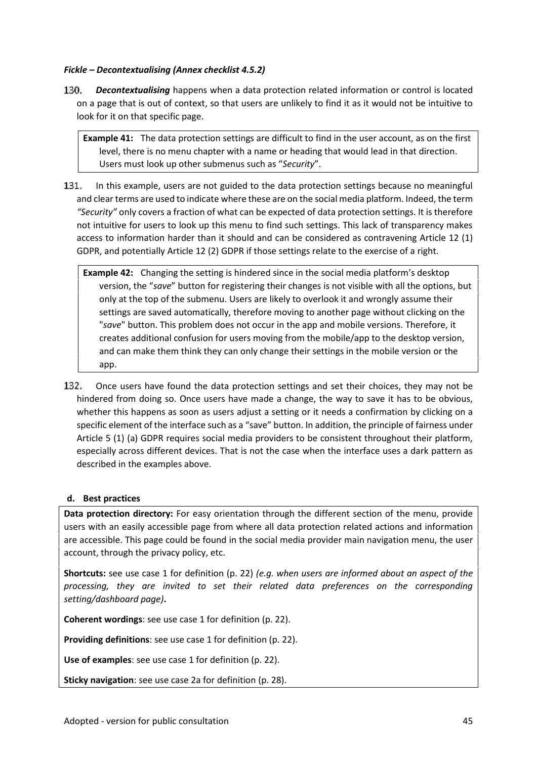#### *Fickle – Decontextualising (Annex checklist 4.5.2)*

130. ***Decontextualising*** happens when a data protection related information or control is located on a page that is out of context, so that users are unlikely to find it as it would not be intuitive to look for it on that specific page.

> **Example 41:** The data protection settings are difficult to find in the user account, as on the first level, there is no menu chapter with a name or heading that would lead in that direction. Users must look up other submenus such as "*Security*".

131. In this example, users are not guided to the data protection settings because no meaningful and clear terms are used to indicate where these are on the social media platform. Indeed, the term *"Security"* only covers a fraction of what can be expected of data protection settings. It is therefore not intuitive for users to look up this menu to find such settings. This lack of transparency makes access to information harder than it should and can be considered as contravening Article 12 (1) GDPR, and potentially Article 12 (2) GDPR if those settings relate to the exercise of a right.

> **Example 42:** Changing the setting is hindered since in the social media platform's desktop version, the "*save*" button for registering their changes is not visible with all the options, but only at the top of the submenu. Users are likely to overlook it and wrongly assume their settings are saved automatically, therefore moving to another page without clicking on the "*save*" button. This problem does not occur in the app and mobile versions. Therefore, it creates additional confusion for users moving from the mobile/app to the desktop version, and can make them think they can only change their settings in the mobile version or the app.

132. Once users have found the data protection settings and set their choices, they may not be hindered from doing so. Once users have made a change, the way to save it has to be obvious, whether this happens as soon as users adjust a setting or it needs a confirmation by clicking on a specific element of the interface such as a "save" button. In addition, the principle of fairness under Article 5 (1) (a) GDPR requires social media providers to be consistent throughout their platform, especially across different devices. That is not the case when the interface uses a dark pattern as described in the examples above.

#### d. Best practices

**Data protection directory:** For easy orientation through the different section of the menu, provide users with an easily accessible page from where all data protection related actions and information are accessible. This page could be found in the social media provider main navigation menu, the user account, through the privacy policy, etc.

**Shortcuts:** see use case 1 for definition (p. 22) *(e.g. when users are informed about an aspect of the processing, they are invited to set their related data preferences on the corresponding setting/dashboard page)***.**

**Coherent wordings**: see use case 1 for definition (p. 22).

**Providing definitions**: see use case 1 for definition (p. 22).

**Use of examples**: see use case 1 for definition (p. 22).

**Sticky navigation**: see use case 2a for definition (p. 28).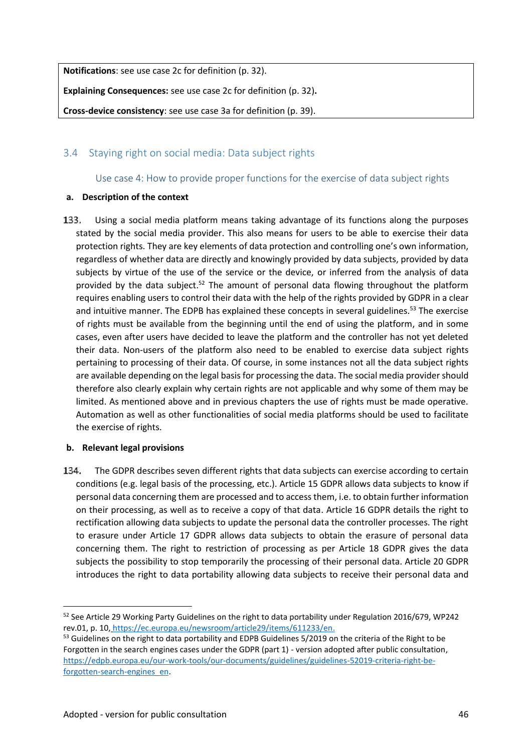**Notifications**: see use case 2c for definition (p. 32).

**Explaining Consequences:** see use case 2c for definition (p. 32).

**Cross-device consistency**: see use case 3a for definition (p. 39).

## 3.4 Staying right on social media: Data subject rights

### Use case 4: How to provide proper functions for the exercise of data subject rights

**a. Description of the context**

133. Using a social media platform means taking advantage of its functions along the purposes stated by the social media provider. This also means for users to be able to exercise their data protection rights. They are key elements of data protection and controlling one's own information, regardless of whether data are directly and knowingly provided by data subjects, provided by data subjects by virtue of the use of the service or the device, or inferred from the analysis of data provided by the data subject.[52] The amount of personal data flowing throughout the platform requires enabling users to control their data with the help of the rights provided by GDPR in a clear and intuitive manner. The EDPB has explained these concepts in several guidelines.[53] The exercise of rights must be available from the beginning until the end of using the platform, and in some cases, even after users have decided to leave the platform and the controller has not yet deleted their data. Non-users of the platform also need to be enabled to exercise data subject rights pertaining to processing of their data. Of course, in some instances not all the data subject rights are available depending on the legal basis for processing the data. The social media provider should therefore also clearly explain why certain rights are not applicable and why some of them may be limited. As mentioned above and in previous chapters the use of rights must be made operative. Automation as well as other functionalities of social media platforms should be used to facilitate the exercise of rights.

**b. Relevant legal provisions**

134. The GDPR describes seven different rights that data subjects can exercise according to certain conditions (e.g. legal basis of the processing, etc.). Article 15 GDPR allows data subjects to know if personal data concerning them are processed and to access them, i.e. to obtain further information on their processing, as well as to receive a copy of that data. Article 16 GDPR details the right to rectification allowing data subjects to update the personal data the controller processes. The right to erasure under Article 17 GDPR allows data subjects to obtain the erasure of personal data concerning them. The right to restriction of processing as per Article 18 GDPR gives the data subjects the possibility to stop temporarily the processing of their personal data. Article 20 GDPR introduces the right to data portability allowing data subjects to receive their personal data and

---

[52] See Article 29 Working Party Guidelines on the right to data portability under Regulation 2016/679, WP242 rev.01, p. 10, https://ec.europa.eu/newsroom/article29/items/611233/en.

[53] Guidelines on the right to data portability and EDPB Guidelines 5/2019 on the criteria of the Right to be Forgotten in the search engines cases under the GDPR (part 1) - version adopted after public consultation, https://edpb.europa.eu/our-work-tools/our-documents/guidelines/guidelines-52019-criteria-right-be-forgotten-search-engines_en.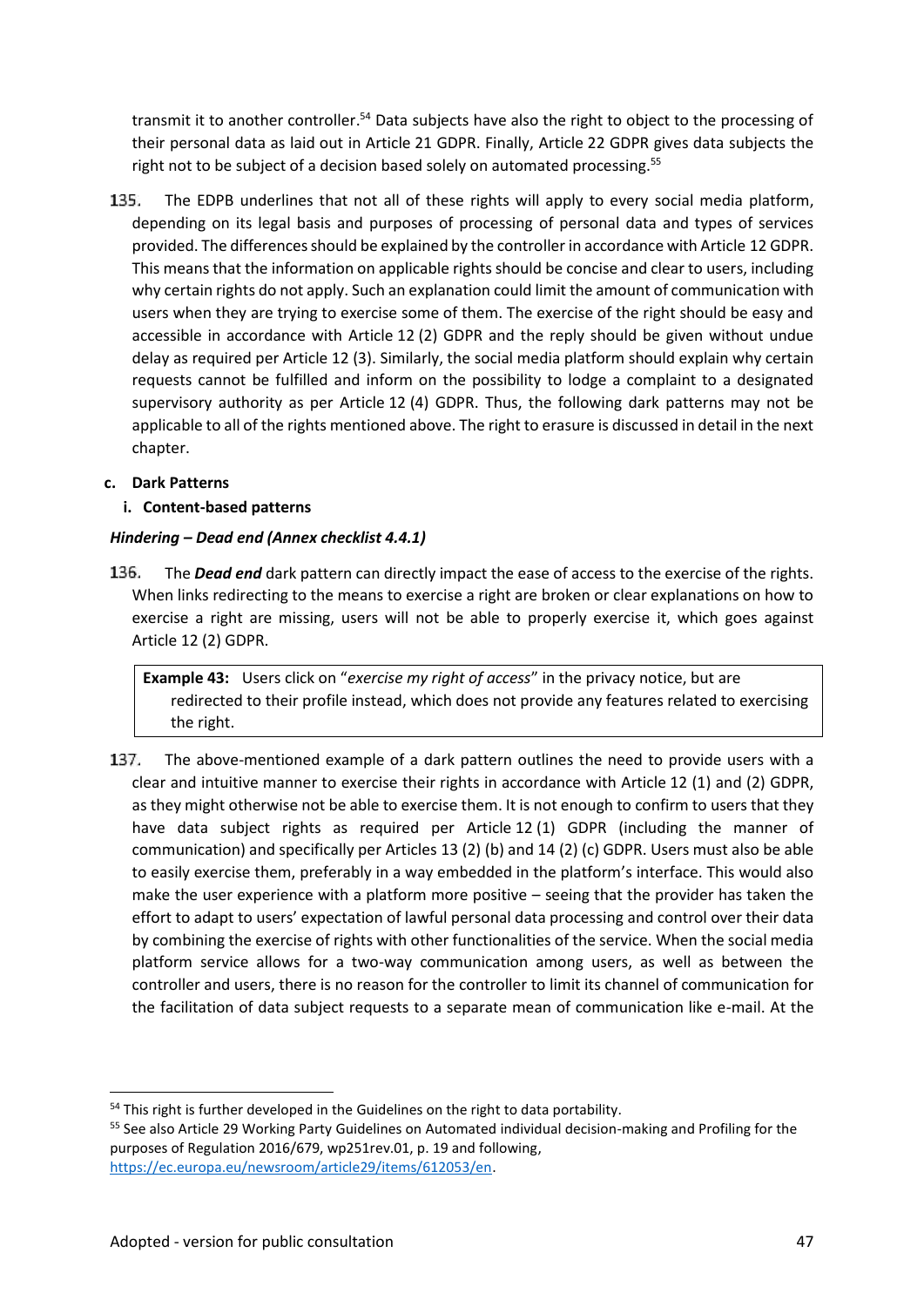transmit it to another controller.[54] Data subjects have also the right to object to the processing of their personal data as laid out in Article 21 GDPR. Finally, Article 22 GDPR gives data subjects the right not to be subject of a decision based solely on automated processing.[55]

135. The EDPB underlines that not all of these rights will apply to every social media platform, depending on its legal basis and purposes of processing of personal data and types of services provided. The differences should be explained by the controller in accordance with Article 12 GDPR. This means that the information on applicable rights should be concise and clear to users, including why certain rights do not apply. Such an explanation could limit the amount of communication with users when they are trying to exercise some of them. The exercise of the right should be easy and accessible in accordance with Article 12 (2) GDPR and the reply should be given without undue delay as required per Article 12 (3). Similarly, the social media platform should explain why certain requests cannot be fulfilled and inform on the possibility to lodge a complaint to a designated supervisory authority as per Article 12 (4) GDPR. Thus, the following dark patterns may not be applicable to all of the rights mentioned above. The right to erasure is discussed in detail in the next chapter.

### c. Dark Patterns

#### i. Content-based patterns

***Hindering – Dead end (Annex checklist 4.4.1)***

136. The ***Dead end*** dark pattern can directly impact the ease of access to the exercise of the rights. When links redirecting to the means to exercise a right are broken or clear explanations on how to exercise a right are missing, users will not be able to properly exercise it, which goes against Article 12 (2) GDPR.

> **Example 43:** Users click on "*exercise my right of access*" in the privacy notice, but are redirected to their profile instead, which does not provide any features related to exercising the right.

137. The above-mentioned example of a dark pattern outlines the need to provide users with a clear and intuitive manner to exercise their rights in accordance with Article 12 (1) and (2) GDPR, as they might otherwise not be able to exercise them. It is not enough to confirm to users that they have data subject rights as required per Article 12 (1) GDPR (including the manner of communication) and specifically per Articles 13 (2) (b) and 14 (2) (c) GDPR. Users must also be able to easily exercise them, preferably in a way embedded in the platform's interface. This would also make the user experience with a platform more positive – seeing that the provider has taken the effort to adapt to users' expectation of lawful personal data processing and control over their data by combining the exercise of rights with other functionalities of the service. When the social media platform service allows for a two-way communication among users, as well as between the controller and users, there is no reason for the controller to limit its channel of communication for the facilitation of data subject requests to a separate mean of communication like e-mail. At the

---

[54] This right is further developed in the Guidelines on the right to data portability.

[55] See also Article 29 Working Party Guidelines on Automated individual decision-making and Profiling for the purposes of Regulation 2016/679, wp251rev.01, p. 19 and following, https://ec.europa.eu/newsroom/article29/items/612053/en.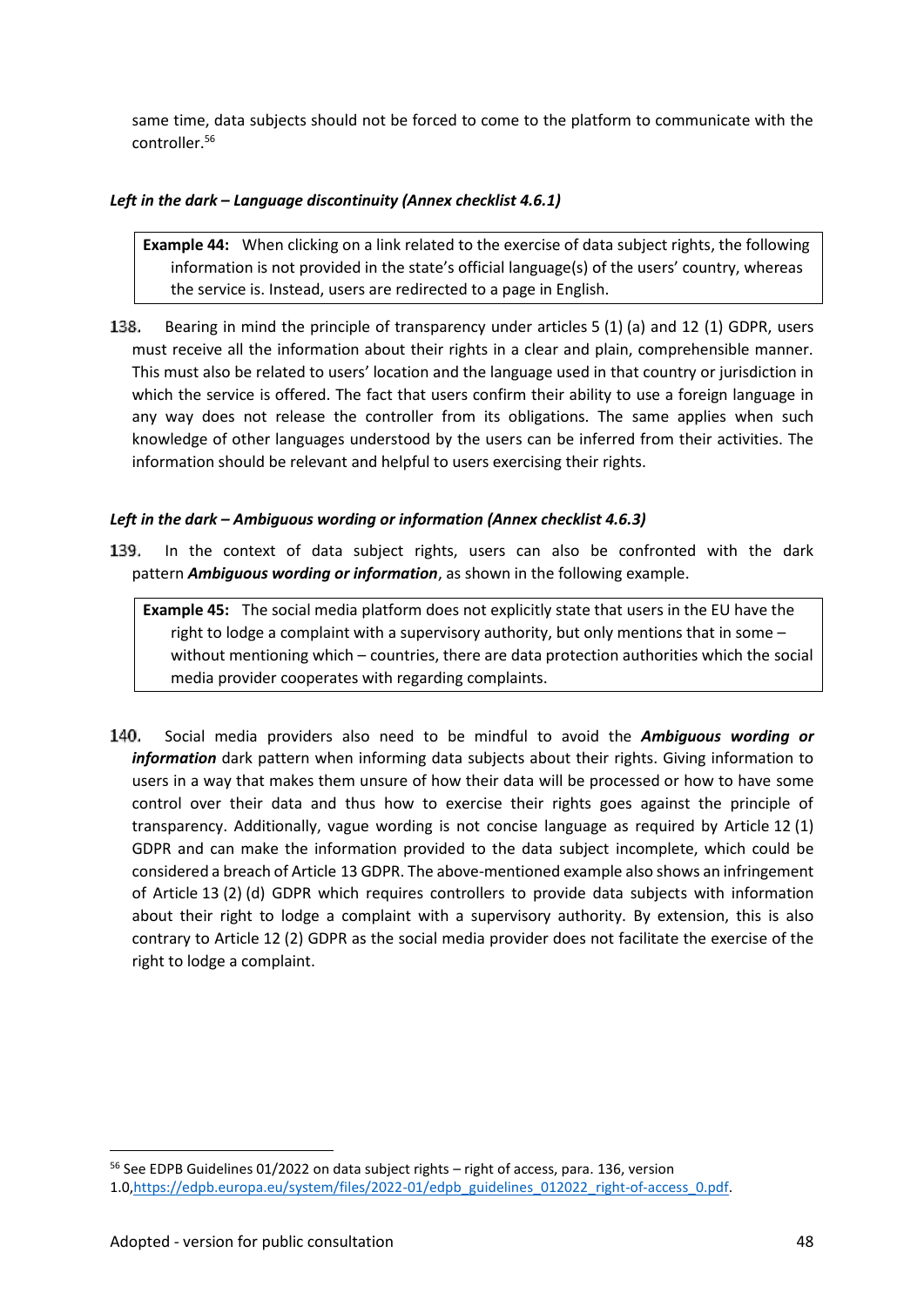same time, data subjects should not be forced to come to the platform to communicate with the controller.[56]

***Left in the dark – Language discontinuity (Annex checklist 4.6.1)***

> **Example 44:** When clicking on a link related to the exercise of data subject rights, the following information is not provided in the state's official language(s) of the users' country, whereas the service is. Instead, users are redirected to a page in English.

138. Bearing in mind the principle of transparency under articles 5 (1) (a) and 12 (1) GDPR, users must receive all the information about their rights in a clear and plain, comprehensible manner. This must also be related to users' location and the language used in that country or jurisdiction in which the service is offered. The fact that users confirm their ability to use a foreign language in any way does not release the controller from its obligations. The same applies when such knowledge of other languages understood by the users can be inferred from their activities. The information should be relevant and helpful to users exercising their rights.

***Left in the dark – Ambiguous wording or information (Annex checklist 4.6.3)***

139. In the context of data subject rights, users can also be confronted with the dark pattern ***Ambiguous wording or information***, as shown in the following example.

> **Example 45:** The social media platform does not explicitly state that users in the EU have the right to lodge a complaint with a supervisory authority, but only mentions that in some – without mentioning which – countries, there are data protection authorities which the social media provider cooperates with regarding complaints.

140. Social media providers also need to be mindful to avoid the ***Ambiguous wording or information*** dark pattern when informing data subjects about their rights. Giving information to users in a way that makes them unsure of how their data will be processed or how to have some control over their data and thus how to exercise their rights goes against the principle of transparency. Additionally, vague wording is not concise language as required by Article 12 (1) GDPR and can make the information provided to the data subject incomplete, which could be considered a breach of Article 13 GDPR. The above-mentioned example also shows an infringement of Article 13 (2) (d) GDPR which requires controllers to provide data subjects with information about their right to lodge a complaint with a supervisory authority. By extension, this is also contrary to Article 12 (2) GDPR as the social media provider does not facilitate the exercise of the right to lodge a complaint.

---

[56] See EDPB Guidelines 01/2022 on data subject rights – right of access, para. 136, version 1.0,https://edpb.europa.eu/system/files/2022-01/edpb_guidelines_012022_right-of-access_0.pdf.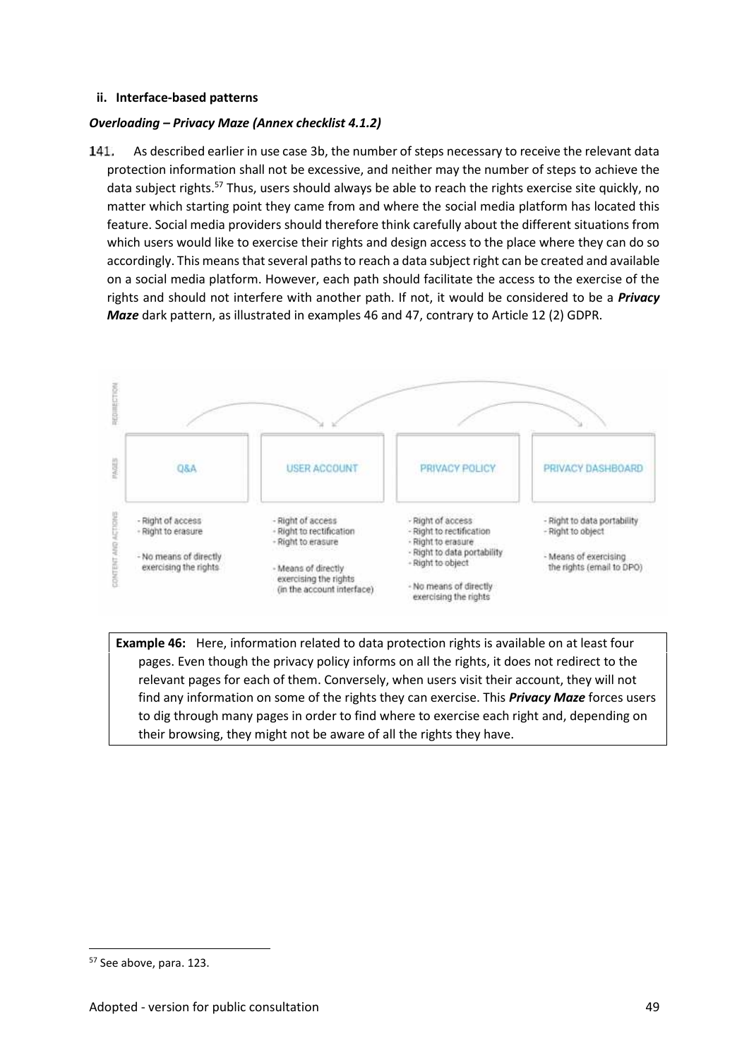**ii. Interface-based patterns**

***Overloading – Privacy Maze (Annex checklist 4.1.2)***

141. As described earlier in use case 3b, the number of steps necessary to receive the relevant data protection information shall not be excessive, and neither may the number of steps to achieve the data subject rights.[57] Thus, users should always be able to reach the rights exercise site quickly, no matter which starting point they came from and where the social media platform has located this feature. Social media providers should therefore think carefully about the different situations from which users would like to exercise their rights and design access to the place where they can do so accordingly. This means that several paths to reach a data subject right can be created and available on a social media platform. However, each path should facilitate the access to the exercise of the rights and should not interfere with another path. If not, it would be considered to be a ***Privacy Maze*** dark pattern, as illustrated in examples 46 and 47, contrary to Article 12 (2) GDPR.

| PAGES | Q&A | USER ACCOUNT | PRIVACY POLICY | PRIVACY DASHBOARD |
|---|---|---|---|---|
| CONTENT AND ACTIONS | - Right of access<br>- Right to erasure<br><br>- No means of directly exercising the rights | - Right of access<br>- Right to rectification<br>- Right to erasure<br><br>- Means of directly exercising the rights (in the account interface) | - Right of access<br>- Right to rectification<br>- Right to erasure<br>- Right to data portability<br>- Right to object<br><br>- No means of directly exercising the rights | - Right to data portability<br>- Right to object<br><br>- Means of exercising the rights (email to DPO) |

**Example 46:** Here, information related to data protection rights is available on at least four pages. Even though the privacy policy informs on all the rights, it does not redirect to the relevant pages for each of them. Conversely, when users visit their account, they will not find any information on some of the rights they can exercise. This ***Privacy Maze*** forces users to dig through many pages in order to find where to exercise each right and, depending on their browsing, they might not be aware of all the rights they have.

---

[57] See above, para. 123.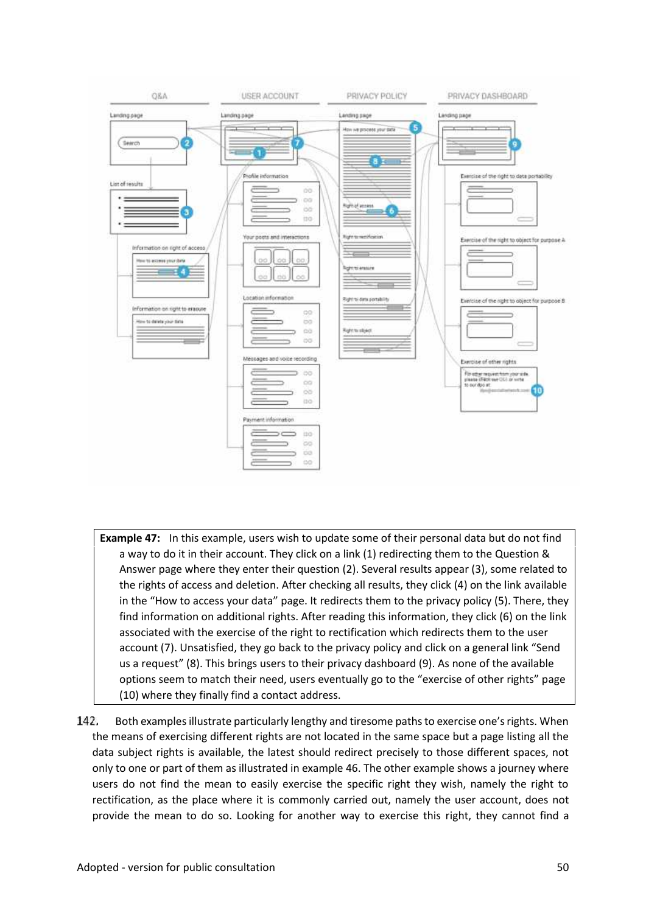**Example 47:** In this example, users wish to update some of their personal data but do not find a way to do it in their account. They click on a link (1) redirecting them to the Question & Answer page where they enter their question (2). Several results appear (3), some related to the rights of access and deletion. After checking all results, they click (4) on the link available in the "How to access your data" page. It redirects them to the privacy policy (5). There, they find information on additional rights. After reading this information, they click (6) on the link associated with the exercise of the right to rectification which redirects them to the user account (7). Unsatisfied, they go back to the privacy policy and click on a general link "Send us a request" (8). This brings users to their privacy dashboard (9). As none of the available options seem to match their need, users eventually go to the "exercise of other rights" page (10) where they finally find a contact address.

142. Both examples illustrate particularly lengthy and tiresome paths to exercise one's rights. When the means of exercising different rights are not located in the same space but a page listing all the data subject rights is available, the latest should redirect precisely to those different spaces, not only to one or part of them as illustrated in example 46. The other example shows a journey where users do not find the mean to easily exercise the specific right they wish, namely the right to rectification, as the place where it is commonly carried out, namely the user account, does not provide the mean to do so. Looking for another way to exercise this right, they cannot find a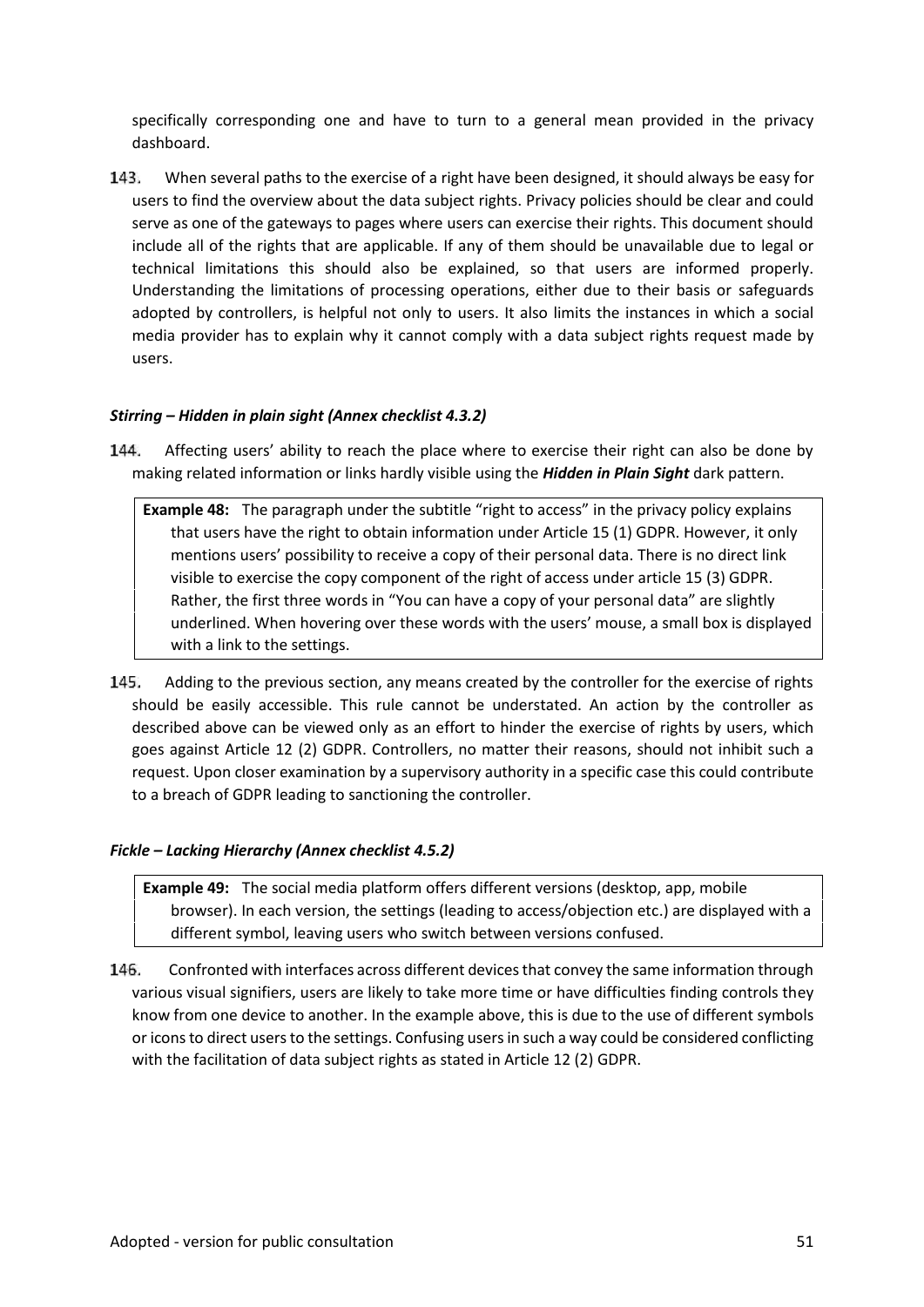specifically corresponding one and have to turn to a general mean provided in the privacy dashboard.

143. When several paths to the exercise of a right have been designed, it should always be easy for users to find the overview about the data subject rights. Privacy policies should be clear and could serve as one of the gateways to pages where users can exercise their rights. This document should include all of the rights that are applicable. If any of them should be unavailable due to legal or technical limitations this should also be explained, so that users are informed properly. Understanding the limitations of processing operations, either due to their basis or safeguards adopted by controllers, is helpful not only to users. It also limits the instances in which a social media provider has to explain why it cannot comply with a data subject rights request made by users.

***Stirring – Hidden in plain sight (Annex checklist 4.3.2)***

144. Affecting users' ability to reach the place where to exercise their right can also be done by making related information or links hardly visible using the ***Hidden in Plain Sight*** dark pattern.

> **Example 48:** The paragraph under the subtitle "right to access" in the privacy policy explains that users have the right to obtain information under Article 15 (1) GDPR. However, it only mentions users' possibility to receive a copy of their personal data. There is no direct link visible to exercise the copy component of the right of access under article 15 (3) GDPR. Rather, the first three words in "You can have a copy of your personal data" are slightly underlined. When hovering over these words with the users' mouse, a small box is displayed with a link to the settings.

145. Adding to the previous section, any means created by the controller for the exercise of rights should be easily accessible. This rule cannot be understated. An action by the controller as described above can be viewed only as an effort to hinder the exercise of rights by users, which goes against Article 12 (2) GDPR. Controllers, no matter their reasons, should not inhibit such a request. Upon closer examination by a supervisory authority in a specific case this could contribute to a breach of GDPR leading to sanctioning the controller.

***Fickle – Lacking Hierarchy (Annex checklist 4.5.2)***

> **Example 49:** The social media platform offers different versions (desktop, app, mobile browser). In each version, the settings (leading to access/objection etc.) are displayed with a different symbol, leaving users who switch between versions confused.

146. Confronted with interfaces across different devices that convey the same information through various visual signifiers, users are likely to take more time or have difficulties finding controls they know from one device to another. In the example above, this is due to the use of different symbols or icons to direct users to the settings. Confusing users in such a way could be considered conflicting with the facilitation of data subject rights as stated in Article 12 (2) GDPR.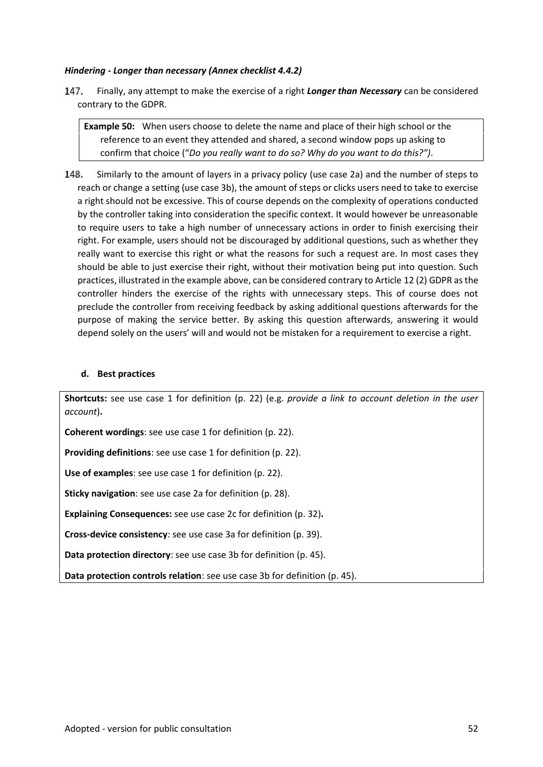*Hindering - Longer than necessary (Annex checklist 4.4.2)*

147. Finally, any attempt to make the exercise of a right ***Longer than Necessary*** can be considered contrary to the GDPR.

> **Example 50:** When users choose to delete the name and place of their high school or the reference to an event they attended and shared, a second window pops up asking to confirm that choice ("*Do you really want to do so? Why do you want to do this?")*.

148. Similarly to the amount of layers in a privacy policy (use case 2a) and the number of steps to reach or change a setting (use case 3b), the amount of steps or clicks users need to take to exercise a right should not be excessive. This of course depends on the complexity of operations conducted by the controller taking into consideration the specific context. It would however be unreasonable to require users to take a high number of unnecessary actions in order to finish exercising their right. For example, users should not be discouraged by additional questions, such as whether they really want to exercise this right or what the reasons for such a request are. In most cases they should be able to just exercise their right, without their motivation being put into question. Such practices, illustrated in the example above, can be considered contrary to Article 12 (2) GDPR as the controller hinders the exercise of the rights with unnecessary steps. This of course does not preclude the controller from receiving feedback by asking additional questions afterwards for the purpose of making the service better. By asking this question afterwards, answering it would depend solely on the users' will and would not be mistaken for a requirement to exercise a right.

#### d. Best practices

**Shortcuts:** see use case 1 for definition (p. 22) (e.g. *provide a link to account deletion in the user account*)**.**

**Coherent wordings**: see use case 1 for definition (p. 22).

**Providing definitions**: see use case 1 for definition (p. 22).

**Use of examples**: see use case 1 for definition (p. 22).

**Sticky navigation**: see use case 2a for definition (p. 28).

**Explaining Consequences:** see use case 2c for definition (p. 32)**.**

**Cross-device consistency**: see use case 3a for definition (p. 39).

**Data protection directory**: see use case 3b for definition (p. 45).

**Data protection controls relation**: see use case 3b for definition (p. 45).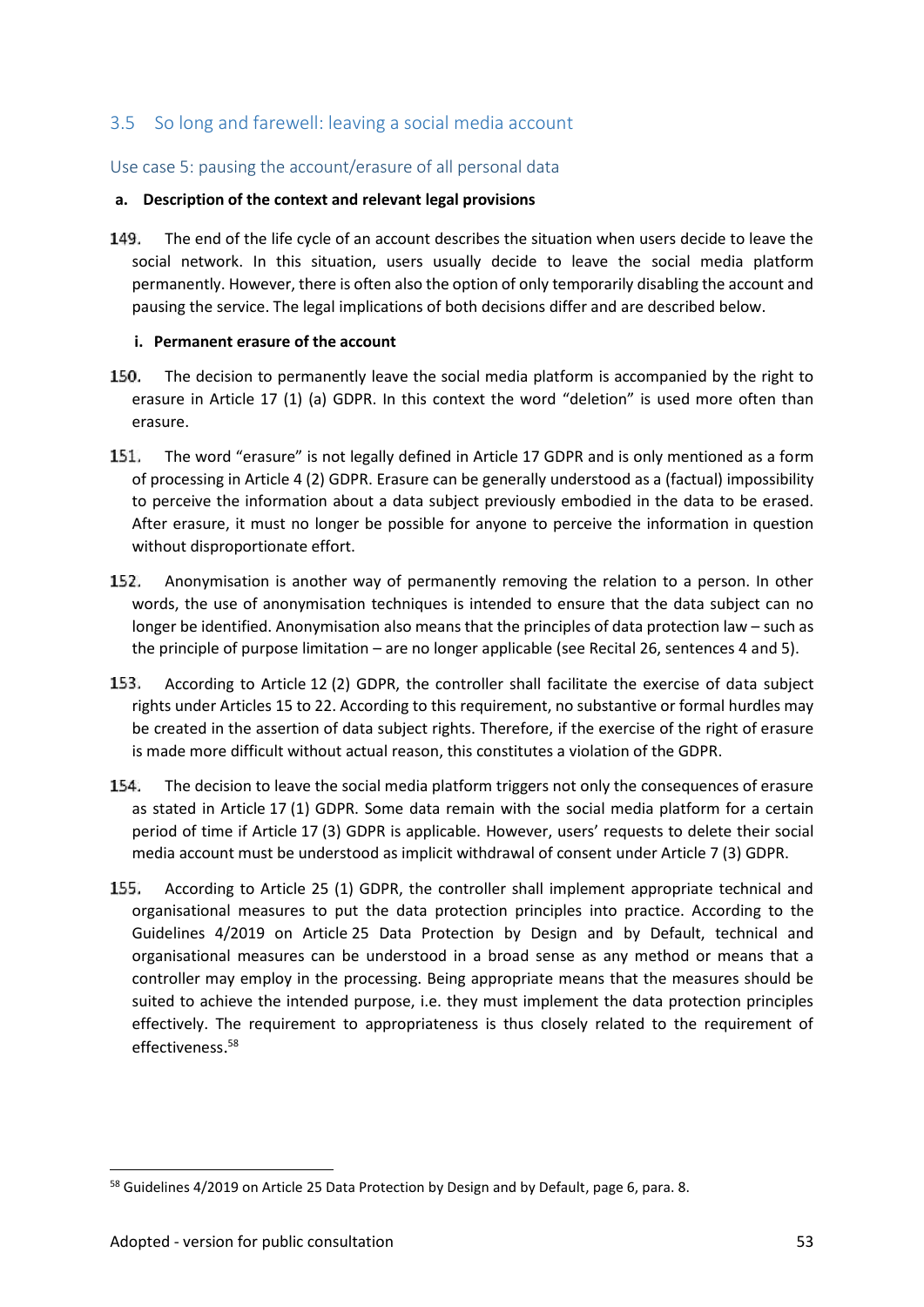## 3.5 So long and farewell: leaving a social media account

### Use case 5: pausing the account/erasure of all personal data

**a. Description of the context and relevant legal provisions**

149. The end of the life cycle of an account describes the situation when users decide to leave the social network. In this situation, users usually decide to leave the social media platform permanently. However, there is often also the option of only temporarily disabling the account and pausing the service. The legal implications of both decisions differ and are described below.

**i. Permanent erasure of the account**

150. The decision to permanently leave the social media platform is accompanied by the right to erasure in Article 17 (1) (a) GDPR. In this context the word "deletion" is used more often than erasure.

151. The word "erasure" is not legally defined in Article 17 GDPR and is only mentioned as a form of processing in Article 4 (2) GDPR. Erasure can be generally understood as a (factual) impossibility to perceive the information about a data subject previously embodied in the data to be erased. After erasure, it must no longer be possible for anyone to perceive the information in question without disproportionate effort.

152. Anonymisation is another way of permanently removing the relation to a person. In other words, the use of anonymisation techniques is intended to ensure that the data subject can no longer be identified. Anonymisation also means that the principles of data protection law – such as the principle of purpose limitation – are no longer applicable (see Recital 26, sentences 4 and 5).

153. According to Article 12 (2) GDPR, the controller shall facilitate the exercise of data subject rights under Articles 15 to 22. According to this requirement, no substantive or formal hurdles may be created in the assertion of data subject rights. Therefore, if the exercise of the right of erasure is made more difficult without actual reason, this constitutes a violation of the GDPR.

154. The decision to leave the social media platform triggers not only the consequences of erasure as stated in Article 17 (1) GDPR. Some data remain with the social media platform for a certain period of time if Article 17 (3) GDPR is applicable. However, users' requests to delete their social media account must be understood as implicit withdrawal of consent under Article 7 (3) GDPR.

155. According to Article 25 (1) GDPR, the controller shall implement appropriate technical and organisational measures to put the data protection principles into practice. According to the Guidelines 4/2019 on Article 25 Data Protection by Design and by Default, technical and organisational measures can be understood in a broad sense as any method or means that a controller may employ in the processing. Being appropriate means that the measures should be suited to achieve the intended purpose, i.e. they must implement the data protection principles effectively. The requirement to appropriateness is thus closely related to the requirement of effectiveness.[58]

[58] Guidelines 4/2019 on Article 25 Data Protection by Design and by Default, page 6, para. 8.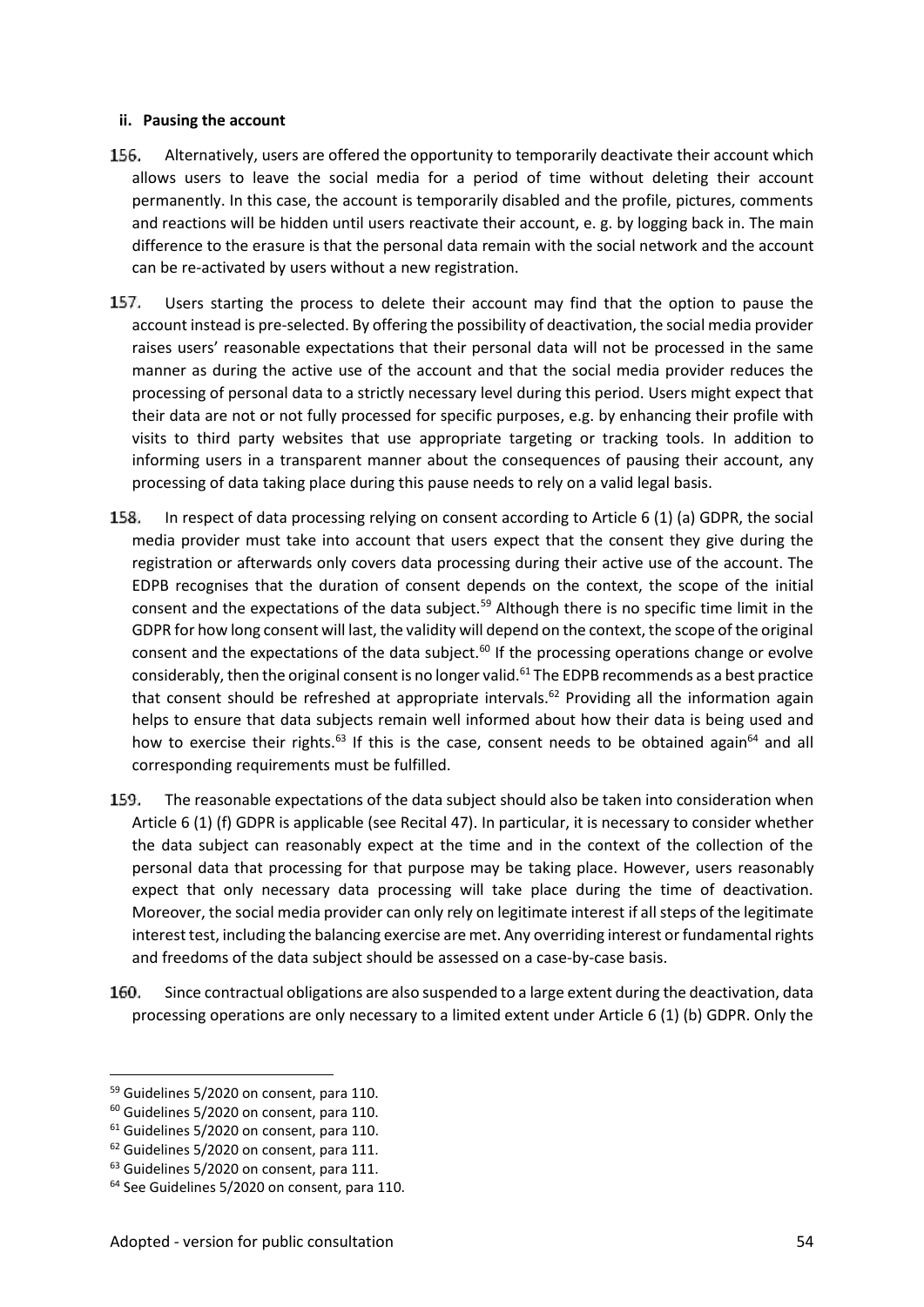**ii. Pausing the account**

156. Alternatively, users are offered the opportunity to temporarily deactivate their account which allows users to leave the social media for a period of time without deleting their account permanently. In this case, the account is temporarily disabled and the profile, pictures, comments and reactions will be hidden until users reactivate their account, e. g. by logging back in. The main difference to the erasure is that the personal data remain with the social network and the account can be re-activated by users without a new registration.

157. Users starting the process to delete their account may find that the option to pause the account instead is pre-selected. By offering the possibility of deactivation, the social media provider raises users' reasonable expectations that their personal data will not be processed in the same manner as during the active use of the account and that the social media provider reduces the processing of personal data to a strictly necessary level during this period. Users might expect that their data are not or not fully processed for specific purposes, e.g. by enhancing their profile with visits to third party websites that use appropriate targeting or tracking tools. In addition to informing users in a transparent manner about the consequences of pausing their account, any processing of data taking place during this pause needs to rely on a valid legal basis.

158. In respect of data processing relying on consent according to Article 6 (1) (a) GDPR, the social media provider must take into account that users expect that the consent they give during the registration or afterwards only covers data processing during their active use of the account. The EDPB recognises that the duration of consent depends on the context, the scope of the initial consent and the expectations of the data subject.[59] Although there is no specific time limit in the GDPR for how long consent will last, the validity will depend on the context, the scope of the original consent and the expectations of the data subject.[60] If the processing operations change or evolve considerably, then the original consent is no longer valid.[61] The EDPB recommends as a best practice that consent should be refreshed at appropriate intervals.[62] Providing all the information again helps to ensure that data subjects remain well informed about how their data is being used and how to exercise their rights.[63] If this is the case, consent needs to be obtained again[64] and all corresponding requirements must be fulfilled.

159. The reasonable expectations of the data subject should also be taken into consideration when Article 6 (1) (f) GDPR is applicable (see Recital 47). In particular, it is necessary to consider whether the data subject can reasonably expect at the time and in the context of the collection of the personal data that processing for that purpose may be taking place. However, users reasonably expect that only necessary data processing will take place during the time of deactivation. Moreover, the social media provider can only rely on legitimate interest if all steps of the legitimate interest test, including the balancing exercise are met. Any overriding interest or fundamental rights and freedoms of the data subject should be assessed on a case-by-case basis.

160. Since contractual obligations are also suspended to a large extent during the deactivation, data processing operations are only necessary to a limited extent under Article 6 (1) (b) GDPR. Only the

---

[59] Guidelines 5/2020 on consent, para 110.

[60] Guidelines 5/2020 on consent, para 110.

[61] Guidelines 5/2020 on consent, para 110.

[62] Guidelines 5/2020 on consent, para 111.

[63] Guidelines 5/2020 on consent, para 111.

[64] See Guidelines 5/2020 on consent, para 110.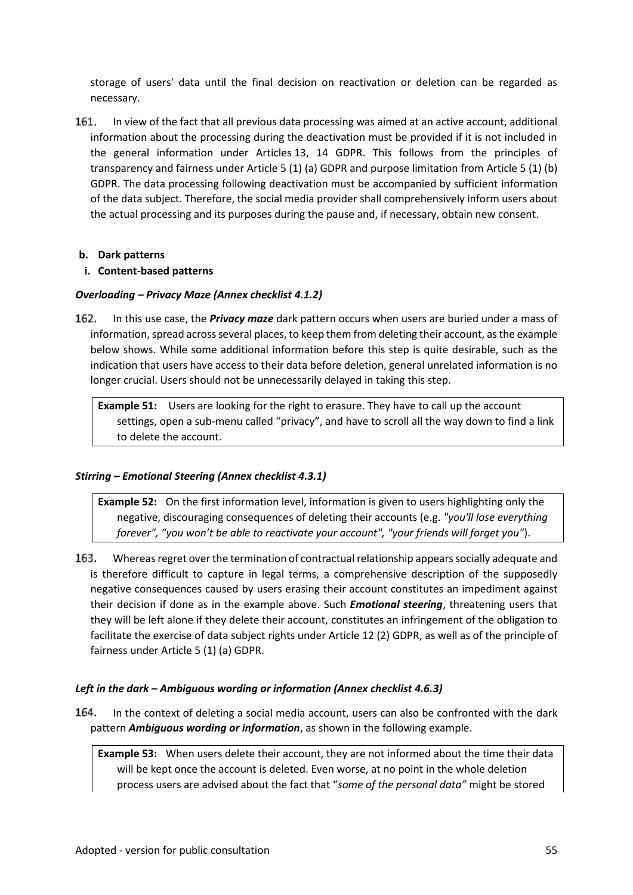storage of users' data until the final decision on reactivation or deletion can be regarded as necessary.

161. In view of the fact that all previous data processing was aimed at an active account, additional information about the processing during the deactivation must be provided if it is not included in the general information under Articles 13, 14 GDPR. This follows from the principles of transparency and fairness under Article 5 (1) (a) GDPR and purpose limitation from Article 5 (1) (b) GDPR. The data processing following deactivation must be accompanied by sufficient information of the data subject. Therefore, the social media provider shall comprehensively inform users about the actual processing and its purposes during the pause and, if necessary, obtain new consent.

**b. Dark patterns**

**i. Content-based patterns**

***Overloading – Privacy Maze (Annex checklist 4.1.2)***

162. In this use case, the ***Privacy maze*** dark pattern occurs when users are buried under a mass of information, spread across several places, to keep them from deleting their account, as the example below shows. While some additional information before this step is quite desirable, such as the indication that users have access to their data before deletion, general unrelated information is no longer crucial. Users should not be unnecessarily delayed in taking this step.

> **Example 51:** Users are looking for the right to erasure. They have to call up the account settings, open a sub-menu called "privacy", and have to scroll all the way down to find a link to delete the account.

***Stirring – Emotional Steering (Annex checklist 4.3.1)***

> **Example 52:** On the first information level, information is given to users highlighting only the negative, discouraging consequences of deleting their accounts (e.g. *"you'll lose everything forever", "you won't be able to reactivate your account", "your friends will forget you"*).

163. Whereas regret over the termination of contractual relationship appears socially adequate and is therefore difficult to capture in legal terms, a comprehensive description of the supposedly negative consequences caused by users erasing their account constitutes an impediment against their decision if done as in the example above. Such ***Emotional steering***, threatening users that they will be left alone if they delete their account, constitutes an infringement of the obligation to facilitate the exercise of data subject rights under Article 12 (2) GDPR, as well as of the principle of fairness under Article 5 (1) (a) GDPR.

***Left in the dark – Ambiguous wording or information (Annex checklist 4.6.3)***

164. In the context of deleting a social media account, users can also be confronted with the dark pattern ***Ambiguous wording or information***, as shown in the following example.

> **Example 53:** When users delete their account, they are not informed about the time their data will be kept once the account is deleted. Even worse, at no point in the whole deletion process users are advised about the fact that "*some of the personal data"* might be stored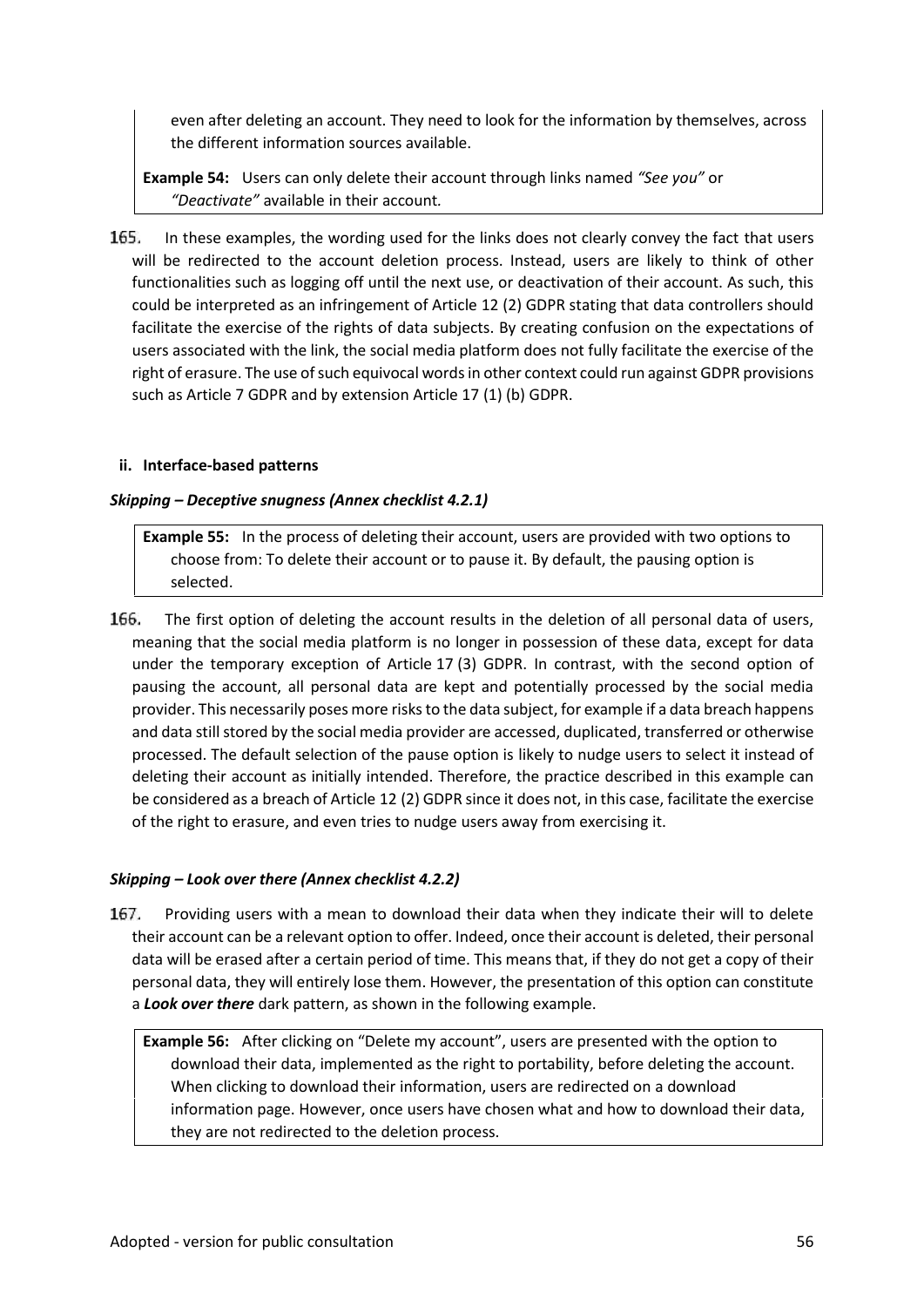even after deleting an account. They need to look for the information by themselves, across the different information sources available.

**Example 54:** Users can only delete their account through links named *"See you"* or *"Deactivate"* available in their account.

165. In these examples, the wording used for the links does not clearly convey the fact that users will be redirected to the account deletion process. Instead, users are likely to think of other functionalities such as logging off until the next use, or deactivation of their account. As such, this could be interpreted as an infringement of Article 12 (2) GDPR stating that data controllers should facilitate the exercise of the rights of data subjects. By creating confusion on the expectations of users associated with the link, the social media platform does not fully facilitate the exercise of the right of erasure. The use of such equivocal words in other context could run against GDPR provisions such as Article 7 GDPR and by extension Article 17 (1) (b) GDPR.

#### ii. Interface-based patterns

***Skipping – Deceptive snugness (Annex checklist 4.2.1)***

**Example 55:** In the process of deleting their account, users are provided with two options to choose from: To delete their account or to pause it. By default, the pausing option is selected.

166. The first option of deleting the account results in the deletion of all personal data of users, meaning that the social media platform is no longer in possession of these data, except for data under the temporary exception of Article 17 (3) GDPR. In contrast, with the second option of pausing the account, all personal data are kept and potentially processed by the social media provider. This necessarily poses more risks to the data subject, for example if a data breach happens and data still stored by the social media provider are accessed, duplicated, transferred or otherwise processed. The default selection of the pause option is likely to nudge users to select it instead of deleting their account as initially intended. Therefore, the practice described in this example can be considered as a breach of Article 12 (2) GDPR since it does not, in this case, facilitate the exercise of the right to erasure, and even tries to nudge users away from exercising it.

***Skipping – Look over there (Annex checklist 4.2.2)***

167. Providing users with a mean to download their data when they indicate their will to delete their account can be a relevant option to offer. Indeed, once their account is deleted, their personal data will be erased after a certain period of time. This means that, if they do not get a copy of their personal data, they will entirely lose them. However, the presentation of this option can constitute a ***Look over there*** dark pattern, as shown in the following example.

**Example 56:** After clicking on "Delete my account", users are presented with the option to download their data, implemented as the right to portability, before deleting the account. When clicking to download their information, users are redirected on a download information page. However, once users have chosen what and how to download their data, they are not redirected to the deletion process.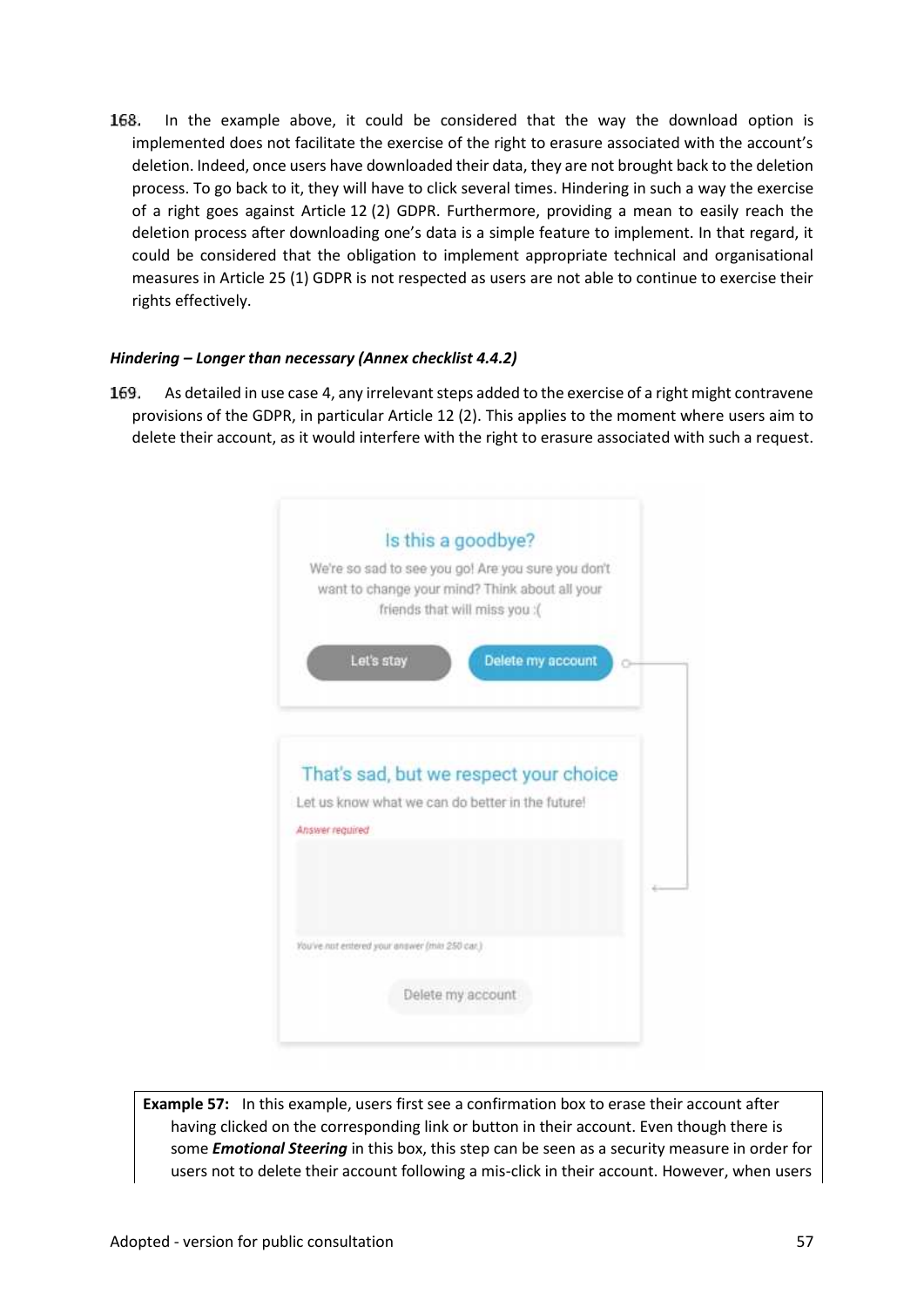168. In the example above, it could be considered that the way the download option is implemented does not facilitate the exercise of the right to erasure associated with the account's deletion. Indeed, once users have downloaded their data, they are not brought back to the deletion process. To go back to it, they will have to click several times. Hindering in such a way the exercise of a right goes against Article 12 (2) GDPR. Furthermore, providing a mean to easily reach the deletion process after downloading one's data is a simple feature to implement. In that regard, it could be considered that the obligation to implement appropriate technical and organisational measures in Article 25 (1) GDPR is not respected as users are not able to continue to exercise their rights effectively.

#### *Hindering – Longer than necessary (Annex checklist 4.4.2)*

169. As detailed in use case 4, any irrelevant steps added to the exercise of a right might contravene provisions of the GDPR, in particular Article 12 (2). This applies to the moment where users aim to delete their account, as it would interfere with the right to erasure associated with such a request.

Is this a goodbye?

We're so sad to see you go! Are you sure you don't want to change your mind? Think about all your friends that will miss you :(

Let's stay | Delete my account

That's sad, but we respect your choice

Let us know what we can do better in the future!

Answer required

You've not entered your answer (min 250 car.)

Delete my account

**Example 57:** In this example, users first see a confirmation box to erase their account after having clicked on the corresponding link or button in their account. Even though there is some ***Emotional Steering*** in this box, this step can be seen as a security measure in order for users not to delete their account following a mis-click in their account. However, when users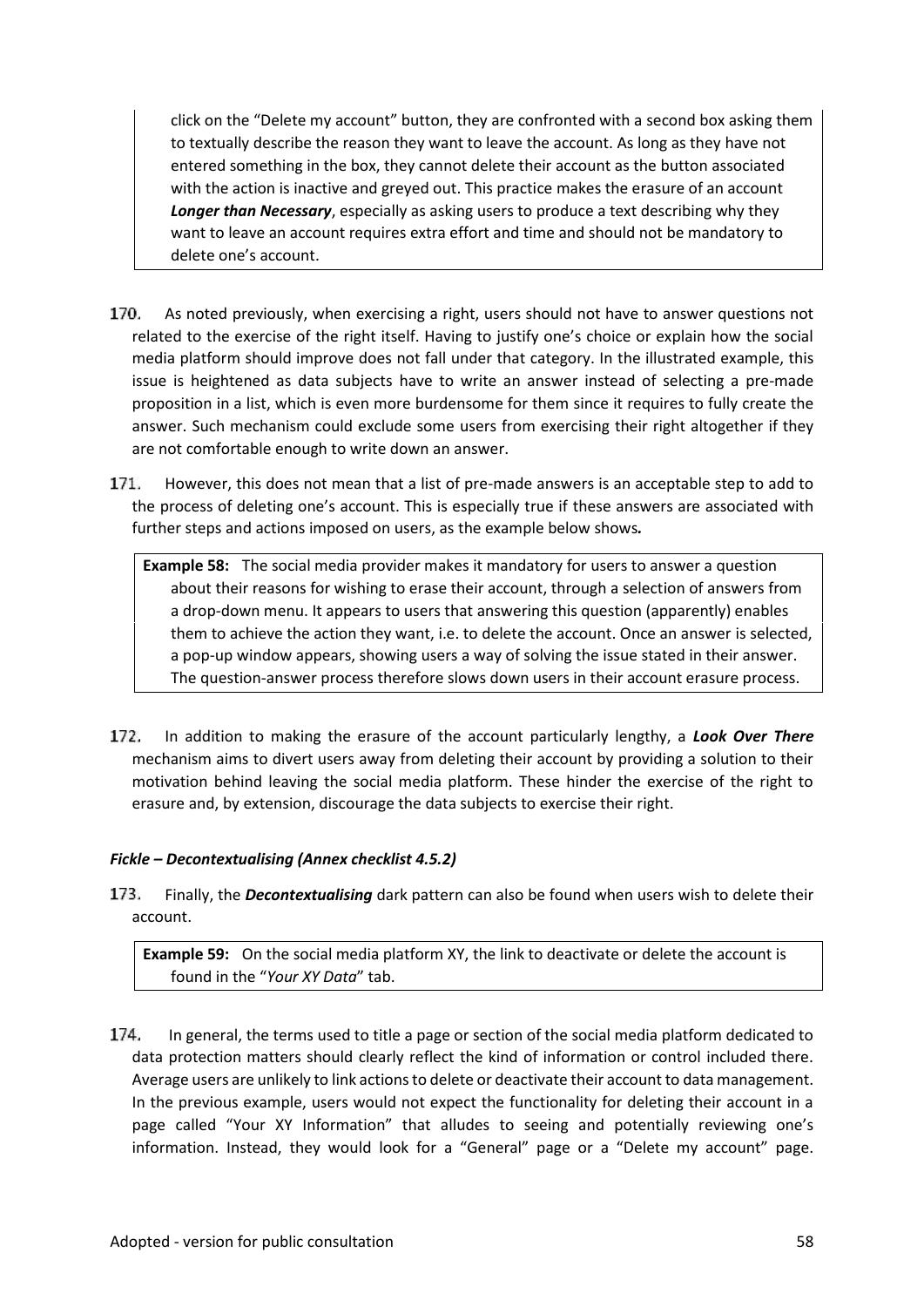click on the "Delete my account" button, they are confronted with a second box asking them to textually describe the reason they want to leave the account. As long as they have not entered something in the box, they cannot delete their account as the button associated with the action is inactive and greyed out. This practice makes the erasure of an account ***Longer than Necessary***, especially as asking users to produce a text describing why they want to leave an account requires extra effort and time and should not be mandatory to delete one's account.

170. As noted previously, when exercising a right, users should not have to answer questions not related to the exercise of the right itself. Having to justify one's choice or explain how the social media platform should improve does not fall under that category. In the illustrated example, this issue is heightened as data subjects have to write an answer instead of selecting a pre-made proposition in a list, which is even more burdensome for them since it requires to fully create the answer. Such mechanism could exclude some users from exercising their right altogether if they are not comfortable enough to write down an answer.

171. However, this does not mean that a list of pre-made answers is an acceptable step to add to the process of deleting one's account. This is especially true if these answers are associated with further steps and actions imposed on users, as the example below shows.

> **Example 58:** The social media provider makes it mandatory for users to answer a question about their reasons for wishing to erase their account, through a selection of answers from a drop-down menu. It appears to users that answering this question (apparently) enables them to achieve the action they want, i.e. to delete the account. Once an answer is selected, a pop-up window appears, showing users a way of solving the issue stated in their answer. The question-answer process therefore slows down users in their account erasure process.

172. In addition to making the erasure of the account particularly lengthy, a ***Look Over There*** mechanism aims to divert users away from deleting their account by providing a solution to their motivation behind leaving the social media platform. These hinder the exercise of the right to erasure and, by extension, discourage the data subjects to exercise their right.

#### *Fickle – Decontextualising (Annex checklist 4.5.2)*

173. Finally, the ***Decontextualising*** dark pattern can also be found when users wish to delete their account.

> **Example 59:** On the social media platform XY, the link to deactivate or delete the account is found in the "*Your XY Data*" tab.

174. In general, the terms used to title a page or section of the social media platform dedicated to data protection matters should clearly reflect the kind of information or control included there. Average users are unlikely to link actions to delete or deactivate their account to data management. In the previous example, users would not expect the functionality for deleting their account in a page called "Your XY Information" that alludes to seeing and potentially reviewing one's information. Instead, they would look for a "General" page or a "Delete my account" page.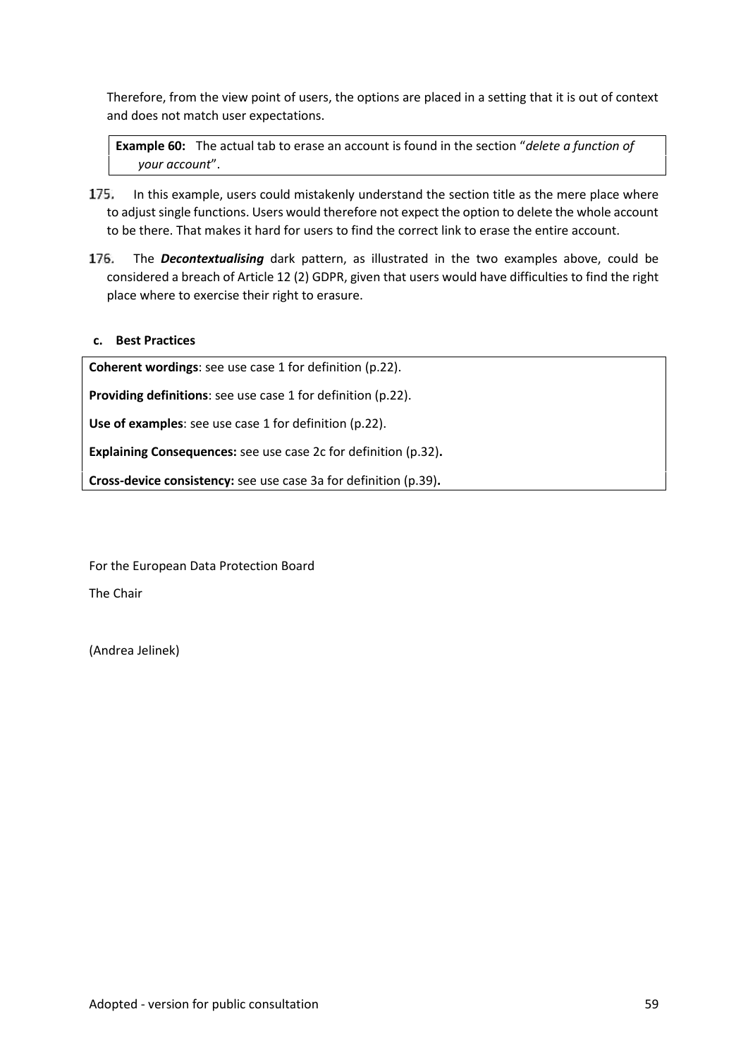Therefore, from the view point of users, the options are placed in a setting that it is out of context and does not match user expectations.

> **Example 60:** The actual tab to erase an account is found in the section "*delete a function of your account*".

175. In this example, users could mistakenly understand the section title as the mere place where to adjust single functions. Users would therefore not expect the option to delete the whole account to be there. That makes it hard for users to find the correct link to erase the entire account.

176. The ***Decontextualising*** dark pattern, as illustrated in the two examples above, could be considered a breach of Article 12 (2) GDPR, given that users would have difficulties to find the right place where to exercise their right to erasure.

#### c. Best Practices

**Coherent wordings**: see use case 1 for definition (p.22).

**Providing definitions**: see use case 1 for definition (p.22).

**Use of examples**: see use case 1 for definition (p.22).

**Explaining Consequences:** see use case 2c for definition (p.32)**.**

**Cross-device consistency:** see use case 3a for definition (p.39)**.**

For the European Data Protection Board

The Chair

(Andrea Jelinek)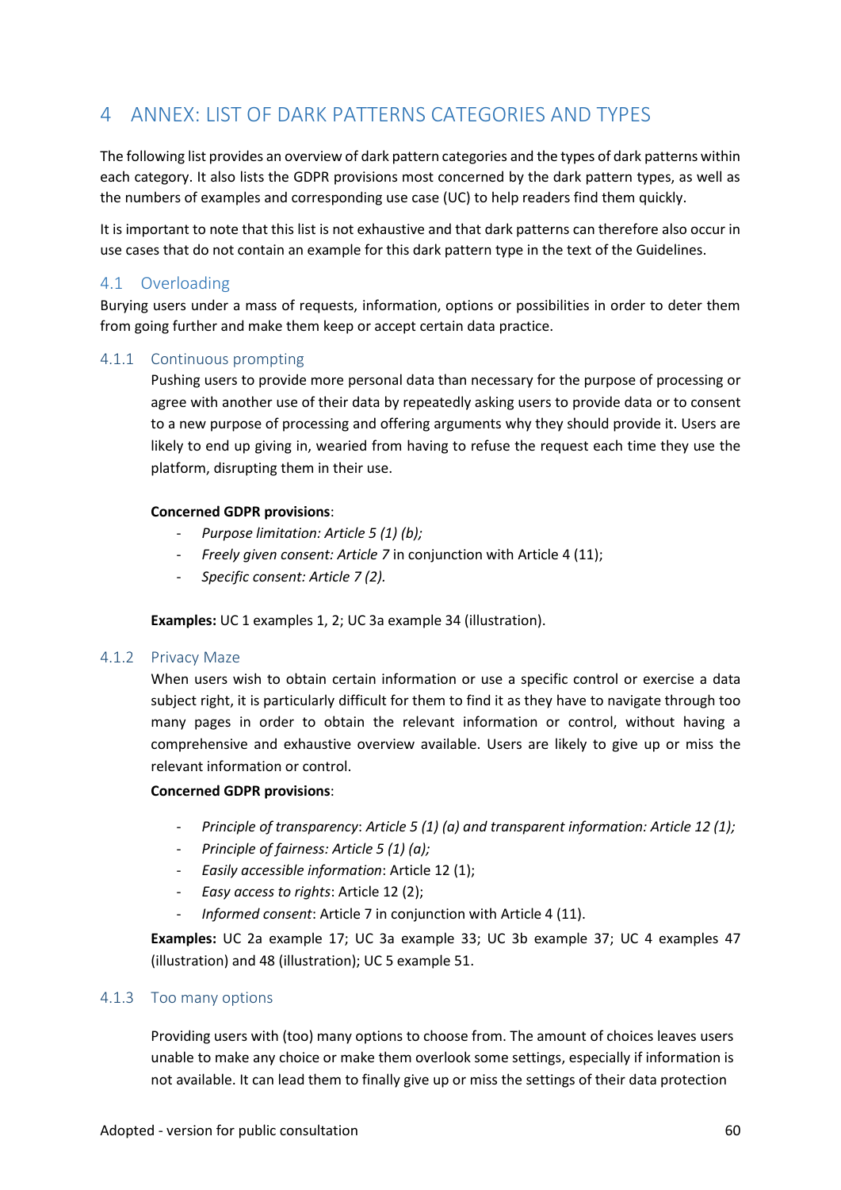# 4 ANNEX: LIST OF DARK PATTERNS CATEGORIES AND TYPES

The following list provides an overview of dark pattern categories and the types of dark patterns within each category. It also lists the GDPR provisions most concerned by the dark pattern types, as well as the numbers of examples and corresponding use case (UC) to help readers find them quickly.

It is important to note that this list is not exhaustive and that dark patterns can therefore also occur in use cases that do not contain an example for this dark pattern type in the text of the Guidelines.

## 4.1 Overloading

Burying users under a mass of requests, information, options or possibilities in order to deter them from going further and make them keep or accept certain data practice.

### 4.1.1 Continuous prompting

Pushing users to provide more personal data than necessary for the purpose of processing or agree with another use of their data by repeatedly asking users to provide data or to consent to a new purpose of processing and offering arguments why they should provide it. Users are likely to end up giving in, wearied from having to refuse the request each time they use the platform, disrupting them in their use.

**Concerned GDPR provisions**:

- *Purpose limitation: Article 5 (1) (b);*
- *Freely given consent: Article 7* in conjunction with Article 4 (11);
- *Specific consent: Article 7 (2).*

**Examples:** UC 1 examples 1, 2; UC 3a example 34 (illustration).

### 4.1.2 Privacy Maze

When users wish to obtain certain information or use a specific control or exercise a data subject right, it is particularly difficult for them to find it as they have to navigate through too many pages in order to obtain the relevant information or control, without having a comprehensive and exhaustive overview available. Users are likely to give up or miss the relevant information or control.

**Concerned GDPR provisions**:

- *Principle of transparency*: *Article 5 (1) (a) and transparent information: Article 12 (1);*
- *Principle of fairness: Article 5 (1) (a);*
- *Easily accessible information*: Article 12 (1);
- *Easy access to rights*: Article 12 (2);
- *Informed consent*: Article 7 in conjunction with Article 4 (11).

**Examples:** UC 2a example 17; UC 3a example 33; UC 3b example 37; UC 4 examples 47 (illustration) and 48 (illustration); UC 5 example 51.

### 4.1.3 Too many options

Providing users with (too) many options to choose from. The amount of choices leaves users unable to make any choice or make them overlook some settings, especially if information is not available. It can lead them to finally give up or miss the settings of their data protection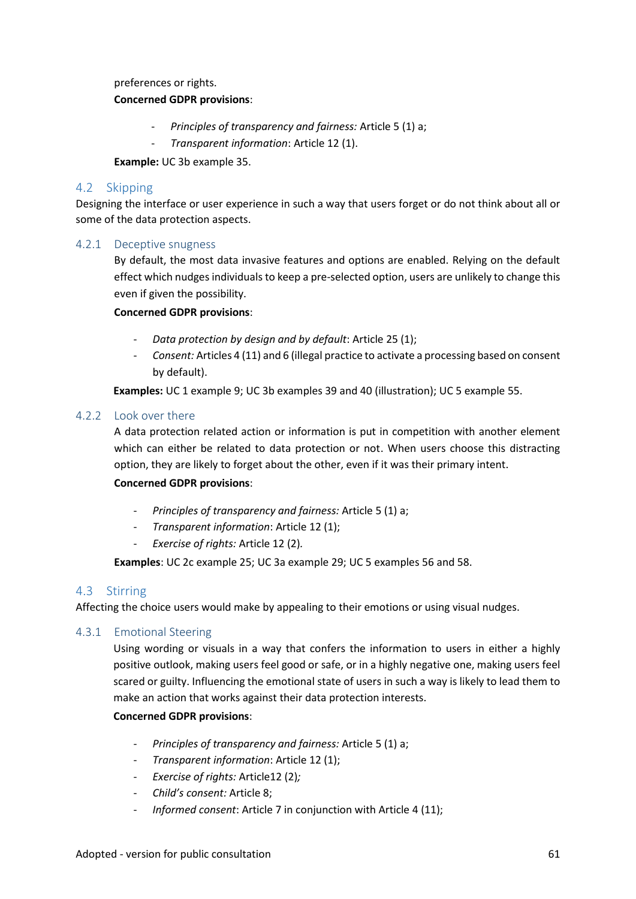preferences or rights.

**Concerned GDPR provisions**:

- *Principles of transparency and fairness:* Article 5 (1) a;
- *Transparent information*: Article 12 (1).

**Example:** UC 3b example 35.

## 4.2 Skipping

Designing the interface or user experience in such a way that users forget or do not think about all or some of the data protection aspects.

### 4.2.1 Deceptive snugness

By default, the most data invasive features and options are enabled. Relying on the default effect which nudges individuals to keep a pre-selected option, users are unlikely to change this even if given the possibility.

**Concerned GDPR provisions**:

- *Data protection by design and by default*: Article 25 (1);
- *Consent:* Articles 4 (11) and 6 (illegal practice to activate a processing based on consent by default).

**Examples:** UC 1 example 9; UC 3b examples 39 and 40 (illustration); UC 5 example 55.

### 4.2.2 Look over there

A data protection related action or information is put in competition with another element which can either be related to data protection or not. When users choose this distracting option, they are likely to forget about the other, even if it was their primary intent.

**Concerned GDPR provisions**:

- *Principles of transparency and fairness:* Article 5 (1) a;
- *Transparent information*: Article 12 (1);
- *Exercise of rights:* Article 12 (2).

**Examples**: UC 2c example 25; UC 3a example 29; UC 5 examples 56 and 58.

## 4.3 Stirring

Affecting the choice users would make by appealing to their emotions or using visual nudges.

### 4.3.1 Emotional Steering

Using wording or visuals in a way that confers the information to users in either a highly positive outlook, making users feel good or safe, or in a highly negative one, making users feel scared or guilty. Influencing the emotional state of users in such a way is likely to lead them to make an action that works against their data protection interests.

**Concerned GDPR provisions**:

- *Principles of transparency and fairness:* Article 5 (1) a;
- *Transparent information*: Article 12 (1);
- *Exercise of rights:* Article12 (2)*;*
- *Child's consent:* Article 8;
- *Informed consent*: Article 7 in conjunction with Article 4 (11);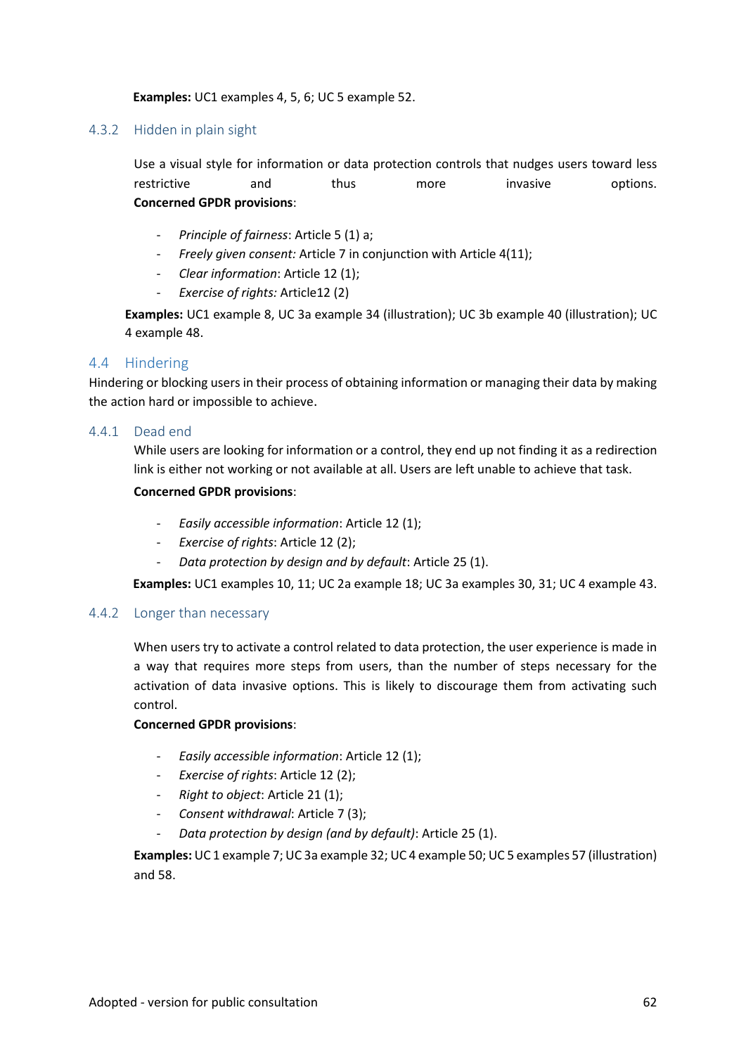**Examples:** UC1 examples 4, 5, 6; UC 5 example 52.

### 4.3.2 Hidden in plain sight

Use a visual style for information or data protection controls that nudges users toward less restrictive and thus more invasive options.
**Concerned GPDR provisions**:

- *Principle of fairness*: Article 5 (1) a;
- *Freely given consent:* Article 7 in conjunction with Article 4(11);
- *Clear information*: Article 12 (1);
- *Exercise of rights:* Article12 (2)

**Examples:** UC1 example 8, UC 3a example 34 (illustration); UC 3b example 40 (illustration); UC 4 example 48.

## 4.4 Hindering

Hindering or blocking users in their process of obtaining information or managing their data by making the action hard or impossible to achieve.

### 4.4.1 Dead end

While users are looking for information or a control, they end up not finding it as a redirection link is either not working or not available at all. Users are left unable to achieve that task.

**Concerned GPDR provisions**:

- *Easily accessible information*: Article 12 (1);
- *Exercise of rights*: Article 12 (2);
- *Data protection by design and by default*: Article 25 (1).

**Examples:** UC1 examples 10, 11; UC 2a example 18; UC 3a examples 30, 31; UC 4 example 43.

### 4.4.2 Longer than necessary

When users try to activate a control related to data protection, the user experience is made in a way that requires more steps from users, than the number of steps necessary for the activation of data invasive options. This is likely to discourage them from activating such control.

**Concerned GPDR provisions**:

- *Easily accessible information*: Article 12 (1);
- *Exercise of rights*: Article 12 (2);
- *Right to object*: Article 21 (1);
- *Consent withdrawal*: Article 7 (3);
- *Data protection by design (and by default)*: Article 25 (1).

**Examples:** UC 1 example 7; UC 3a example 32; UC 4 example 50; UC 5 examples 57 (illustration) and 58.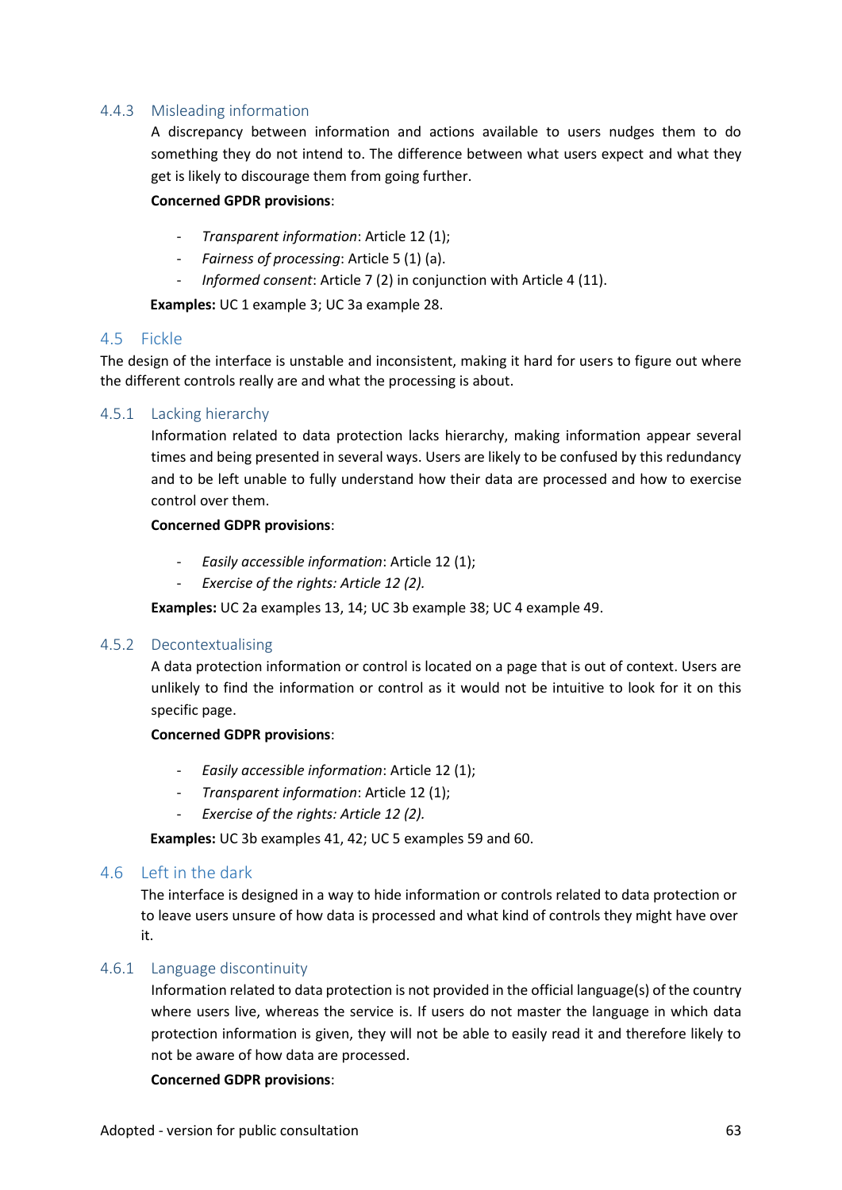#### 4.4.3 Misleading information

A discrepancy between information and actions available to users nudges them to do something they do not intend to. The difference between what users expect and what they get is likely to discourage them from going further.

**Concerned GPDR provisions**:

- *Transparent information*: Article 12 (1);
- *Fairness of processing*: Article 5 (1) (a).
- *Informed consent*: Article 7 (2) in conjunction with Article 4 (11).

**Examples:** UC 1 example 3; UC 3a example 28.

### 4.5 Fickle

The design of the interface is unstable and inconsistent, making it hard for users to figure out where the different controls really are and what the processing is about.

#### 4.5.1 Lacking hierarchy

Information related to data protection lacks hierarchy, making information appear several times and being presented in several ways. Users are likely to be confused by this redundancy and to be left unable to fully understand how their data are processed and how to exercise control over them.

**Concerned GDPR provisions**:

- *Easily accessible information*: Article 12 (1);
- *Exercise of the rights: Article 12 (2).*

**Examples:** UC 2a examples 13, 14; UC 3b example 38; UC 4 example 49.

#### 4.5.2 Decontextualising

A data protection information or control is located on a page that is out of context. Users are unlikely to find the information or control as it would not be intuitive to look for it on this specific page.

**Concerned GDPR provisions**:

- *Easily accessible information*: Article 12 (1);
- *Transparent information*: Article 12 (1);
- *Exercise of the rights: Article 12 (2).*

**Examples:** UC 3b examples 41, 42; UC 5 examples 59 and 60.

### 4.6 Left in the dark

The interface is designed in a way to hide information or controls related to data protection or to leave users unsure of how data is processed and what kind of controls they might have over it.

#### 4.6.1 Language discontinuity

Information related to data protection is not provided in the official language(s) of the country where users live, whereas the service is. If users do not master the language in which data protection information is given, they will not be able to easily read it and therefore likely to not be aware of how data are processed.

**Concerned GDPR provisions**: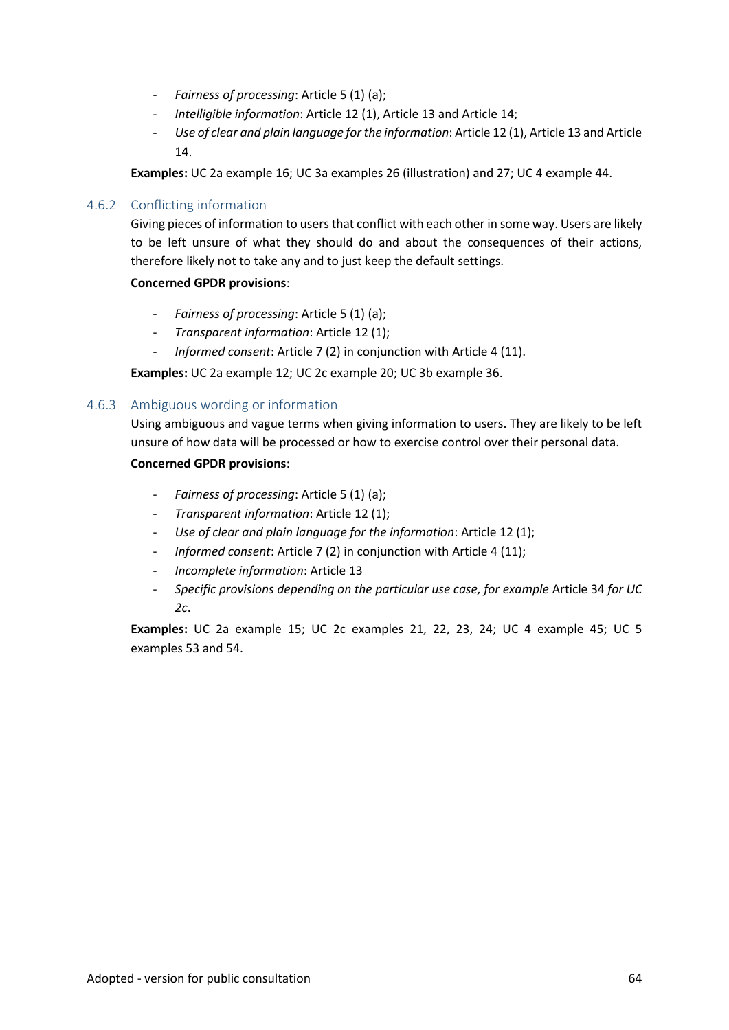- *Fairness of processing*: Article 5 (1) (a);
- *Intelligible information*: Article 12 (1), Article 13 and Article 14;
- *Use of clear and plain language for the information*: Article 12 (1), Article 13 and Article 14.

**Examples:** UC 2a example 16; UC 3a examples 26 (illustration) and 27; UC 4 example 44.

### 4.6.2 Conflicting information

Giving pieces of information to users that conflict with each other in some way. Users are likely to be left unsure of what they should do and about the consequences of their actions, therefore likely not to take any and to just keep the default settings.

**Concerned GPDR provisions**:

- *Fairness of processing*: Article 5 (1) (a);
- *Transparent information*: Article 12 (1);
- *Informed consent*: Article 7 (2) in conjunction with Article 4 (11).

**Examples:** UC 2a example 12; UC 2c example 20; UC 3b example 36.

### 4.6.3 Ambiguous wording or information

Using ambiguous and vague terms when giving information to users. They are likely to be left unsure of how data will be processed or how to exercise control over their personal data.

**Concerned GPDR provisions**:

- *Fairness of processing*: Article 5 (1) (a);
- *Transparent information*: Article 12 (1);
- *Use of clear and plain language for the information*: Article 12 (1);
- *Informed consent*: Article 7 (2) in conjunction with Article 4 (11);
- *Incomplete information*: Article 13
- *Specific provisions depending on the particular use case, for example* Article 34 *for UC 2c*.

**Examples:** UC 2a example 15; UC 2c examples 21, 22, 23, 24; UC 4 example 45; UC 5 examples 53 and 54.